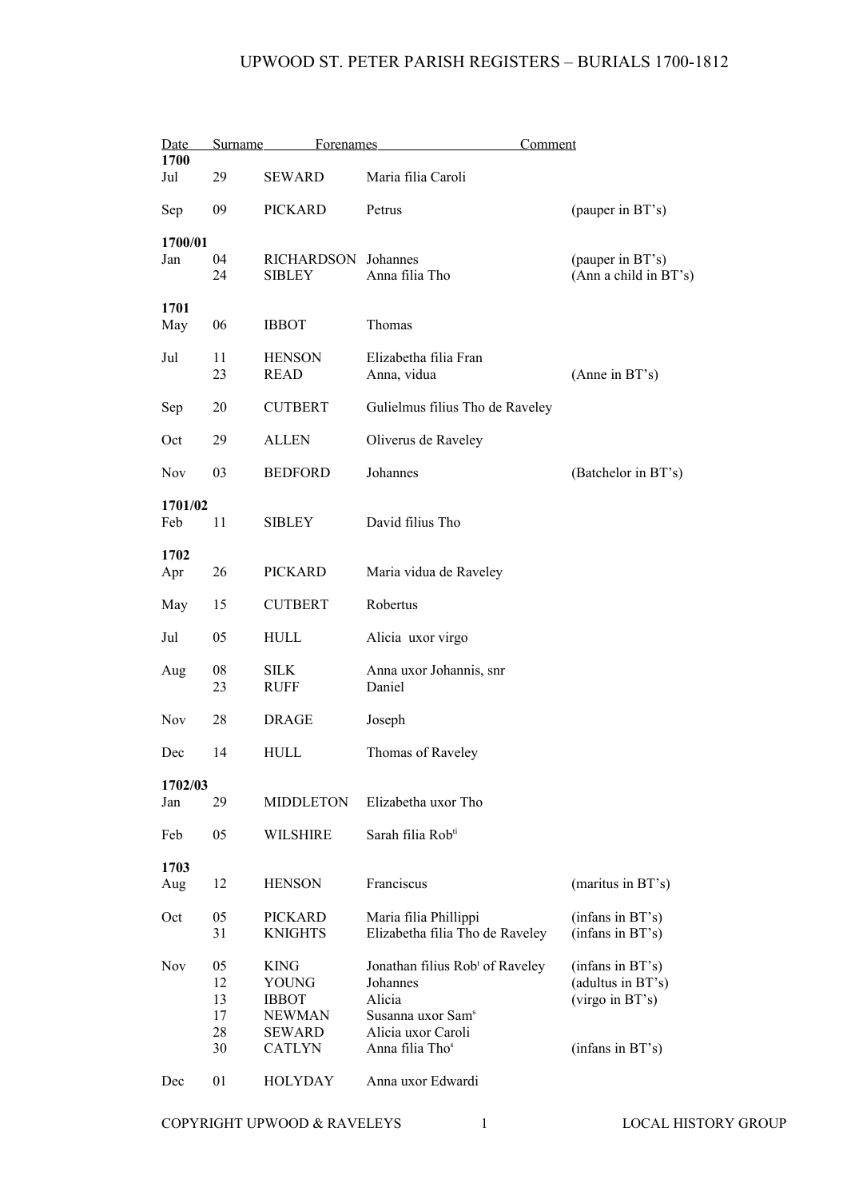# UPWOOD ST. PETER PARISH REGISTERS – BURIALS 1700-1812

| Date | | Surname | Forenames | Comment |
|---|---|---|---|---|
| **1700** | | | | |
| Jul | 29 | SEWARD | Maria filia Caroli | |
| Sep | 09 | PICKARD | Petrus | (pauper in BT's) |
| **1700/01** | | | | |
| Jan | 04 | RICHARDSON | Johannes | (pauper in BT's) |
| | 24 | SIBLEY | Anna filia Tho | (Ann a child in BT's) |
| **1701** | | | | |
| May | 06 | IBBOT | Thomas | |
| Jul | 11 | HENSON | Elizabetha filia Fran | |
| | 23 | READ | Anna, vidua | (Anne in BT's) |
| Sep | 20 | CUTBERT | Gulielmus filius Tho de Raveley | |
| Oct | 29 | ALLEN | Oliverus de Raveley | |
| Nov | 03 | BEDFORD | Johannes | (Batchelor in BT's) |
| **1701/02** | | | | |
| Feb | 11 | SIBLEY | David filius Tho | |
| **1702** | | | | |
| Apr | 26 | PICKARD | Maria vidua de Raveley | |
| May | 15 | CUTBERT | Robertus | |
| Jul | 05 | HULL | Alicia uxor virgo | |
| Aug | 08 | SILK | Anna uxor Johannis, snr | |
| | 23 | RUFF | Daniel | |
| Nov | 28 | DRAGE | Joseph | |
| Dec | 14 | HULL | Thomas of Raveley | |
| **1702/03** | | | | |
| Jan | 29 | MIDDLETON | Elizabetha uxor Tho | |
| Feb | 05 | WILSHIRE | Sarah filia Rob[ti] | |
| **1703** | | | | |
| Aug | 12 | HENSON | Franciscus | (maritus in BT's) |
| Oct | 05 | PICKARD | Maria filia Phillippi | (infans in BT's) |
| | 31 | KNIGHTS | Elizabetha filia Tho de Raveley | (infans in BT's) |
| Nov | 05 | KING | Jonathan filius Rob[t] of Raveley | (infans in BT's) |
| | 12 | YOUNG | Johannes | (adultus in BT's) |
| | 13 | IBBOT | Alicia | (virgo in BT's) |
| | 17 | NEWMAN | Susanna uxor Sam[s] | |
| | 28 | SEWARD | Alicia uxor Caroli | |
| | 30 | CATLYN | Anna filia Tho[s] | (infans in BT's) |
| Dec | 01 | HOLYDAY | Anna uxor Edwardi | |

COPYRIGHT UPWOOD & RAVELEYS LOCAL HISTORY GROUP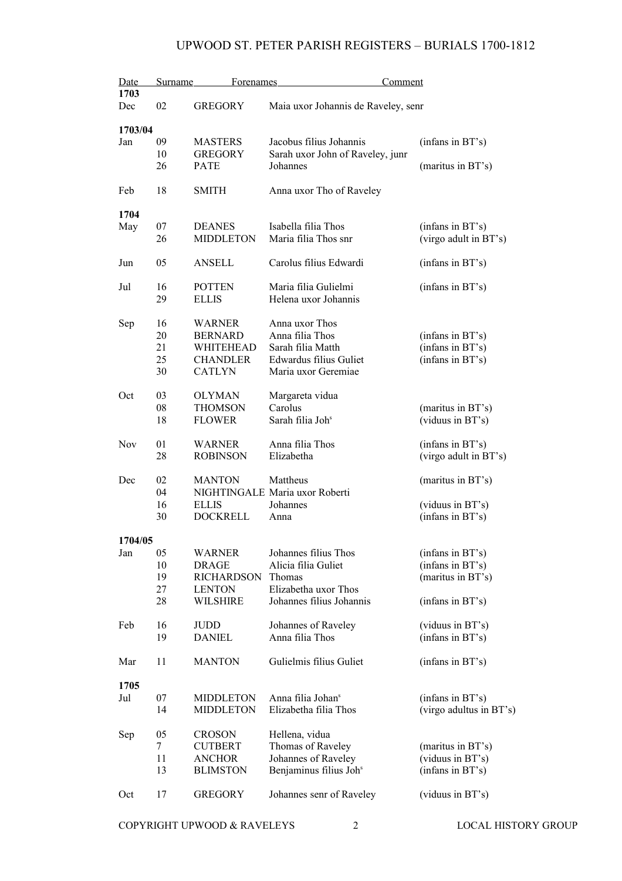# UPWOOD ST. PETER PARISH REGISTERS – BURIALS 1700-1812

| Date | | Surname | Forenames | Comment |
|---|---|---|---|---|
| **1703** | | | | |
| Dec | 02 | GREGORY | Maia uxor Johannis de Raveley, senr | |
| **1703/04** | | | | |
| Jan | 09 | MASTERS | Jacobus filius Johannis | (infans in BT's) |
| | 10 | GREGORY | Sarah uxor John of Raveley, junr | |
| | 26 | PATE | Johannes | (maritus in BT's) |
| Feb | 18 | SMITH | Anna uxor Tho of Raveley | |
| **1704** | | | | |
| May | 07 | DEANES | Isabella filia Thos | (infans in BT's) |
| | 26 | MIDDLETON | Maria filia Thos snr | (virgo adult in BT's) |
| Jun | 05 | ANSELL | Carolus filius Edwardi | (infans in BT's) |
| Jul | 16 | POTTEN | Maria filia Gulielmi | (infans in BT's) |
| | 29 | ELLIS | Helena uxor Johannis | |
| Sep | 16 | WARNER | Anna uxor Thos | |
| | 20 | BERNARD | Anna filia Thos | (infans in BT's) |
| | 21 | WHITEHEAD | Sarah filia Matth | (infans in BT's) |
| | 25 | CHANDLER | Edwardus filius Guliet | (infans in BT's) |
| | 30 | CATLYN | Maria uxor Geremiae | |
| Oct | 03 | OLYMAN | Margareta vidua | |
| | 08 | THOMSON | Carolus | (maritus in BT's) |
| | 18 | FLOWER | Sarah filia Joh^s | (viduus in BT's) |
| Nov | 01 | WARNER | Anna filia Thos | (infans in BT's) |
| | 28 | ROBINSON | Elizabetha | (virgo adult in BT's) |
| Dec | 02 | MANTON | Mattheus | (maritus in BT's) |
| | 04 | NIGHTINGALE | Maria uxor Roberti | |
| | 16 | ELLIS | Johannes | (viduus in BT's) |
| | 30 | DOCKRELL | Anna | (infans in BT's) |
| **1704/05** | | | | |
| Jan | 05 | WARNER | Johannes filius Thos | (infans in BT's) |
| | 10 | DRAGE | Alicia filia Guliet | (infans in BT's) |
| | 19 | RICHARDSON | Thomas | (maritus in BT's) |
| | 27 | LENTON | Elizabetha uxor Thos | |
| | 28 | WILSHIRE | Johannes filius Johannis | (infans in BT's) |
| Feb | 16 | JUDD | Johannes of Raveley | (viduus in BT's) |
| | 19 | DANIEL | Anna filia Thos | (infans in BT's) |
| Mar | 11 | MANTON | Gulielmis filius Guliet | (infans in BT's) |
| **1705** | | | | |
| Jul | 07 | MIDDLETON | Anna filia Johan^s | (infans in BT's) |
| | 14 | MIDDLETON | Elizabetha filia Thos | (virgo adultus in BT's) |
| Sep | 05 | CROSON | Hellena, vidua | |
| | 7 | CUTBERT | Thomas of Raveley | (maritus in BT's) |
| | 11 | ANCHOR | Johannes of Raveley | (viduus in BT's) |
| | 13 | BLIMSTON | Benjaminus filius Joh^s | (infans in BT's) |
| Oct | 17 | GREGORY | Johannes senr of Raveley | (viduus in BT's) |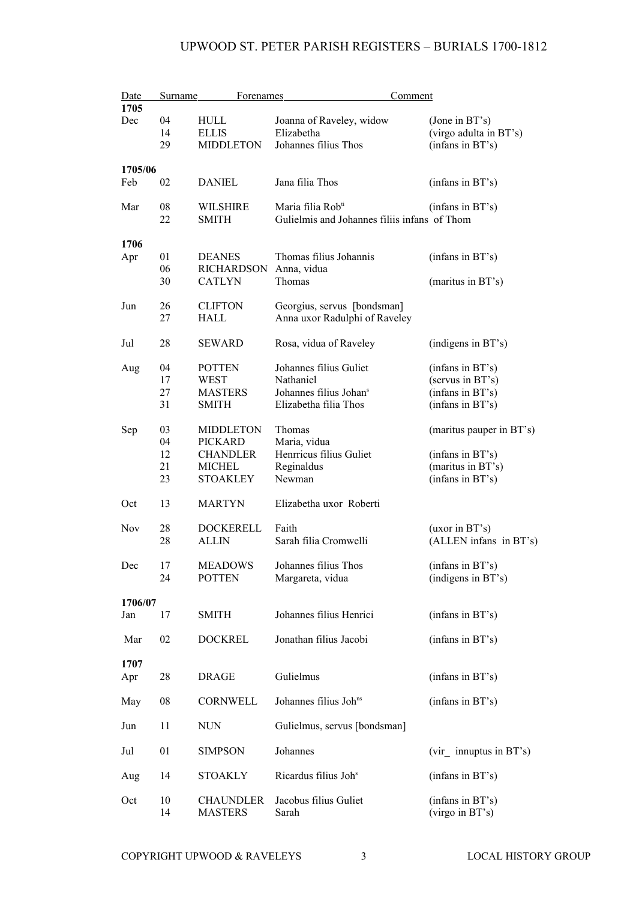# UPWOOD ST. PETER PARISH REGISTERS – BURIALS 1700-1812

| Date | | Surname | Forenames | Comment |
|---|---|---|---|---|
| **1705** | | | | |
| Dec | 04 | HULL | Joanna of Raveley, widow | (Jone in BT's) |
| | 14 | ELLIS | Elizabetha | (virgo adulta in BT's) |
| | 29 | MIDDLETON | Johannes filius Thos | (infans in BT's) |
| **1705/06** | | | | |
| Feb | 02 | DANIEL | Jana filia Thos | (infans in BT's) |
| Mar | 08 | WILSHIRE | Maria filia Rob[ti] | (infans in BT's) |
| | 22 | SMITH | Gulielmis and Johannes filiis infans of Thom | |
| **1706** | | | | |
| Apr | 01 | DEANES | Thomas filius Johannis | (infans in BT's) |
| | 06 | RICHARDSON | Anna, vidua | |
| | 30 | CATLYN | Thomas | (maritus in BT's) |
| Jun | 26 | CLIFTON | Georgius, servus [bondsman] | |
| | 27 | HALL | Anna uxor Radulphi of Raveley | |
| Jul | 28 | SEWARD | Rosa, vidua of Raveley | (indigens in BT's) |
| Aug | 04 | POTTEN | Johannes filius Guliet | (infans in BT's) |
| | 17 | WEST | Nathaniel | (servus in BT's) |
| | 27 | MASTERS | Johannes filius Johan[s] | (infans in BT's) |
| | 31 | SMITH | Elizabetha filia Thos | (infans in BT's) |
| Sep | 03 | MIDDLETON | Thomas | (maritus pauper in BT's) |
| | 04 | PICKARD | Maria, vidua | |
| | 12 | CHANDLER | Henrricus filius Guliet | (infans in BT's) |
| | 21 | MICHEL | Reginaldus | (maritus in BT's) |
| | 23 | STOAKLEY | Newman | (infans in BT's) |
| Oct | 13 | MARTYN | Elizabetha uxor Roberti | |
| Nov | 28 | DOCKERELL | Faith | (uxor in BT's) |
| | 28 | ALLIN | Sarah filia Cromwelli | (ALLEN infans in BT's) |
| Dec | 17 | MEADOWS | Johannes filius Thos | (infans in BT's) |
| | 24 | POTTEN | Margareta, vidua | (indigens in BT's) |
| **1706/07** | | | | |
| Jan | 17 | SMITH | Johannes filius Henrici | (infans in BT's) |
| Mar | 02 | DOCKREL | Jonathan filius Jacobi | (infans in BT's) |
| **1707** | | | | |
| Apr | 28 | DRAGE | Gulielmus | (infans in BT's) |
| May | 08 | CORNWELL | Johannes filius Joh[ns] | (infans in BT's) |
| Jun | 11 | NUN | Gulielmus, servus [bondsman] | |
| Jul | 01 | SIMPSON | Johannes | (vir_ innuptus in BT's) |
| Aug | 14 | STOAKLY | Ricardus filius Joh[s] | (infans in BT's) |
| Oct | 10 | CHAUNDLER | Jacobus filius Guliet | (infans in BT's) |
| | 14 | MASTERS | Sarah | (virgo in BT's) |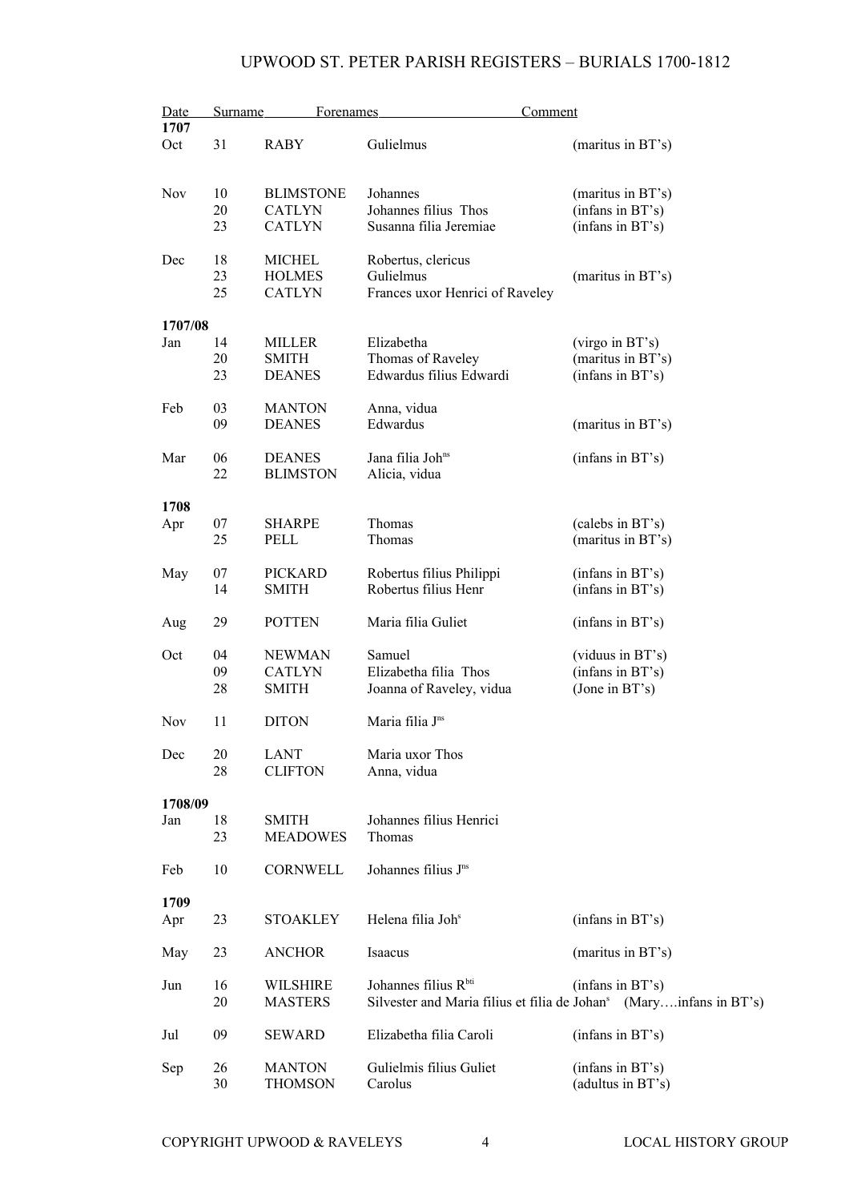# UPWOOD ST. PETER PARISH REGISTERS – BURIALS 1700-1812

| Date | | Surname | Forenames | Comment |
|---|---|---|---|---|
| **1707** | | | | |
| Oct | 31 | RABY | Gulielmus | (maritus in BT's) |
| Nov | 10 | BLIMSTONE | Johannes | (maritus in BT's) |
| | 20 | CATLYN | Johannes filius Thos | (infans in BT's) |
| | 23 | CATLYN | Susanna filia Jeremiae | (infans in BT's) |
| Dec | 18 | MICHEL | Robertus, clericus | |
| | 23 | HOLMES | Gulielmus | (maritus in BT's) |
| | 25 | CATLYN | Frances uxor Henrici of Raveley | |
| **1707/08** | | | | |
| Jan | 14 | MILLER | Elizabetha | (virgo in BT's) |
| | 20 | SMITH | Thomas of Raveley | (maritus in BT's) |
| | 23 | DEANES | Edwardus filius Edwardi | (infans in BT's) |
| Feb | 03 | MANTON | Anna, vidua | |
| | 09 | DEANES | Edwardus | (maritus in BT's) |
| Mar | 06 | DEANES | Jana filia Joh^ns | (infans in BT's) |
| | 22 | BLIMSTON | Alicia, vidua | |
| **1708** | | | | |
| Apr | 07 | SHARPE | Thomas | (calebs in BT's) |
| | 25 | PELL | Thomas | (maritus in BT's) |
| May | 07 | PICKARD | Robertus filius Philippi | (infans in BT's) |
| | 14 | SMITH | Robertus filius Henr | (infans in BT's) |
| Aug | 29 | POTTEN | Maria filia Guliet | (infans in BT's) |
| Oct | 04 | NEWMAN | Samuel | (viduus in BT's) |
| | 09 | CATLYN | Elizabetha filia Thos | (infans in BT's) |
| | 28 | SMITH | Joanna of Raveley, vidua | (Jone in BT's) |
| Nov | 11 | DITON | Maria filia J^ns | |
| Dec | 20 | LANT | Maria uxor Thos | |
| | 28 | CLIFTON | Anna, vidua | |
| **1708/09** | | | | |
| Jan | 18 | SMITH | Johannes filius Henrici | |
| | 23 | MEADOWES | Thomas | |
| Feb | 10 | CORNWELL | Johannes filius J^ns | |
| **1709** | | | | |
| Apr | 23 | STOAKLEY | Helena filia Joh^s | (infans in BT's) |
| May | 23 | ANCHOR | Isaacus | (maritus in BT's) |
| Jun | 16 | WILSHIRE | Johannes filius R^bti | (infans in BT's) |
| | 20 | MASTERS | Silvester and Maria filius et filia de Johan^s | (Mary….infans in BT's) |
| Jul | 09 | SEWARD | Elizabetha filia Caroli | (infans in BT's) |
| Sep | 26 | MANTON | Gulielmis filius Guliet | (infans in BT's) |
| | 30 | THOMSON | Carolus | (adultus in BT's) |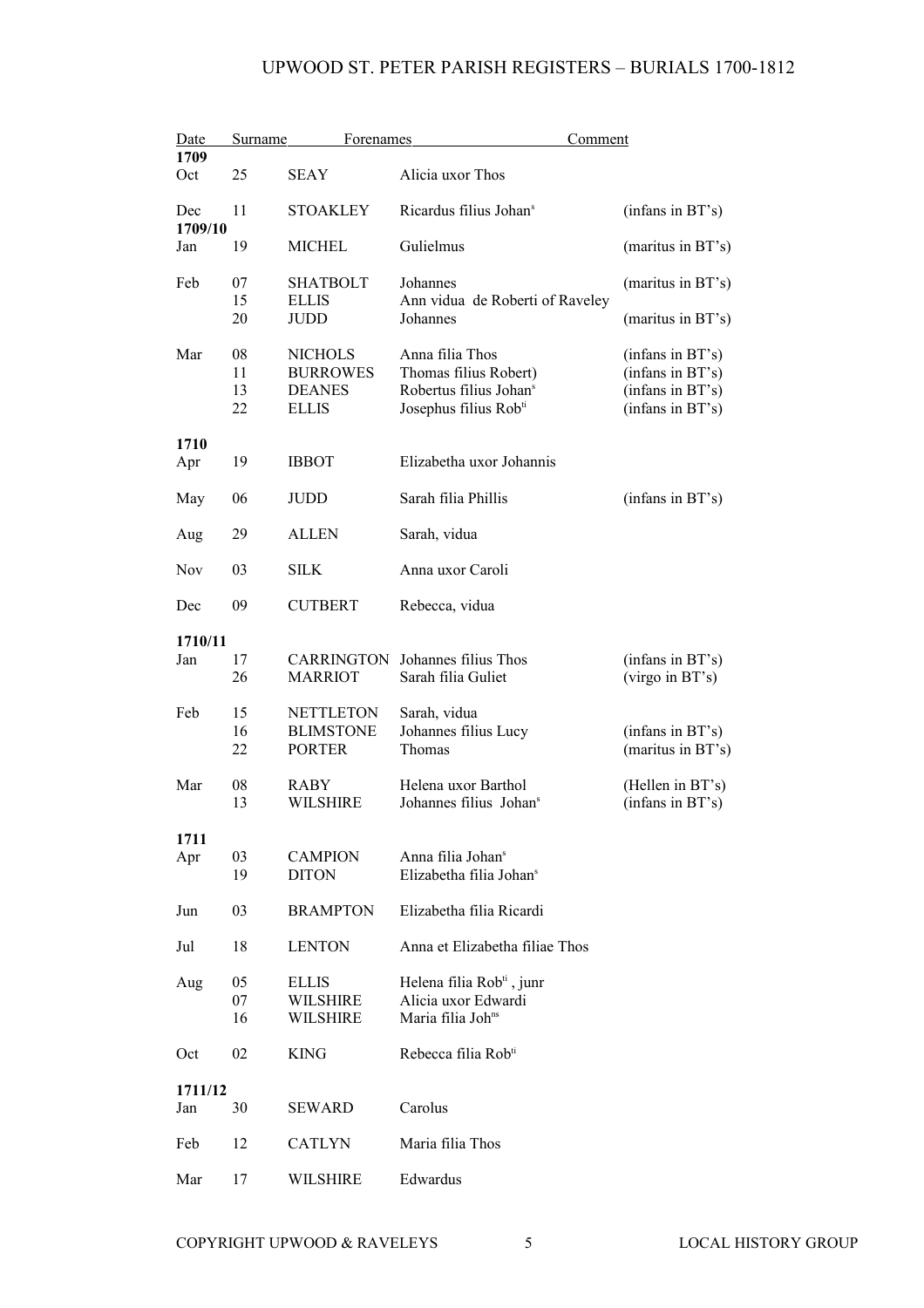| Date | Surname | Forenames | Comment |
|---|---|---|---|
| **1709** | | | |
| Oct | 25 | SEAY | Alicia uxor Thos | |
| Dec | 11 | STOAKLEY | Ricardus filius Johan[s] | (infans in BT's) |
| **1709/10** | | | | |
| Jan | 19 | MICHEL | Gulielmus | (maritus in BT's) |
| Feb | 07 | SHATBOLT | Johannes | (maritus in BT's) |
| | 15 | ELLIS | Ann vidua de Roberti of Raveley | |
| | 20 | JUDD | Johannes | (maritus in BT's) |
| Mar | 08 | NICHOLS | Anna filia Thos | (infans in BT's) |
| | 11 | BURROWES | Thomas filius Robert) | (infans in BT's) |
| | 13 | DEANES | Robertus filius Johan[s] | (infans in BT's) |
| | 22 | ELLIS | Josephus filius Rob[ti] | (infans in BT's) |
| **1710** | | | | |
| Apr | 19 | IBBOT | Elizabetha uxor Johannis | |
| May | 06 | JUDD | Sarah filia Phillis | (infans in BT's) |
| Aug | 29 | ALLEN | Sarah, vidua | |
| Nov | 03 | SILK | Anna uxor Caroli | |
| Dec | 09 | CUTBERT | Rebecca, vidua | |
| **1710/11** | | | | |
| Jan | 17 | CARRINGTON | Johannes filius Thos | (infans in BT's) |
| | 26 | MARRIOT | Sarah filia Guliet | (virgo in BT's) |
| Feb | 15 | NETTLETON | Sarah, vidua | |
| | 16 | BLIMSTONE | Johannes filius Lucy | (infans in BT's) |
| | 22 | PORTER | Thomas | (maritus in BT's) |
| Mar | 08 | RABY | Helena uxor Barthol | (Hellen in BT's) |
| | 13 | WILSHIRE | Johannes filius Johan[s] | (infans in BT's) |
| **1711** | | | | |
| Apr | 03 | CAMPION | Anna filia Johan[s] | |
| | 19 | DITON | Elizabetha filia Johan[s] | |
| Jun | 03 | BRAMPTON | Elizabetha filia Ricardi | |
| Jul | 18 | LENTON | Anna et Elizabetha filiae Thos | |
| Aug | 05 | ELLIS | Helena filia Rob[ti] , junr | |
| | 07 | WILSHIRE | Alicia uxor Edwardi | |
| | 16 | WILSHIRE | Maria filia Joh[ns] | |
| Oct | 02 | KING | Rebecca filia Rob[ti] | |
| **1711/12** | | | | |
| Jan | 30 | SEWARD | Carolus | |
| Feb | 12 | CATLYN | Maria filia Thos | |
| Mar | 17 | WILSHIRE | Edwardus | |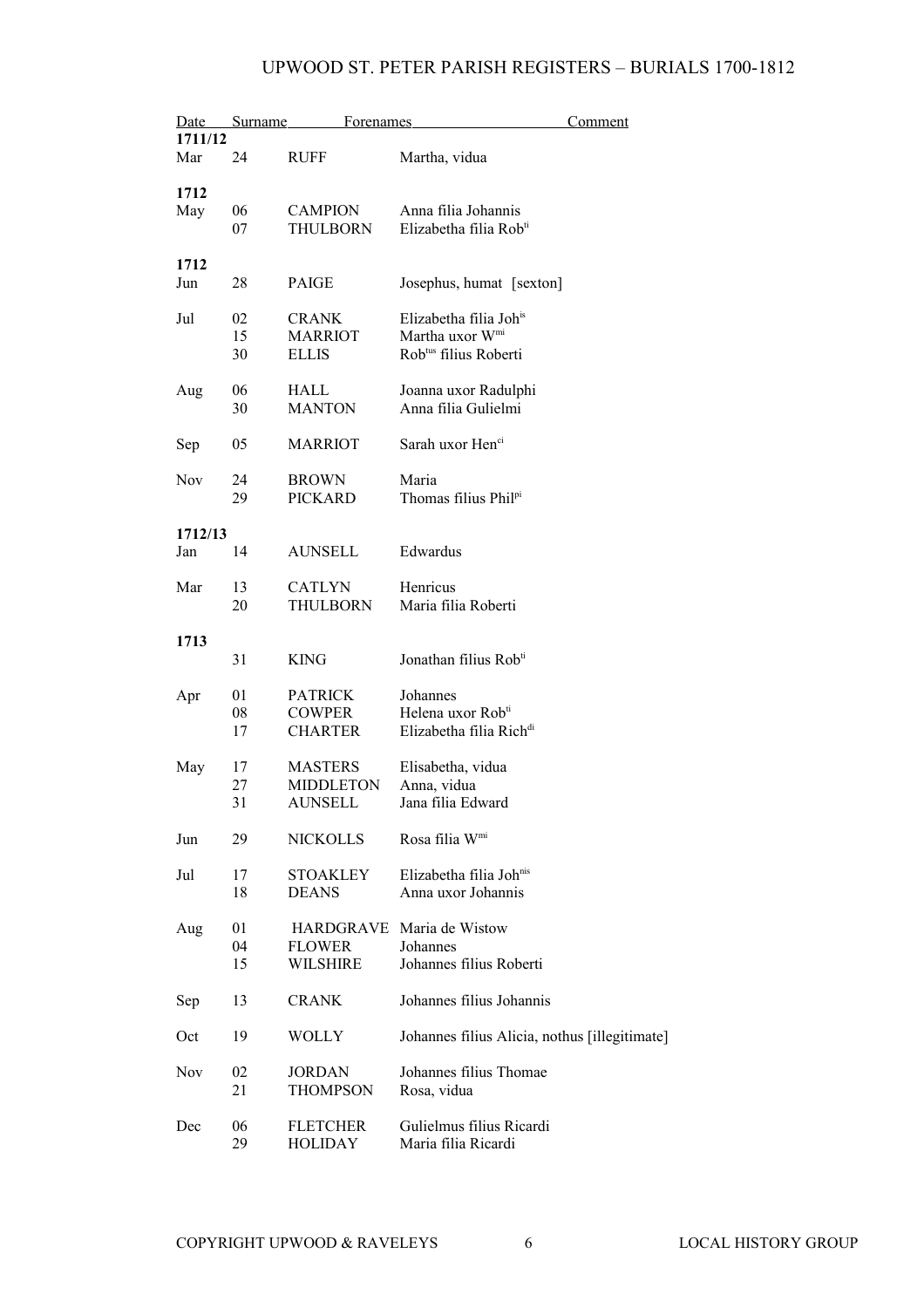| Date | | Surname | Forenames | Comment |
|---|---|---|---|---|
| **1711/12** | | | | |
| Mar | 24 | RUFF | Martha, vidua | |
| | | | | |
| **1712** | | | | |
| May | 06 | CAMPION | Anna filia Johannis | |
| | 07 | THULBORN | Elizabetha filia Rob[ti] | |
| | | | | |
| **1712** | | | | |
| Jun | 28 | PAIGE | Josephus, humat [sexton] | |
| | | | | |
| Jul | 02 | CRANK | Elizabetha filia Joh[is] | |
| | 15 | MARRIOT | Martha uxor W[mi] | |
| | 30 | ELLIS | Rob[tus] filius Roberti | |
| | | | | |
| Aug | 06 | HALL | Joanna uxor Radulphi | |
| | 30 | MANTON | Anna filia Gulielmi | |
| | | | | |
| Sep | 05 | MARRIOT | Sarah uxor Hen[ci] | |
| | | | | |
| Nov | 24 | BROWN | Maria | |
| | 29 | PICKARD | Thomas filius Phil[pi] | |
| | | | | |
| **1712/13** | | | | |
| Jan | 14 | AUNSELL | Edwardus | |
| | | | | |
| Mar | 13 | CATLYN | Henricus | |
| | 20 | THULBORN | Maria filia Roberti | |
| | | | | |
| **1713** | | | | |
| | 31 | KING | Jonathan filius Rob[ti] | |
| | | | | |
| Apr | 01 | PATRICK | Johannes | |
| | 08 | COWPER | Helena uxor Rob[ti] | |
| | 17 | CHARTER | Elizabetha filia Rich[di] | |
| | | | | |
| May | 17 | MASTERS | Elisabetha, vidua | |
| | 27 | MIDDLETON | Anna, vidua | |
| | 31 | AUNSELL | Jana filia Edward | |
| | | | | |
| Jun | 29 | NICKOLLS | Rosa filia W[mi] | |
| | | | | |
| Jul | 17 | STOAKLEY | Elizabetha filia Joh[nis] | |
| | 18 | DEANS | Anna uxor Johannis | |
| | | | | |
| Aug | 01 | HARDGRAVE | Maria de Wistow | |
| | 04 | FLOWER | Johannes | |
| | 15 | WILSHIRE | Johannes filius Roberti | |
| | | | | |
| Sep | 13 | CRANK | Johannes filius Johannis | |
| | | | | |
| Oct | 19 | WOLLY | Johannes filius Alicia, nothus [illegitimate] | |
| | | | | |
| Nov | 02 | JORDAN | Johannes filius Thomae | |
| | 21 | THOMPSON | Rosa, vidua | |
| | | | | |
| Dec | 06 | FLETCHER | Gulielmus filius Ricardi | |
| | 29 | HOLIDAY | Maria filia Ricardi | |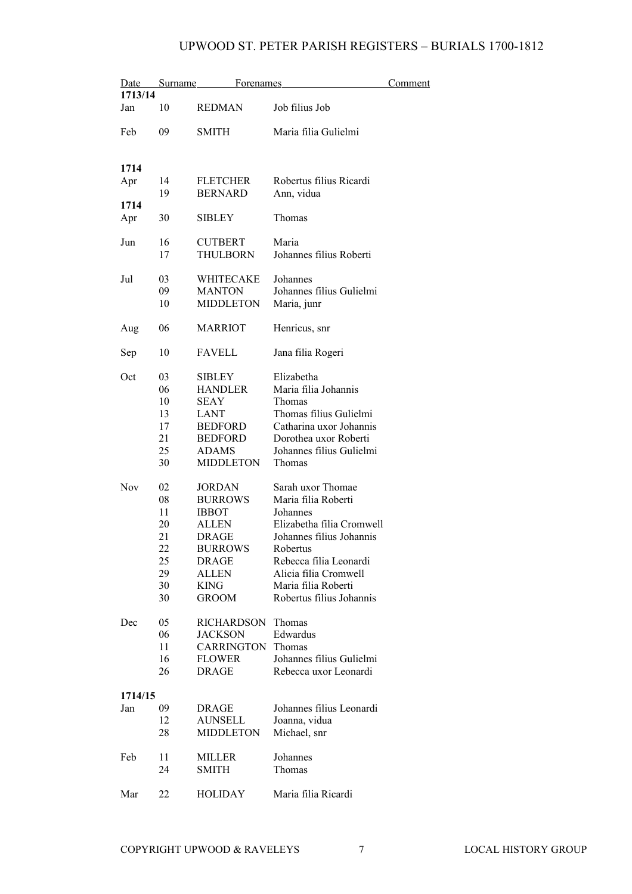# UPWOOD ST. PETER PARISH REGISTERS – BURIALS 1700-1812

| Date | | Surname | Forenames | Comment |
|---|---|---|---|---|
| **1713/14** | | | | |
| Jan | 10 | REDMAN | Job filius Job | |
| Feb | 09 | SMITH | Maria filia Gulielmi | |
| **1714** | | | | |
| Apr | 14 | FLETCHER | Robertus filius Ricardi | |
| | 19 | BERNARD | Ann, vidua | |
| **1714** | | | | |
| Apr | 30 | SIBLEY | Thomas | |
| Jun | 16 | CUTBERT | Maria | |
| | 17 | THULBORN | Johannes filius Roberti | |
| Jul | 03 | WHITECAKE | Johannes | |
| | 09 | MANTON | Johannes filius Gulielmi | |
| | 10 | MIDDLETON | Maria, junr | |
| Aug | 06 | MARRIOT | Henricus, snr | |
| Sep | 10 | FAVELL | Jana filia Rogeri | |
| Oct | 03 | SIBLEY | Elizabetha | |
| | 06 | HANDLER | Maria filia Johannis | |
| | 10 | SEAY | Thomas | |
| | 13 | LANT | Thomas filius Gulielmi | |
| | 17 | BEDFORD | Catharina uxor Johannis | |
| | 21 | BEDFORD | Dorothea uxor Roberti | |
| | 25 | ADAMS | Johannes filius Gulielmi | |
| | 30 | MIDDLETON | Thomas | |
| Nov | 02 | JORDAN | Sarah uxor Thomae | |
| | 08 | BURROWS | Maria filia Roberti | |
| | 11 | IBBOT | Johannes | |
| | 20 | ALLEN | Elizabetha filia Cromwell | |
| | 21 | DRAGE | Johannes filius Johannis | |
| | 22 | BURROWS | Robertus | |
| | 25 | DRAGE | Rebecca filia Leonardi | |
| | 29 | ALLEN | Alicia filia Cromwell | |
| | 30 | KING | Maria filia Roberti | |
| | 30 | GROOM | Robertus filius Johannis | |
| Dec | 05 | RICHARDSON | Thomas | |
| | 06 | JACKSON | Edwardus | |
| | 11 | CARRINGTON | Thomas | |
| | 16 | FLOWER | Johannes filius Gulielmi | |
| | 26 | DRAGE | Rebecca uxor Leonardi | |
| **1714/15** | | | | |
| Jan | 09 | DRAGE | Johannes filius Leonardi | |
| | 12 | AUNSELL | Joanna, vidua | |
| | 28 | MIDDLETON | Michael, snr | |
| Feb | 11 | MILLER | Johannes | |
| | 24 | SMITH | Thomas | |
| Mar | 22 | HOLIDAY | Maria filia Ricardi | |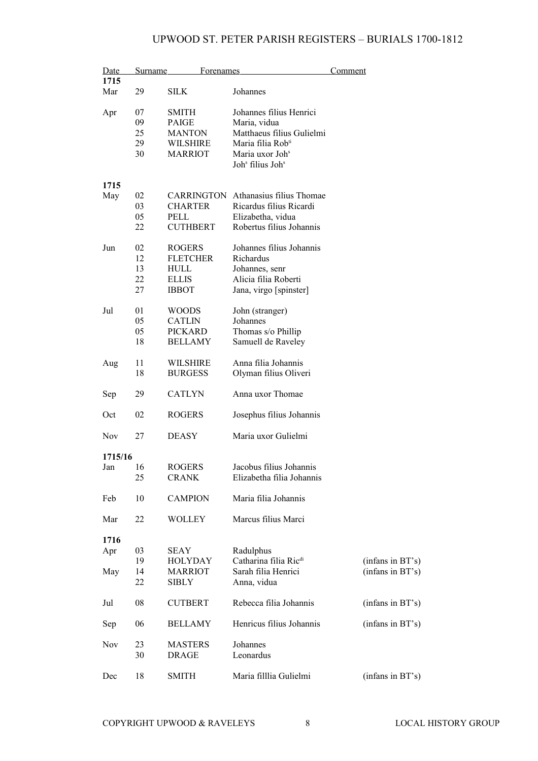# UPWOOD ST. PETER PARISH REGISTERS – BURIALS 1700-1812

| Date | | Surname | Forenames | Comment |
|---|---|---|---|---|
| **1715** | | | | |
| Mar | 29 | SILK | Johannes | |
| Apr | 07 | SMITH | Johannes filius Henrici | |
| | 09 | PAIGE | Maria, vidua | |
| | 25 | MANTON | Matthaeus filius Gulielmi | |
| | 29 | WILSHIRE | Maria filia Rob[ti] | |
| | 30 | MARRIOT | Maria uxor Joh[s] | |
| | | | Joh[s] filius Joh[s] | |
| **1715** | | | | |
| May | 02 | CARRINGTON | Athanasius filius Thomae | |
| | 03 | CHARTER | Ricardus filius Ricardi | |
| | 05 | PELL | Elizabetha, vidua | |
| | 22 | CUTHBERT | Robertus filius Johannis | |
| Jun | 02 | ROGERS | Johannes filius Johannis | |
| | 12 | FLETCHER | Richardus | |
| | 13 | HULL | Johannes, senr | |
| | 22 | ELLIS | Alicia filia Roberti | |
| | 27 | IBBOT | Jana, virgo [spinster] | |
| Jul | 01 | WOODS | John (stranger) | |
| | 05 | CATLIN | Johannes | |
| | 05 | PICKARD | Thomas s/o Phillip | |
| | 18 | BELLAMY | Samuell de Raveley | |
| Aug | 11 | WILSHIRE | Anna filia Johannis | |
| | 18 | BURGESS | Olyman filius Oliveri | |
| Sep | 29 | CATLYN | Anna uxor Thomae | |
| Oct | 02 | ROGERS | Josephus filius Johannis | |
| Nov | 27 | DEASY | Maria uxor Gulielmi | |
| **1715/16** | | | | |
| Jan | 16 | ROGERS | Jacobus filius Johannis | |
| | 25 | CRANK | Elizabetha filia Johannis | |
| Feb | 10 | CAMPION | Maria filia Johannis | |
| Mar | 22 | WOLLEY | Marcus filius Marci | |
| **1716** | | | | |
| Apr | 03 | SEAY | Radulphus | |
| | 19 | HOLYDAY | Catharina filia Ric[di] | (infans in BT's) |
| May | 14 | MARRIOT | Sarah filia Henrici | (infans in BT's) |
| | 22 | SIBLY | Anna, vidua | |
| Jul | 08 | CUTBERT | Rebecca filia Johannis | (infans in BT's) |
| Sep | 06 | BELLAMY | Henricus filius Johannis | (infans in BT's) |
| Nov | 23 | MASTERS | Johannes | |
| | 30 | DRAGE | Leonardus | |
| Dec | 18 | SMITH | Maria filllia Gulielmi | (infans in BT's) |

COPYRIGHT UPWOOD & RAVELEYS LOCAL HISTORY GROUP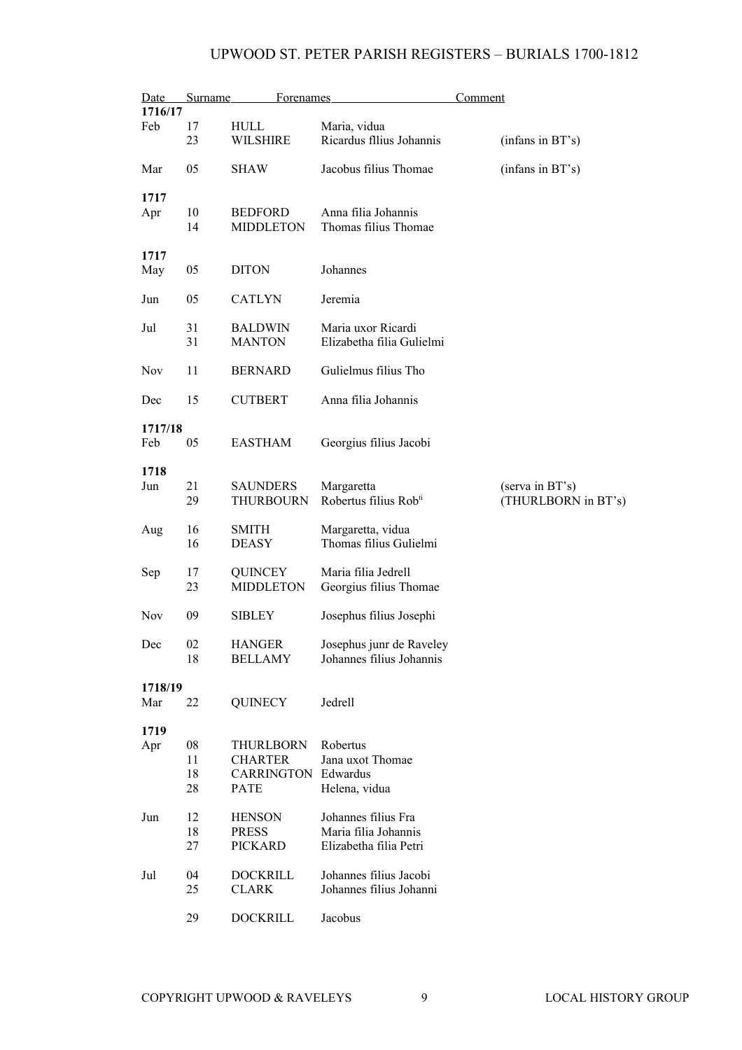| Date | | Surname | Forenames | Comment |
|---|---|---|---|---|
| **1716/17** | | | | |
| Feb | 17 | HULL | Maria, vidua | |
| | 23 | WILSHIRE | Ricardus fllius Johannis | (infans in BT's) |
| Mar | 05 | SHAW | Jacobus filius Thomae | (infans in BT's) |
| **1717** | | | | |
| Apr | 10 | BEDFORD | Anna filia Johannis | |
| | 14 | MIDDLETON | Thomas filius Thomae | |
| **1717** | | | | |
| May | 05 | DITON | Johannes | |
| Jun | 05 | CATLYN | Jeremia | |
| Jul | 31 | BALDWIN | Maria uxor Ricardi | |
| | 31 | MANTON | Elizabetha filia Gulielmi | |
| Nov | 11 | BERNARD | Gulielmus filius Tho | |
| Dec | 15 | CUTBERT | Anna filia Johannis | |
| **1717/18** | | | | |
| Feb | 05 | EASTHAM | Georgius filius Jacobi | |
| **1718** | | | | |
| Jun | 21 | SAUNDERS | Margaretta | (serva in BT's) |
| | 29 | THURBOURN | Robertus filius Rob[ti] | (THURLBORN in BT's) |
| Aug | 16 | SMITH | Margaretta, vidua | |
| | 16 | DEASY | Thomas filius Gulielmi | |
| Sep | 17 | QUINCEY | Maria filia Jedrell | |
| | 23 | MIDDLETON | Georgius filius Thomae | |
| Nov | 09 | SIBLEY | Josephus filius Josephi | |
| Dec | 02 | HANGER | Josephus junr de Raveley | |
| | 18 | BELLAMY | Johannes filius Johannis | |
| **1718/19** | | | | |
| Mar | 22 | QUINECY | Jedrell | |
| **1719** | | | | |
| Apr | 08 | THURLBORN | Robertus | |
| | 11 | CHARTER | Jana uxot Thomae | |
| | 18 | CARRINGTON | Edwardus | |
| | 28 | PATE | Helena, vidua | |
| Jun | 12 | HENSON | Johannes filius Fra | |
| | 18 | PRESS | Maria filia Johannis | |
| | 27 | PICKARD | Elizabetha filia Petri | |
| Jul | 04 | DOCKRILL | Johannes filius Jacobi | |
| | 25 | CLARK | Johannes filius Johanni | |
| | 29 | DOCKRILL | Jacobus | |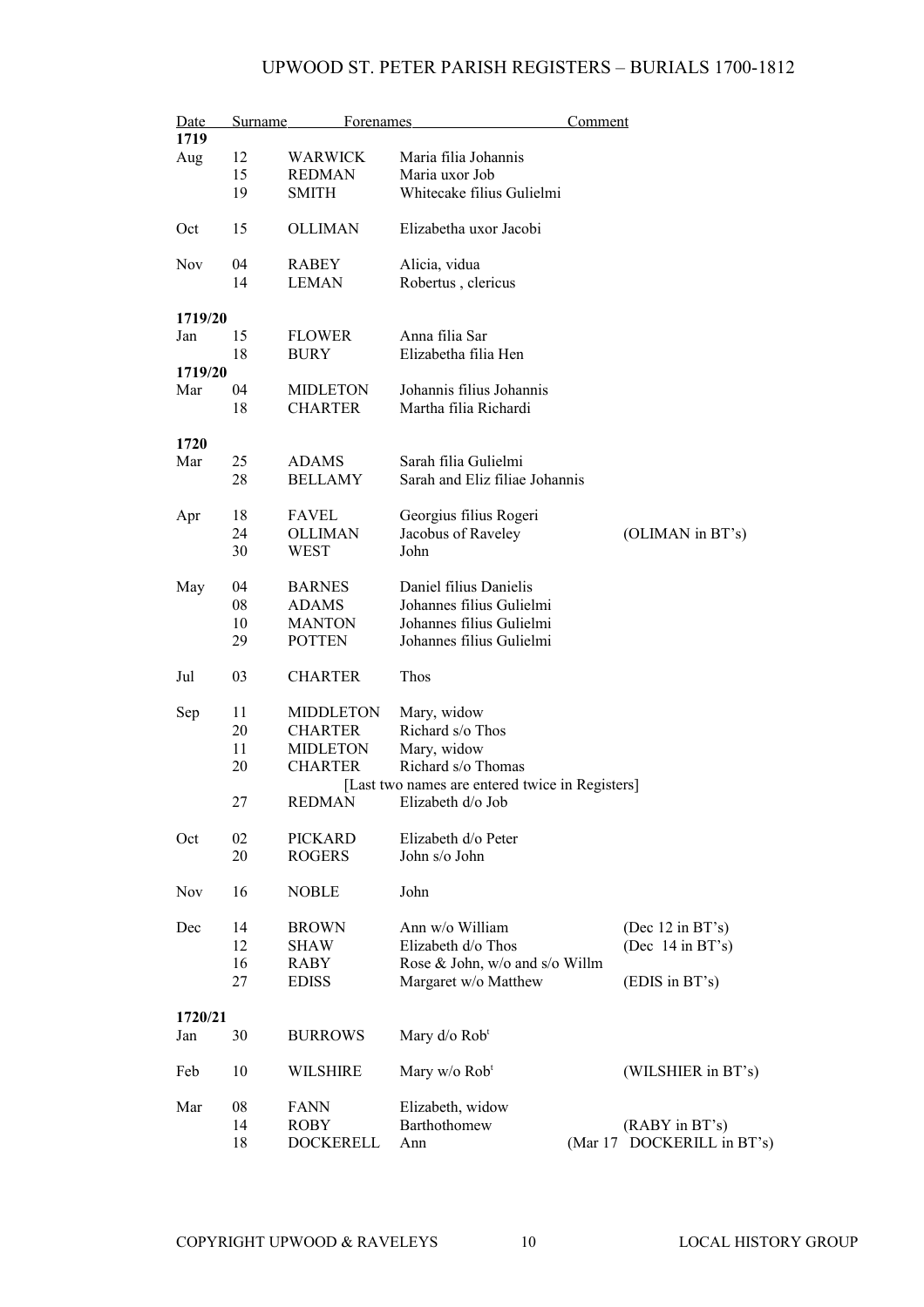| Date | Surname | Forenames | Comment |
|---|---|---|---|
| **1719** | | | |
| Aug 12 | WARWICK | Maria filia Johannis | |
| 15 | REDMAN | Maria uxor Job | |
| 19 | SMITH | Whitecake filius Gulielmi | |
| Oct 15 | OLLIMAN | Elizabetha uxor Jacobi | |
| Nov 04 | RABEY | Alicia, vidua | |
| 14 | LEMAN | Robertus , clericus | |
| **1719/20** | | | |
| Jan 15 | FLOWER | Anna filia Sar | |
| 18 | BURY | Elizabetha filia Hen | |
| **1719/20** | | | |
| Mar 04 | MIDLETON | Johannis filius Johannis | |
| 18 | CHARTER | Martha filia Richardi | |
| **1720** | | | |
| Mar 25 | ADAMS | Sarah filia Gulielmi | |
| 28 | BELLAMY | Sarah and Eliz filiae Johannis | |
| Apr 18 | FAVEL | Georgius filius Rogeri | |
| 24 | OLLIMAN | Jacobus of Raveley | (OLIMAN in BT's) |
| 30 | WEST | John | |
| May 04 | BARNES | Daniel filius Danielis | |
| 08 | ADAMS | Johannes filius Gulielmi | |
| 10 | MANTON | Johannes filius Gulielmi | |
| 29 | POTTEN | Johannes filius Gulielmi | |
| Jul 03 | CHARTER | Thos | |
| Sep 11 | MIDDLETON | Mary, widow | |
| 20 | CHARTER | Richard s/o Thos | |
| 11 | MIDLETON | Mary, widow | |
| 20 | CHARTER | Richard s/o Thomas | |
| | | [Last two names are entered twice in Registers] | |
| 27 | REDMAN | Elizabeth d/o Job | |
| Oct 02 | PICKARD | Elizabeth d/o Peter | |
| 20 | ROGERS | John s/o John | |
| Nov 16 | NOBLE | John | |
| Dec 14 | BROWN | Ann w/o William | (Dec 12 in BT's) |
| 12 | SHAW | Elizabeth d/o Thos | (Dec 14 in BT's) |
| 16 | RABY | Rose & John, w/o and s/o Willm | |
| 27 | EDISS | Margaret w/o Matthew | (EDIS in BT's) |
| **1720/21** | | | |
| Jan 30 | BURROWS | Mary d/o Rob[t] | |
| Feb 10 | WILSHIRE | Mary w/o Rob[t] | (WILSHIER in BT's) |
| Mar 08 | FANN | Elizabeth, widow | |
| 14 | ROBY | Barthothomew | (RABY in BT's) |
| 18 | DOCKERELL | Ann | (Mar 17 DOCKERILL in BT's) |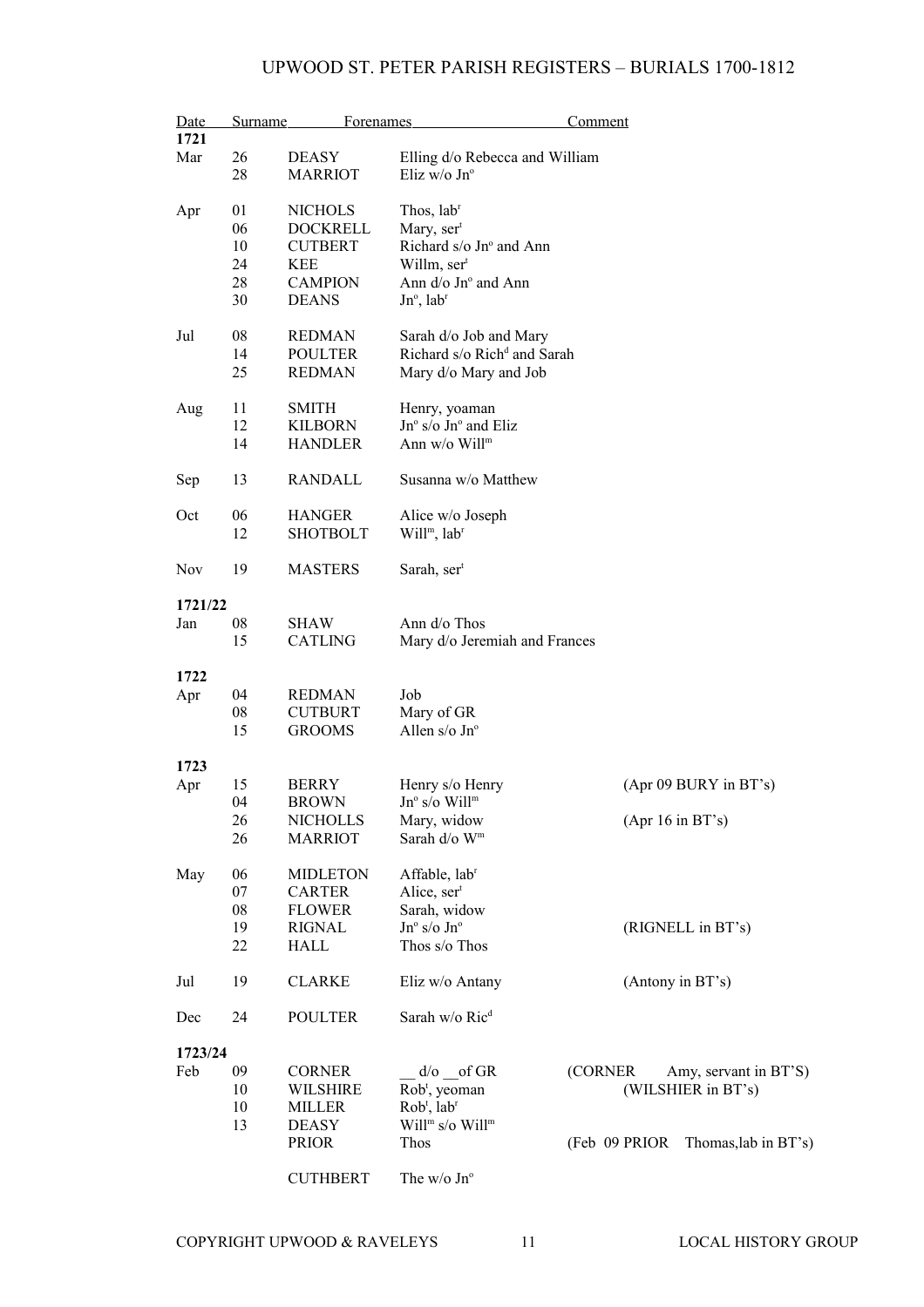# UPWOOD ST. PETER PARISH REGISTERS – BURIALS 1700-1812

| Date | | Surname | Forenames | Comment |
|---|---|---|---|---|
| **1721** | | | | |
| Mar | 26 | DEASY | Elling d/o Rebecca and William | |
| | 28 | MARRIOT | Eliz w/o Jn$^{o}$ | |
| Apr | 01 | NICHOLS | Thos, lab$^{r}$ | |
| | 06 | DOCKRELL | Mary, ser$^{t}$ | |
| | 10 | CUTBERT | Richard s/o Jn$^{o}$ and Ann | |
| | 24 | KEE | Willm, ser$^{t}$ | |
| | 28 | CAMPION | Ann d/o Jn$^{o}$ and Ann | |
| | 30 | DEANS | Jn$^{o}$, lab$^{r}$ | |
| Jul | 08 | REDMAN | Sarah d/o Job and Mary | |
| | 14 | POULTER | Richard s/o Rich$^{d}$ and Sarah | |
| | 25 | REDMAN | Mary d/o Mary and Job | |
| Aug | 11 | SMITH | Henry, yoaman | |
| | 12 | KILBORN | Jn$^{o}$ s/o Jn$^{o}$ and Eliz | |
| | 14 | HANDLER | Ann w/o Will$^{m}$ | |
| Sep | 13 | RANDALL | Susanna w/o Matthew | |
| Oct | 06 | HANGER | Alice w/o Joseph | |
| | 12 | SHOTBOLT | Will$^{m}$, lab$^{r}$ | |
| Nov | 19 | MASTERS | Sarah, ser$^{t}$ | |
| **1721/22** | | | | |
| Jan | 08 | SHAW | Ann d/o Thos | |
| | 15 | CATLING | Mary d/o Jeremiah and Frances | |
| **1722** | | | | |
| Apr | 04 | REDMAN | Job | |
| | 08 | CUTBURT | Mary of GR | |
| | 15 | GROOMS | Allen s/o Jn$^{o}$ | |
| **1723** | | | | |
| Apr | 15 | BERRY | Henry s/o Henry | (Apr 09 BURY in BT's) |
| | 04 | BROWN | Jn$^{o}$ s/o Will$^{m}$ | |
| | 26 | NICHOLLS | Mary, widow | (Apr 16 in BT's) |
| | 26 | MARRIOT | Sarah d/o W$^{m}$ | |
| May | 06 | MIDLETON | Affable, lab$^{r}$ | |
| | 07 | CARTER | Alice, ser$^{t}$ | |
| | 08 | FLOWER | Sarah, widow | |
| | 19 | RIGNAL | Jn$^{o}$ s/o Jn$^{o}$ | (RIGNELL in BT's) |
| | 22 | HALL | Thos s/o Thos | |
| Jul | 19 | CLARKE | Eliz w/o Antany | (Antony in BT's) |
| Dec | 24 | POULTER | Sarah w/o Ric$^{d}$ | |
| **1723/24** | | | | |
| Feb | 09 | CORNER | __ d/o __of GR | (CORNER Amy, servant in BT'S) |
| | 10 | WILSHIRE | Rob$^{t}$, yeoman | (WILSHIER in BT's) |
| | 10 | MILLER | Rob$^{t}$, lab$^{r}$ | |
| | 13 | DEASY | Will$^{m}$ s/o Will$^{m}$ | |
| | | PRIOR | Thos | (Feb 09 PRIOR Thomas,lab in BT's) |
| | | CUTHBERT | The w/o Jn$^{o}$ | |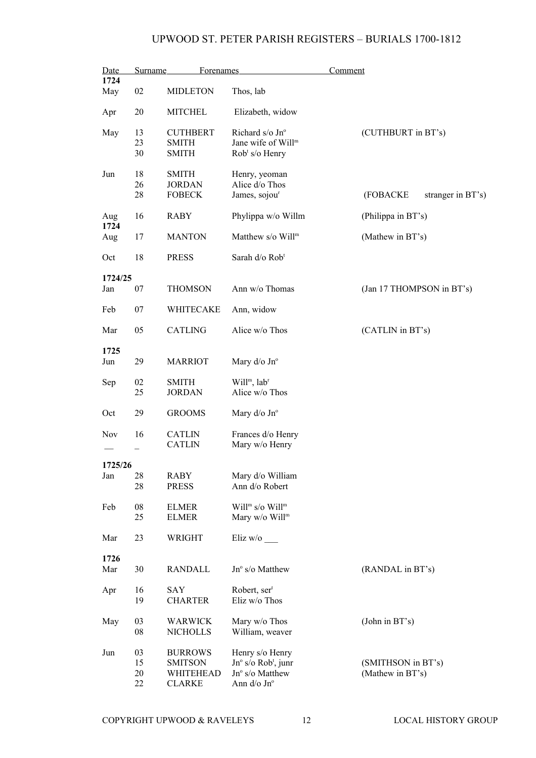| Date | | Surname | Forenames | Comment |
|---|---|---|---|---|
| **1724** | | | | |
| May | 02 | MIDLETON | Thos, lab | |
| Apr | 20 | MITCHEL | Elizabeth, widow | |
| May | 13 | CUTHBERT | Richard s/o Jn$^{o}$ | (CUTHBURT in BT's) |
| | 23 | SMITH | Jane wife of Will$^{m}$ | |
| | 30 | SMITH | Rob$^{t}$ s/o Henry | |
| Jun | 18 | SMITH | Henry, yeoman | |
| | 26 | JORDAN | Alice d/o Thos | |
| | 28 | FOBECK | James, sojou$^{r}$ | (FOBACKE stranger in BT's) |
| Aug | 16 | RABY | Phylippa w/o Willm | (Philippa in BT's) |
| **1724** | | | | |
| Aug | 17 | MANTON | Matthew s/o Will$^{m}$ | (Mathew in BT's) |
| Oct | 18 | PRESS | Sarah d/o Rob$^{t}$ | |
| **1724/25** | | | | |
| Jan | 07 | THOMSON | Ann w/o Thomas | (Jan 17 THOMPSON in BT's) |
| Feb | 07 | WHITECAKE | Ann, widow | |
| Mar | 05 | CATLING | Alice w/o Thos | (CATLIN in BT's) |
| **1725** | | | | |
| Jun | 29 | MARRIOT | Mary d/o Jn$^{o}$ | |
| Sep | 02 | SMITH | Will$^{m}$, lab$^{r}$ | |
| | 25 | JORDAN | Alice w/o Thos | |
| Oct | 29 | GROOMS | Mary d/o Jn$^{o}$ | |
| Nov | 16 | CATLIN | Frances d/o Henry | |
| __ | _ | CATLIN | Mary w/o Henry | |
| **1725/26** | | | | |
| Jan | 28 | RABY | Mary d/o William | |
| | 28 | PRESS | Ann d/o Robert | |
| Feb | 08 | ELMER | Will$^{m}$ s/o Will$^{m}$ | |
| | 25 | ELMER | Mary w/o Will$^{m}$ | |
| Mar | 23 | WRIGHT | Eliz w/o ___ | |
| **1726** | | | | |
| Mar | 30 | RANDALL | Jn$^{o}$ s/o Matthew | (RANDAL in BT's) |
| Apr | 16 | SAY | Robert, ser$^{t}$ | |
| | 19 | CHARTER | Eliz w/o Thos | |
| May | 03 | WARWICK | Mary w/o Thos | (John in BT's) |
| | 08 | NICHOLLS | William, weaver | |
| Jun | 03 | BURROWS | Henry s/o Henry | |
| | 15 | SMITSON | Jn$^{o}$ s/o Rob$^{t}$, junr | (SMITHSON in BT's) |
| | 20 | WHITEHEAD | Jn$^{o}$ s/o Matthew | (Mathew in BT's) |
| | 22 | CLARKE | Ann d/o Jn$^{o}$ | |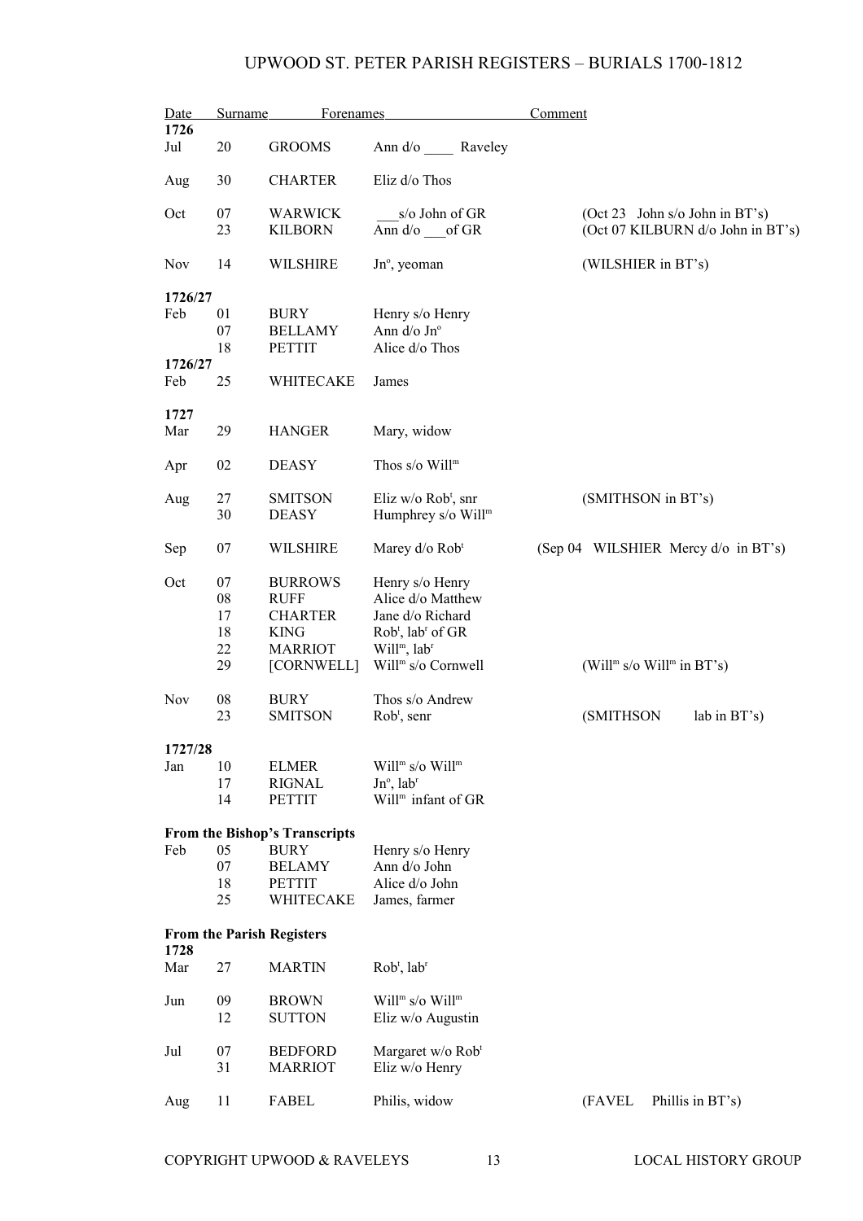# UPWOOD ST. PETER PARISH REGISTERS – BURIALS 1700-1812

| Date | | Surname | Forenames | Comment |
|---|---|---|---|---|
| **1726** | | | | |
| Jul | 20 | GROOMS | Ann d/o ____ Raveley | |
| Aug | 30 | CHARTER | Eliz d/o Thos | |
| Oct | 07 | WARWICK | ___s/o John of GR | (Oct 23 John s/o John in BT's) |
| | 23 | KILBORN | Ann d/o ___of GR | (Oct 07 KILBURN d/o John in BT's) |
| Nov | 14 | WILSHIRE | Jn^o^, yeoman | (WILSHIER in BT's) |
| **1726/27** | | | | |
| Feb | 01 | BURY | Henry s/o Henry | |
| | 07 | BELLAMY | Ann d/o Jn^o^ | |
| | 18 | PETTIT | Alice d/o Thos | |
| **1726/27** | | | | |
| Feb | 25 | WHITECAKE | James | |
| **1727** | | | | |
| Mar | 29 | HANGER | Mary, widow | |
| Apr | 02 | DEASY | Thos s/o Will^m^ | |
| Aug | 27 | SMITSON | Eliz w/o Rob^t^, snr | (SMITHSON in BT's) |
| | 30 | DEASY | Humphrey s/o Will^m^ | |
| Sep | 07 | WILSHIRE | Marey d/o Rob^t^ | (Sep 04 WILSHIER Mercy d/o in BT's) |
| Oct | 07 | BURROWS | Henry s/o Henry | |
| | 08 | RUFF | Alice d/o Matthew | |
| | 17 | CHARTER | Jane d/o Richard | |
| | 18 | KING | Rob^t^, lab^r^ of GR | |
| | 22 | MARRIOT | Will^m^, lab^r^ | |
| | 29 | [CORNWELL] | Will^m^ s/o Cornwell | (Will^m^ s/o Will^m^ in BT's) |
| Nov | 08 | BURY | Thos s/o Andrew | |
| | 23 | SMITSON | Rob^t^, senr | (SMITHSON lab in BT's) |
| **1727/28** | | | | |
| Jan | 10 | ELMER | Will^m^ s/o Will^m^ | |
| | 17 | RIGNAL | Jn^o^, lab^r^ | |
| | 14 | PETTIT | Will^m^ infant of GR | |
| **From the Bishop's Transcripts** | | | | |
| Feb | 05 | BURY | Henry s/o Henry | |
| | 07 | BELAMY | Ann d/o John | |
| | 18 | PETTIT | Alice d/o John | |
| | 25 | WHITECAKE | James, farmer | |
| **From the Parish Registers** | | | | |
| **1728** | | | | |
| Mar | 27 | MARTIN | Rob^t^, lab^r^ | |
| Jun | 09 | BROWN | Will^m^ s/o Will^m^ | |
| | 12 | SUTTON | Eliz w/o Augustin | |
| Jul | 07 | BEDFORD | Margaret w/o Rob^t^ | |
| | 31 | MARRIOT | Eliz w/o Henry | |
| Aug | 11 | FABEL | Philis, widow | (FAVEL Phillis in BT's) |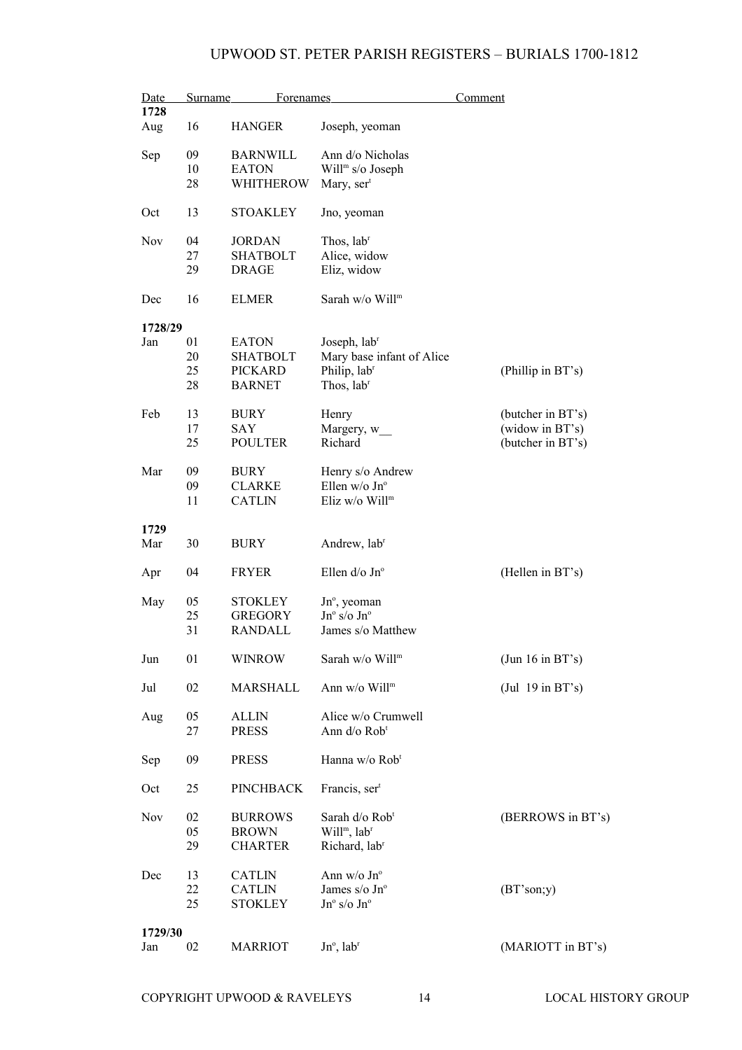| Date | Surname | Forenames | Comment |
|---|---|---|---|
| **1728** | | | |
| Aug 16 | HANGER | Joseph, yeoman | |
| Sep 09 | BARNWILL | Ann d/o Nicholas | |
| 10 | EATON | Will^m s/o Joseph | |
| 28 | WHITHEROW | Mary, ser^t | |
| Oct 13 | STOAKLEY | Jno, yeoman | |
| Nov 04 | JORDAN | Thos, lab^r | |
| 27 | SHATBOLT | Alice, widow | |
| 29 | DRAGE | Eliz, widow | |
| Dec 16 | ELMER | Sarah w/o Will^m | |
| **1728/29** | | | |
| Jan 01 | EATON | Joseph, lab^r | |
| 20 | SHATBOLT | Mary base infant of Alice | |
| 25 | PICKARD | Philip, lab^r | (Phillip in BT's) |
| 28 | BARNET | Thos, lab^r | |
| Feb 13 | BURY | Henry | (butcher in BT's) |
| 17 | SAY | Margery, w__ | (widow in BT's) |
| 25 | POULTER | Richard | (butcher in BT's) |
| Mar 09 | BURY | Henry s/o Andrew | |
| 09 | CLARKE | Ellen w/o Jn^o | |
| 11 | CATLIN | Eliz w/o Will^m | |
| **1729** | | | |
| Mar 30 | BURY | Andrew, lab^r | |
| Apr 04 | FRYER | Ellen d/o Jn^o | (Hellen in BT's) |
| May 05 | STOKLEY | Jn^o, yeoman | |
| 25 | GREGORY | Jn^o s/o Jn^o | |
| 31 | RANDALL | James s/o Matthew | |
| Jun 01 | WINROW | Sarah w/o Will^m | (Jun 16 in BT's) |
| Jul 02 | MARSHALL | Ann w/o Will^m | (Jul 19 in BT's) |
| Aug 05 | ALLIN | Alice w/o Crumwell | |
| 27 | PRESS | Ann d/o Rob^t | |
| Sep 09 | PRESS | Hanna w/o Rob^t | |
| Oct 25 | PINCHBACK | Francis, ser^t | |
| Nov 02 | BURROWS | Sarah d/o Rob^t | (BERROWS in BT's) |
| 05 | BROWN | Will^m, lab^r | |
| 29 | CHARTER | Richard, lab^r | |
| Dec 13 | CATLIN | Ann w/o Jn^o | |
| 22 | CATLIN | James s/o Jn^o | (BT'son;y) |
| 25 | STOKLEY | Jn^o s/o Jn^o | |
| **1729/30** | | | |
| Jan 02 | MARRIOT | Jn^o, lab^r | (MARIOTT in BT's) |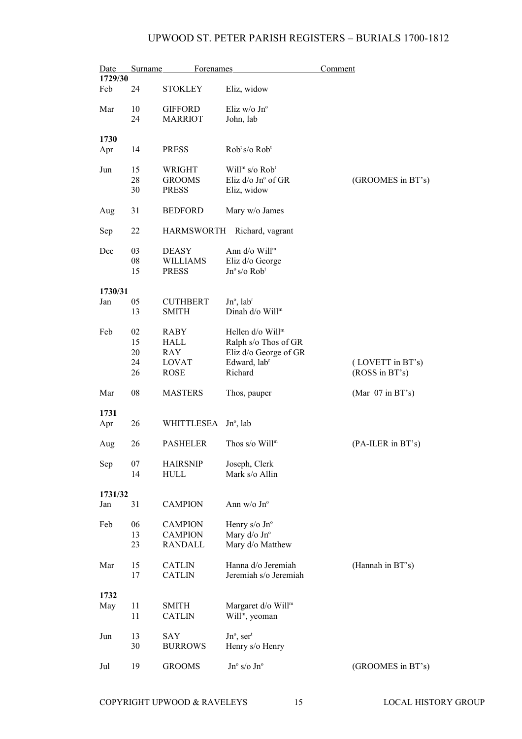# UPWOOD ST. PETER PARISH REGISTERS – BURIALS 1700-1812

| Date | | Surname | Forenames | Comment |
|---|---|---|---|---|
| **1729/30** | | | | |
| Feb | 24 | STOKLEY | Eliz, widow | |
| Mar | 10 | GIFFORD | Eliz w/o Jn$^{o}$ | |
| | 24 | MARRIOT | John, lab | |
| **1730** | | | | |
| Apr | 14 | PRESS | Rob$^{t}$ s/o Rob$^{t}$ | |
| Jun | 15 | WRIGHT | Will$^{m}$ s/o Rob$^{t}$ | |
| | 28 | GROOMS | Eliz d/o Jn$^{o}$ of GR | (GROOMES in BT's) |
| | 30 | PRESS | Eliz, widow | |
| Aug | 31 | BEDFORD | Mary w/o James | |
| Sep | 22 | HARMSWORTH | Richard, vagrant | |
| Dec | 03 | DEASY | Ann d/o Will$^{m}$ | |
| | 08 | WILLIAMS | Eliz d/o George | |
| | 15 | PRESS | Jn$^{o}$ s/o Rob$^{t}$ | |
| **1730/31** | | | | |
| Jan | 05 | CUTHBERT | Jn$^{o}$, lab$^{r}$ | |
| | 13 | SMITH | Dinah d/o Will$^{m}$ | |
| Feb | 02 | RABY | Hellen d/o Will$^{m}$ | |
| | 15 | HALL | Ralph s/o Thos of GR | |
| | 20 | RAY | Eliz d/o George of GR | |
| | 24 | LOVAT | Edward, lab$^{r}$ | ( LOVETT in BT's) |
| | 26 | ROSE | Richard | (ROSS in BT's) |
| Mar | 08 | MASTERS | Thos, pauper | (Mar 07 in BT's) |
| **1731** | | | | |
| Apr | 26 | WHITTLESEA | Jn$^{o}$, lab | |
| Aug | 26 | PASHELER | Thos s/o Will$^{m}$ | (PA-ILER in BT's) |
| Sep | 07 | HAIRSNIP | Joseph, Clerk | |
| | 14 | HULL | Mark s/o Allin | |
| **1731/32** | | | | |
| Jan | 31 | CAMPION | Ann w/o Jn$^{o}$ | |
| Feb | 06 | CAMPION | Henry s/o Jn$^{o}$ | |
| | 13 | CAMPION | Mary d/o Jn$^{o}$ | |
| | 23 | RANDALL | Mary d/o Matthew | |
| Mar | 15 | CATLIN | Hanna d/o Jeremiah | (Hannah in BT's) |
| | 17 | CATLIN | Jeremiah s/o Jeremiah | |
| **1732** | | | | |
| May | 11 | SMITH | Margaret d/o Will$^{m}$ | |
| | 11 | CATLIN | Will$^{m}$, yeoman | |
| Jun | 13 | SAY | Jn$^{o}$, ser$^{t}$ | |
| | 30 | BURROWS | Henry s/o Henry | |
| Jul | 19 | GROOMS | Jn$^{o}$ s/o Jn$^{o}$ | (GROOMES in BT's) |

COPYRIGHT UPWOOD & RAVELEYS LOCAL HISTORY GROUP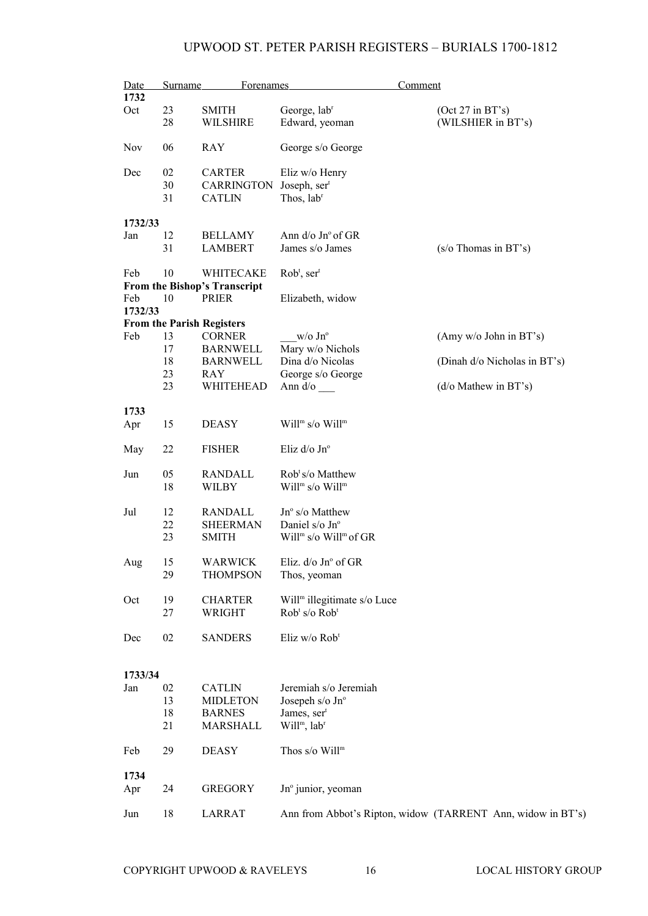| Date | | Surname | Forenames | Comment |
|---|---|---|---|---|
| **1732** | | | | |
| Oct | 23 | SMITH | George, lab$^{r}$ | (Oct 27 in BT's) |
| | 28 | WILSHIRE | Edward, yeoman | (WILSHIER in BT's) |
| Nov | 06 | RAY | George s/o George | |
| Dec | 02 | CARTER | Eliz w/o Henry | |
| | 30 | CARRINGTON | Joseph, ser$^{t}$ | |
| | 31 | CATLIN | Thos, lab$^{r}$ | |
| **1732/33** | | | | |
| Jan | 12 | BELLAMY | Ann d/o Jn$^{o}$ of GR | |
| | 31 | LAMBERT | James s/o James | (s/o Thomas in BT's) |
| Feb | 10 | WHITECAKE | Rob$^{t}$, ser$^{t}$ | |
| **From the Bishop's Transcript** | | | | |
| Feb | 10 | PRIER | Elizabeth, widow | |
| **1732/33** | | | | |
| **From the Parish Registers** | | | | |
| Feb | 13 | CORNER | ___w/o Jn$^{o}$ | (Amy w/o John in BT's) |
| | 17 | BARNWELL | Mary w/o Nichols | |
| | 18 | BARNWELL | Dina d/o Nicolas | (Dinah d/o Nicholas in BT's) |
| | 23 | RAY | George s/o George | |
| | 23 | WHITEHEAD | Ann d/o ___ | (d/o Mathew in BT's) |
| **1733** | | | | |
| Apr | 15 | DEASY | Will$^{m}$ s/o Will$^{m}$ | |
| May | 22 | FISHER | Eliz d/o Jn$^{o}$ | |
| Jun | 05 | RANDALL | Rob$^{t}$ s/o Matthew | |
| | 18 | WILBY | Will$^{m}$ s/o Will$^{m}$ | |
| Jul | 12 | RANDALL | Jn$^{o}$ s/o Matthew | |
| | 22 | SHEERMAN | Daniel s/o Jn$^{o}$ | |
| | 23 | SMITH | Will$^{m}$ s/o Will$^{m}$ of GR | |
| Aug | 15 | WARWICK | Eliz. d/o Jn$^{o}$ of GR | |
| | 29 | THOMPSON | Thos, yeoman | |
| Oct | 19 | CHARTER | Will$^{m}$ illegitimate s/o Luce | |
| | 27 | WRIGHT | Rob$^{t}$ s/o Rob$^{t}$ | |
| Dec | 02 | SANDERS | Eliz w/o Rob$^{t}$ | |
| **1733/34** | | | | |
| Jan | 02 | CATLIN | Jeremiah s/o Jeremiah | |
| | 13 | MIDLETON | Josepeh s/o Jn$^{o}$ | |
| | 18 | BARNES | James, ser$^{t}$ | |
| | 21 | MARSHALL | Will$^{m}$, lab$^{r}$ | |
| Feb | 29 | DEASY | Thos s/o Will$^{m}$ | |
| **1734** | | | | |
| Apr | 24 | GREGORY | Jn$^{o}$ junior, yeoman | |
| Jun | 18 | LARRAT | Ann from Abbot's Ripton, widow | (TARRENT Ann, widow in BT's) |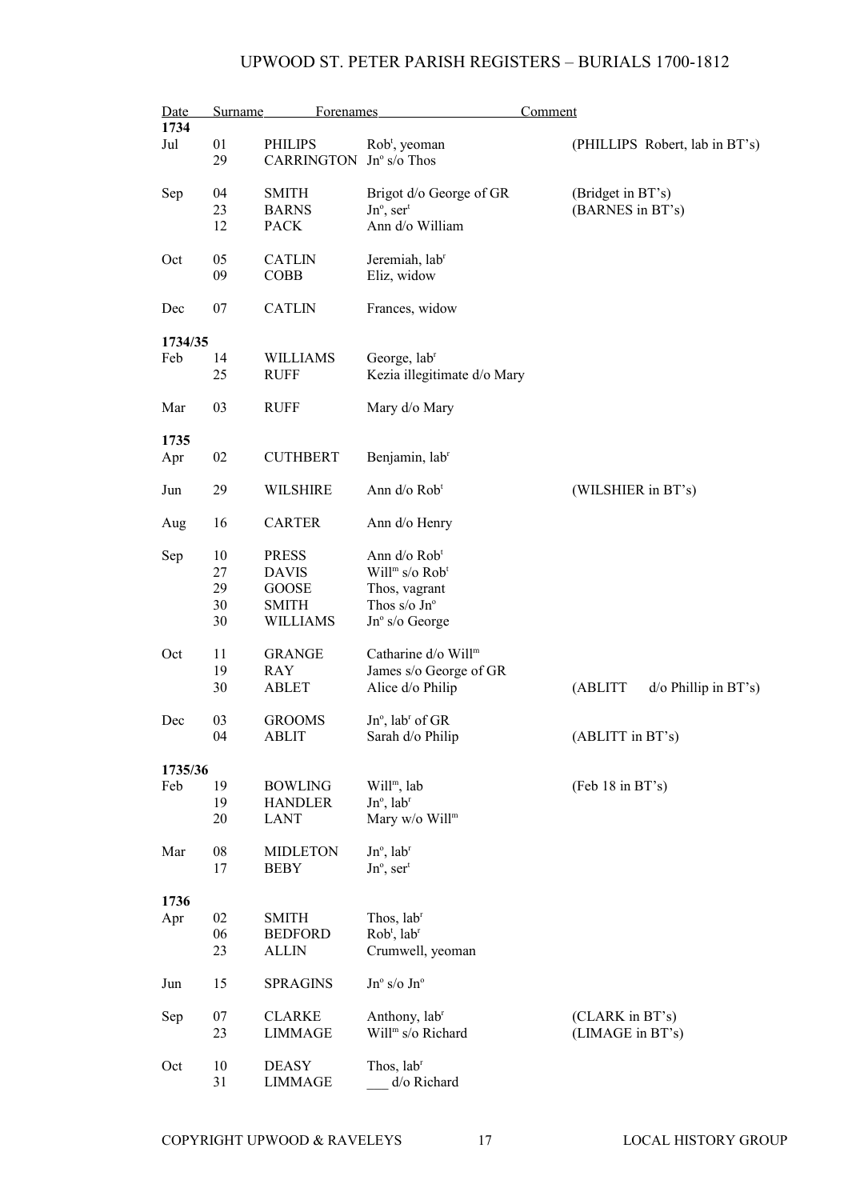| Date | | Surname | Forenames | Comment |
|---|---|---|---|---|
| **1734** | | | | |
| Jul | 01 | PHILIPS | Rob^t, yeoman | (PHILLIPS Robert, lab in BT's) |
| | 29 | CARRINGTON | Jn^o s/o Thos | |
| Sep | 04 | SMITH | Brigot d/o George of GR | (Bridget in BT's) |
| | 23 | BARNS | Jn^o, ser^t | (BARNES in BT's) |
| | 12 | PACK | Ann d/o William | |
| Oct | 05 | CATLIN | Jeremiah, lab^r | |
| | 09 | COBB | Eliz, widow | |
| Dec | 07 | CATLIN | Frances, widow | |
| **1734/35** | | | | |
| Feb | 14 | WILLIAMS | George, lab^r | |
| | 25 | RUFF | Kezia illegitimate d/o Mary | |
| Mar | 03 | RUFF | Mary d/o Mary | |
| **1735** | | | | |
| Apr | 02 | CUTHBERT | Benjamin, lab^r | |
| Jun | 29 | WILSHIRE | Ann d/o Rob^t | (WILSHIER in BT's) |
| Aug | 16 | CARTER | Ann d/o Henry | |
| Sep | 10 | PRESS | Ann d/o Rob^t | |
| | 27 | DAVIS | Will^m s/o Rob^t | |
| | 29 | GOOSE | Thos, vagrant | |
| | 30 | SMITH | Thos s/o Jn^o | |
| | 30 | WILLIAMS | Jn^o s/o George | |
| Oct | 11 | GRANGE | Catharine d/o Will^m | |
| | 19 | RAY | James s/o George of GR | |
| | 30 | ABLET | Alice d/o Philip | (ABLITT d/o Phillip in BT's) |
| Dec | 03 | GROOMS | Jn^o, lab^r of GR | |
| | 04 | ABLIT | Sarah d/o Philip | (ABLITT in BT's) |
| **1735/36** | | | | |
| Feb | 19 | BOWLING | Will^m, lab | (Feb 18 in BT's) |
| | 19 | HANDLER | Jn^o, lab^r | |
| | 20 | LANT | Mary w/o Will^m | |
| Mar | 08 | MIDLETON | Jn^o, lab^r | |
| | 17 | BEBY | Jn^o, ser^t | |
| **1736** | | | | |
| Apr | 02 | SMITH | Thos, lab^r | |
| | 06 | BEDFORD | Rob^t, lab^r | |
| | 23 | ALLIN | Crumwell, yeoman | |
| Jun | 15 | SPRAGINS | Jn^o s/o Jn^o | |
| Sep | 07 | CLARKE | Anthony, lab^r | (CLARK in BT's) |
| | 23 | LIMMAGE | Will^m s/o Richard | (LIMAGE in BT's) |
| Oct | 10 | DEASY | Thos, lab^r | |
| | 31 | LIMMAGE | ___ d/o Richard | |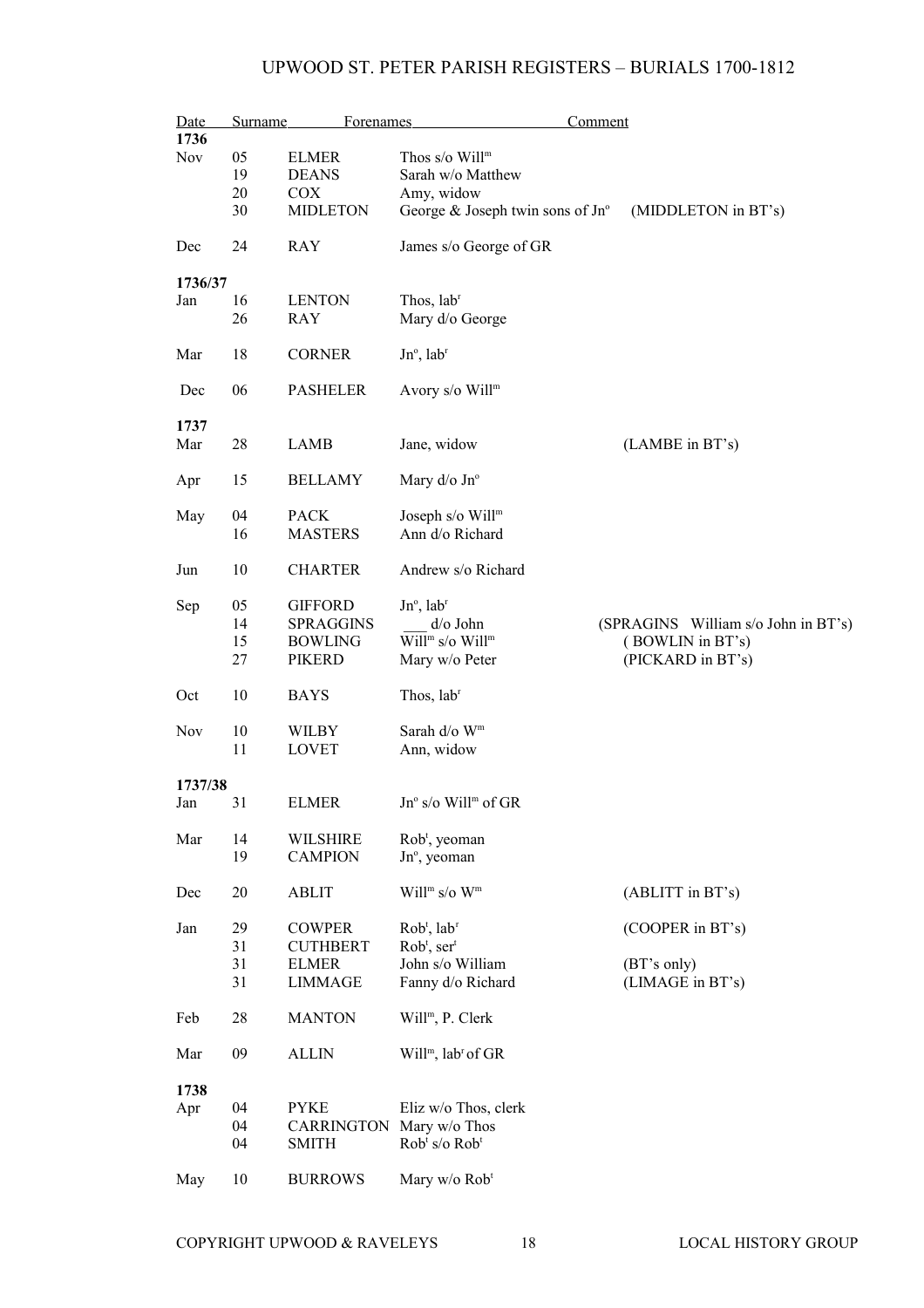| Date | Surname | Forenames | Comment |
|---|---|---|---|
| **1736** | | | |
| Nov 05 | ELMER | Thos s/o Will$^{m}$ | |
| 19 | DEANS | Sarah w/o Matthew | |
| 20 | COX | Amy, widow | |
| 30 | MIDLETON | George & Joseph twin sons of Jn$^{o}$ | (MIDDLETON in BT's) |
| Dec 24 | RAY | James s/o George of GR | |
| **1736/37** | | | |
| Jan 16 | LENTON | Thos, lab$^{r}$ | |
| 26 | RAY | Mary d/o George | |
| Mar 18 | CORNER | Jn$^{o}$, lab$^{r}$ | |
| Dec 06 | PASHELER | Avory s/o Will$^{m}$ | |
| **1737** | | | |
| Mar 28 | LAMB | Jane, widow | (LAMBE in BT's) |
| Apr 15 | BELLAMY | Mary d/o Jn$^{o}$ | |
| May 04 | PACK | Joseph s/o Will$^{m}$ | |
| 16 | MASTERS | Ann d/o Richard | |
| Jun 10 | CHARTER | Andrew s/o Richard | |
| Sep 05 | GIFFORD | Jn$^{o}$, lab$^{r}$ | |
| 14 | SPRAGGINS | ___ d/o John | (SPRAGINS William s/o John in BT's) |
| 15 | BOWLING | Will$^{m}$ s/o Will$^{m}$ | ( BOWLIN in BT's) |
| 27 | PIKERD | Mary w/o Peter | (PICKARD in BT's) |
| Oct 10 | BAYS | Thos, lab$^{r}$ | |
| Nov 10 | WILBY | Sarah d/o W$^{m}$ | |
| 11 | LOVET | Ann, widow | |
| **1737/38** | | | |
| Jan 31 | ELMER | Jn$^{o}$ s/o Will$^{m}$ of GR | |
| Mar 14 | WILSHIRE | Rob$^{t}$, yeoman | |
| 19 | CAMPION | Jn$^{o}$, yeoman | |
| Dec 20 | ABLIT | Will$^{m}$ s/o W$^{m}$ | (ABLITT in BT's) |
| Jan 29 | COWPER | Rob$^{t}$, lab$^{r}$ | (COOPER in BT's) |
| 31 | CUTHBERT | Rob$^{t}$, ser$^{t}$ | |
| 31 | ELMER | John s/o William | (BT's only) |
| 31 | LIMMAGE | Fanny d/o Richard | (LIMAGE in BT's) |
| Feb 28 | MANTON | Will$^{m}$, P. Clerk | |
| Mar 09 | ALLIN | Will$^{m}$, lab$^{r}$ of GR | |
| **1738** | | | |
| Apr 04 | PYKE | Eliz w/o Thos, clerk | |
| 04 | CARRINGTON | Mary w/o Thos | |
| 04 | SMITH | Rob$^{t}$ s/o Rob$^{t}$ | |
| May 10 | BURROWS | Mary w/o Rob$^{t}$ | |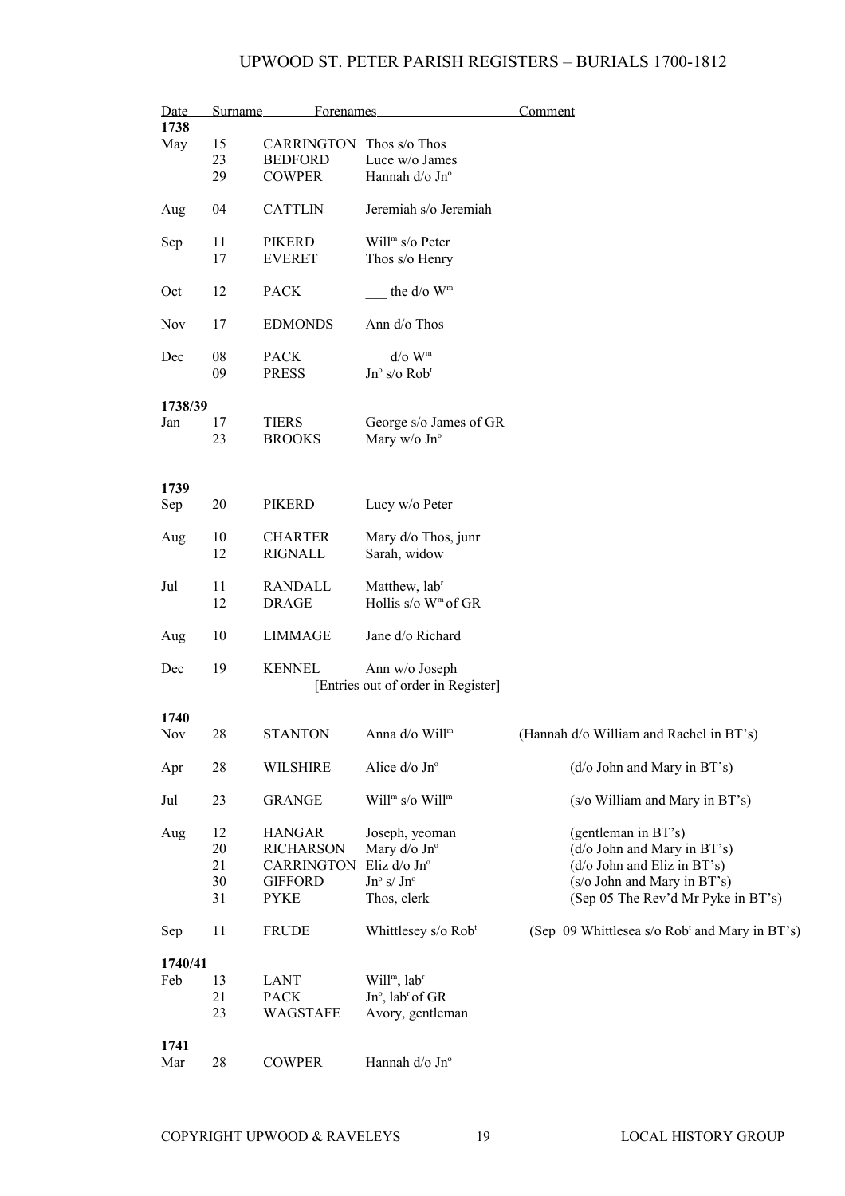# UPWOOD ST. PETER PARISH REGISTERS – BURIALS 1700-1812

| Date | | Surname | Forenames | Comment |
|---|---|---|---|---|
| **1738** | | | | |
| May | 15 | CARRINGTON | Thos s/o Thos | |
| | 23 | BEDFORD | Luce w/o James | |
| | 29 | COWPER | Hannah d/o Jn^o | |
| Aug | 04 | CATTLIN | Jeremiah s/o Jeremiah | |
| Sep | 11 | PIKERD | Will^m s/o Peter | |
| | 17 | EVERET | Thos s/o Henry | |
| Oct | 12 | PACK | ___ the d/o W^m | |
| Nov | 17 | EDMONDS | Ann d/o Thos | |
| Dec | 08 | PACK | ___ d/o W^m | |
| | 09 | PRESS | Jn^o s/o Rob^t | |
| **1738/39** | | | | |
| Jan | 17 | TIERS | George s/o James of GR | |
| | 23 | BROOKS | Mary w/o Jn^o | |
| **1739** | | | | |
| Sep | 20 | PIKERD | Lucy w/o Peter | |
| Aug | 10 | CHARTER | Mary d/o Thos, junr | |
| | 12 | RIGNALL | Sarah, widow | |
| Jul | 11 | RANDALL | Matthew, lab^r | |
| | 12 | DRAGE | Hollis s/o W^m of GR | |
| Aug | 10 | LIMMAGE | Jane d/o Richard | |
| Dec | 19 | KENNEL | Ann w/o Joseph | |
| | | | [Entries out of order in Register] | |
| **1740** | | | | |
| Nov | 28 | STANTON | Anna d/o Will^m | (Hannah d/o William and Rachel in BT's) |
| Apr | 28 | WILSHIRE | Alice d/o Jn^o | (d/o John and Mary in BT's) |
| Jul | 23 | GRANGE | Will^m s/o Will^m | (s/o William and Mary in BT's) |
| Aug | 12 | HANGAR | Joseph, yeoman | (gentleman in BT's) |
| | 20 | RICHARSON | Mary d/o Jn^o | (d/o John and Mary in BT's) |
| | 21 | CARRINGTON | Eliz d/o Jn^o | (d/o John and Eliz in BT's) |
| | 30 | GIFFORD | Jn^o s/ Jn^o | (s/o John and Mary in BT's) |
| | 31 | PYKE | Thos, clerk | (Sep 05 The Rev'd Mr Pyke in BT's) |
| Sep | 11 | FRUDE | Whittlesey s/o Rob^t | (Sep 09 Whittlesea s/o Rob^t and Mary in BT's) |
| **1740/41** | | | | |
| Feb | 13 | LANT | Will^m, lab^r | |
| | 21 | PACK | Jn^o, lab^r of GR | |
| | 23 | WAGSTAFE | Avory, gentleman | |
| **1741** | | | | |
| Mar | 28 | COWPER | Hannah d/o Jn^o | |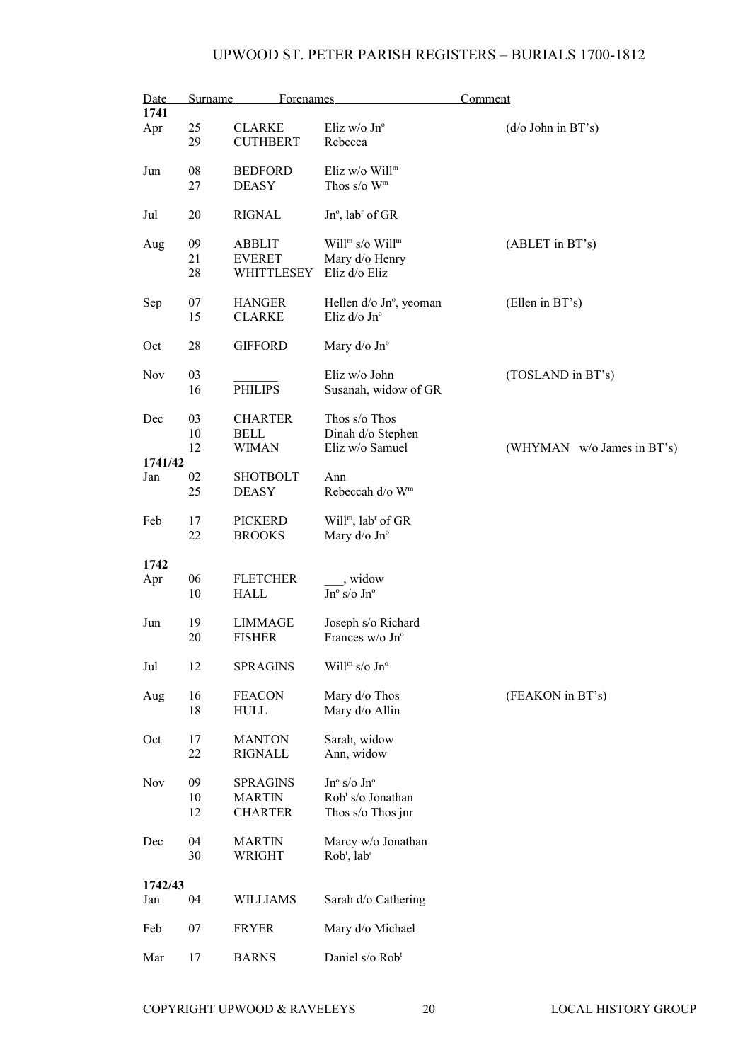| Date | Surname | Forenames | | Comment |
|---|---|---|---|---|
| **1741** | | | | |
| Apr | 25 | CLARKE | Eliz w/o Jn$^{o}$ | (d/o John in BT's) |
| | 29 | CUTHBERT | Rebecca | |
| Jun | 08 | BEDFORD | Eliz w/o Will$^{m}$ | |
| | 27 | DEASY | Thos s/o W$^{m}$ | |
| Jul | 20 | RIGNAL | Jn$^{o}$, lab$^{r}$ of GR | |
| Aug | 09 | ABBLIT | Will$^{m}$ s/o Will$^{m}$ | (ABLET in BT's) |
| | 21 | EVERET | Mary d/o Henry | |
| | 28 | WHITTLESEY | Eliz d/o Eliz | |
| Sep | 07 | HANGER | Hellen d/o Jn$^{o}$, yeoman | (Ellen in BT's) |
| | 15 | CLARKE | Eliz d/o Jn$^{o}$ | |
| Oct | 28 | GIFFORD | Mary d/o Jn$^{o}$ | |
| Nov | 03 | _______ | Eliz w/o John | (TOSLAND in BT's) |
| | 16 | PHILIPS | Susanah, widow of GR | |
| Dec | 03 | CHARTER | Thos s/o Thos | |
| | 10 | BELL | Dinah d/o Stephen | |
| | 12 | WIMAN | Eliz w/o Samuel | (WHYMAN w/o James in BT's) |
| **1741/42** | | | | |
| Jan | 02 | SHOTBOLT | Ann | |
| | 25 | DEASY | Rebeccah d/o W$^{m}$ | |
| Feb | 17 | PICKERD | Will$^{m}$, lab$^{r}$ of GR | |
| | 22 | BROOKS | Mary d/o Jn$^{o}$ | |
| **1742** | | | | |
| Apr | 06 | FLETCHER | ___, widow | |
| | 10 | HALL | Jn$^{o}$ s/o Jn$^{o}$ | |
| Jun | 19 | LIMMAGE | Joseph s/o Richard | |
| | 20 | FISHER | Frances w/o Jn$^{o}$ | |
| Jul | 12 | SPRAGINS | Will$^{m}$ s/o Jn$^{o}$ | |
| Aug | 16 | FEACON | Mary d/o Thos | (FEAKON in BT's) |
| | 18 | HULL | Mary d/o Allin | |
| Oct | 17 | MANTON | Sarah, widow | |
| | 22 | RIGNALL | Ann, widow | |
| Nov | 09 | SPRAGINS | Jn$^{o}$ s/o Jn$^{o}$ | |
| | 10 | MARTIN | Rob$^{t}$ s/o Jonathan | |
| | 12 | CHARTER | Thos s/o Thos jnr | |
| Dec | 04 | MARTIN | Marcy w/o Jonathan | |
| | 30 | WRIGHT | Rob$^{t}$, lab$^{r}$ | |
| **1742/43** | | | | |
| Jan | 04 | WILLIAMS | Sarah d/o Cathering | |
| Feb | 07 | FRYER | Mary d/o Michael | |
| Mar | 17 | BARNS | Daniel s/o Rob$^{t}$ | |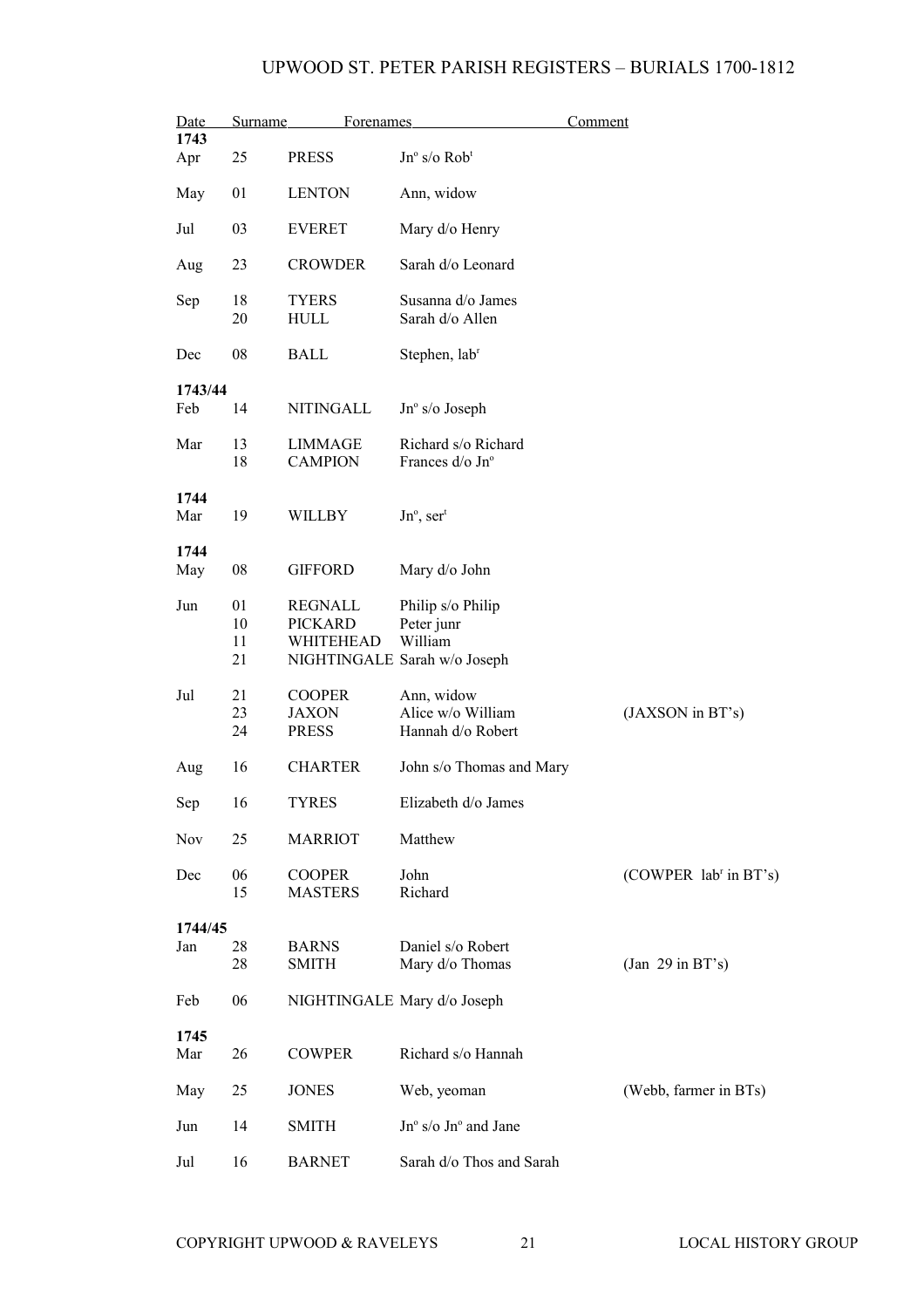# UPWOOD ST. PETER PARISH REGISTERS – BURIALS 1700-1812

| Date | | Surname | Forenames | Comment |
|---|---|---|---|---|
| **1743** | | | | |
| Apr | 25 | PRESS | Jn^o^ s/o Rob^t^ | |
| May | 01 | LENTON | Ann, widow | |
| Jul | 03 | EVERET | Mary d/o Henry | |
| Aug | 23 | CROWDER | Sarah d/o Leonard | |
| Sep | 18 | TYERS | Susanna d/o James | |
| | 20 | HULL | Sarah d/o Allen | |
| Dec | 08 | BALL | Stephen, lab^r^ | |
| **1743/44** | | | | |
| Feb | 14 | NITINGALL | Jn^o^ s/o Joseph | |
| Mar | 13 | LIMMAGE | Richard s/o Richard | |
| | 18 | CAMPION | Frances d/o Jn^o^ | |
| **1744** | | | | |
| Mar | 19 | WILLBY | Jn^o^, ser^t^ | |
| **1744** | | | | |
| May | 08 | GIFFORD | Mary d/o John | |
| Jun | 01 | REGNALL | Philip s/o Philip | |
| | 10 | PICKARD | Peter junr | |
| | 11 | WHITEHEAD | William | |
| | 21 | NIGHTINGALE | Sarah w/o Joseph | |
| Jul | 21 | COOPER | Ann, widow | |
| | 23 | JAXON | Alice w/o William | (JAXSON in BT's) |
| | 24 | PRESS | Hannah d/o Robert | |
| Aug | 16 | CHARTER | John s/o Thomas and Mary | |
| Sep | 16 | TYRES | Elizabeth d/o James | |
| Nov | 25 | MARRIOT | Matthew | |
| Dec | 06 | COOPER | John | (COWPER lab^r^ in BT's) |
| | 15 | MASTERS | Richard | |
| **1744/45** | | | | |
| Jan | 28 | BARNS | Daniel s/o Robert | |
| | 28 | SMITH | Mary d/o Thomas | (Jan 29 in BT's) |
| Feb | 06 | NIGHTINGALE | Mary d/o Joseph | |
| **1745** | | | | |
| Mar | 26 | COWPER | Richard s/o Hannah | |
| May | 25 | JONES | Web, yeoman | (Webb, farmer in BTs) |
| Jun | 14 | SMITH | Jn^o^ s/o Jn^o^ and Jane | |
| Jul | 16 | BARNET | Sarah d/o Thos and Sarah | |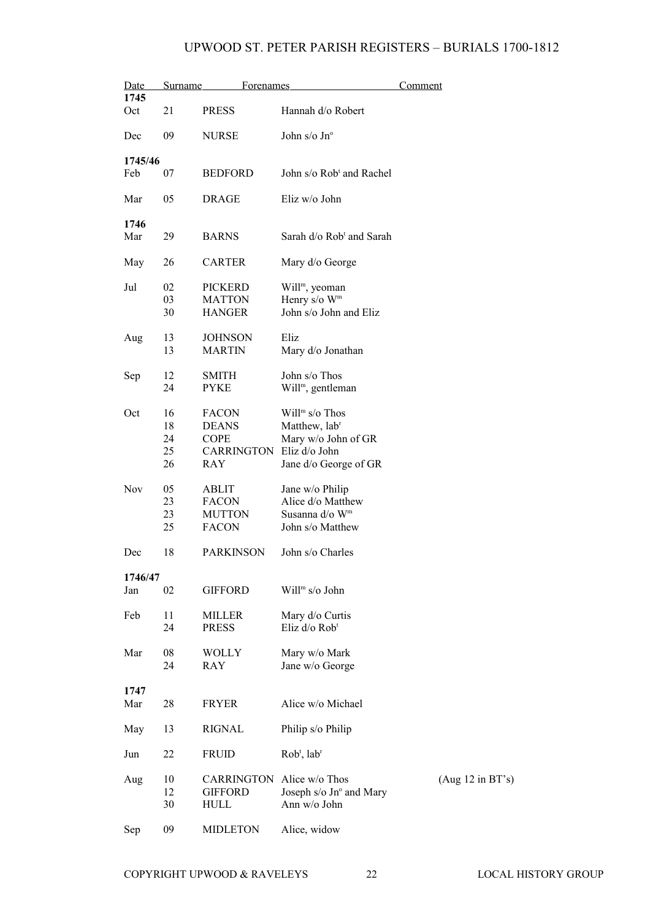| Date | | Surname | Forenames | Comment |
|---|---|---|---|---|
| **1745** | | | | |
| Oct | 21 | PRESS | Hannah d/o Robert | |
| Dec | 09 | NURSE | John s/o Jn$^{o}$ | |
| **1745/46** | | | | |
| Feb | 07 | BEDFORD | John s/o Rob$^{t}$ and Rachel | |
| Mar | 05 | DRAGE | Eliz w/o John | |
| **1746** | | | | |
| Mar | 29 | BARNS | Sarah d/o Rob$^{t}$ and Sarah | |
| May | 26 | CARTER | Mary d/o George | |
| Jul | 02 | PICKERD | Will$^{m}$, yeoman | |
| | 03 | MATTON | Henry s/o W$^{m}$ | |
| | 30 | HANGER | John s/o John and Eliz | |
| Aug | 13 | JOHNSON | Eliz | |
| | 13 | MARTIN | Mary d/o Jonathan | |
| Sep | 12 | SMITH | John s/o Thos | |
| | 24 | PYKE | Will$^{m}$, gentleman | |
| Oct | 16 | FACON | Will$^{m}$ s/o Thos | |
| | 18 | DEANS | Matthew, lab$^{r}$ | |
| | 24 | COPE | Mary w/o John of GR | |
| | 25 | CARRINGTON | Eliz d/o John | |
| | 26 | RAY | Jane d/o George of GR | |
| Nov | 05 | ABLIT | Jane w/o Philip | |
| | 23 | FACON | Alice d/o Matthew | |
| | 23 | MUTTON | Susanna d/o W$^{m}$ | |
| | 25 | FACON | John s/o Matthew | |
| Dec | 18 | PARKINSON | John s/o Charles | |
| **1746/47** | | | | |
| Jan | 02 | GIFFORD | Will$^{m}$ s/o John | |
| Feb | 11 | MILLER | Mary d/o Curtis | |
| | 24 | PRESS | Eliz d/o Rob$^{t}$ | |
| Mar | 08 | WOLLY | Mary w/o Mark | |
| | 24 | RAY | Jane w/o George | |
| **1747** | | | | |
| Mar | 28 | FRYER | Alice w/o Michael | |
| May | 13 | RIGNAL | Philip s/o Philip | |
| Jun | 22 | FRUID | Rob$^{t}$, lab$^{r}$ | |
| Aug | 10 | CARRINGTON | Alice w/o Thos | (Aug 12 in BT's) |
| | 12 | GIFFORD | Joseph s/o Jn$^{o}$ and Mary | |
| | 30 | HULL | Ann w/o John | |
| Sep | 09 | MIDLETON | Alice, widow | |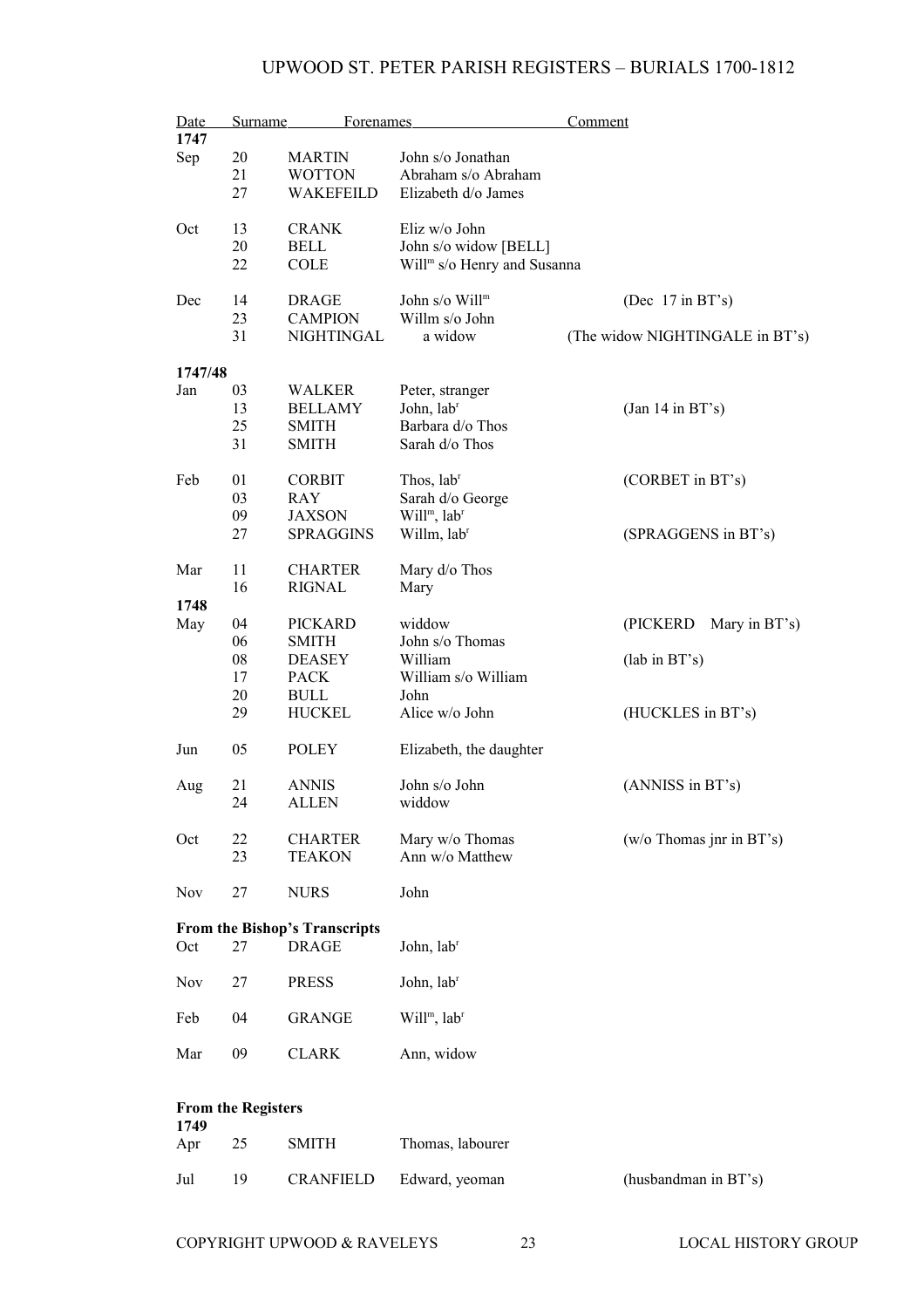# UPWOOD ST. PETER PARISH REGISTERS – BURIALS 1700-1812

| Date | | Surname | Forenames | Comment |
|---|---|---|---|---|
| **1747** | | | | |
| Sep | 20 | MARTIN | John s/o Jonathan | |
| | 21 | WOTTON | Abraham s/o Abraham | |
| | 27 | WAKEFEILD | Elizabeth d/o James | |
| Oct | 13 | CRANK | Eliz w/o John | |
| | 20 | BELL | John s/o widow [BELL] | |
| | 22 | COLE | Will^m s/o Henry and Susanna | |
| Dec | 14 | DRAGE | John s/o Will^m | (Dec 17 in BT's) |
| | 23 | CAMPION | Willm s/o John | |
| | 31 | NIGHTINGAL | a widow | (The widow NIGHTINGALE in BT's) |
| **1747/48** | | | | |
| Jan | 03 | WALKER | Peter, stranger | |
| | 13 | BELLAMY | John, lab^r | (Jan 14 in BT's) |
| | 25 | SMITH | Barbara d/o Thos | |
| | 31 | SMITH | Sarah d/o Thos | |
| Feb | 01 | CORBIT | Thos, lab^r | (CORBET in BT's) |
| | 03 | RAY | Sarah d/o George | |
| | 09 | JAXSON | Will^m, lab^r | |
| | 27 | SPRAGGINS | Willm, lab^r | (SPRAGGENS in BT's) |
| Mar | 11 | CHARTER | Mary d/o Thos | |
| | 16 | RIGNAL | Mary | |
| **1748** | | | | |
| May | 04 | PICKARD | widdow | (PICKERD Mary in BT's) |
| | 06 | SMITH | John s/o Thomas | |
| | 08 | DEASEY | William | (lab in BT's) |
| | 17 | PACK | William s/o William | |
| | 20 | BULL | John | |
| | 29 | HUCKEL | Alice w/o John | (HUCKLES in BT's) |
| Jun | 05 | POLEY | Elizabeth, the daughter | |
| Aug | 21 | ANNIS | John s/o John | (ANNISS in BT's) |
| | 24 | ALLEN | widdow | |
| Oct | 22 | CHARTER | Mary w/o Thomas | (w/o Thomas jnr in BT's) |
| | 23 | TEAKON | Ann w/o Matthew | |
| Nov | 27 | NURS | John | |
| **From the Bishop's Transcripts** | | | | |
| Oct | 27 | DRAGE | John, lab^r | |
| Nov | 27 | PRESS | John, lab^r | |
| Feb | 04 | GRANGE | Will^m, lab^r | |
| Mar | 09 | CLARK | Ann, widow | |
| **From the Registers** | | | | |
| **1749** | | | | |
| Apr | 25 | SMITH | Thomas, labourer | |
| Jul | 19 | CRANFIELD | Edward, yeoman | (husbandman in BT's) |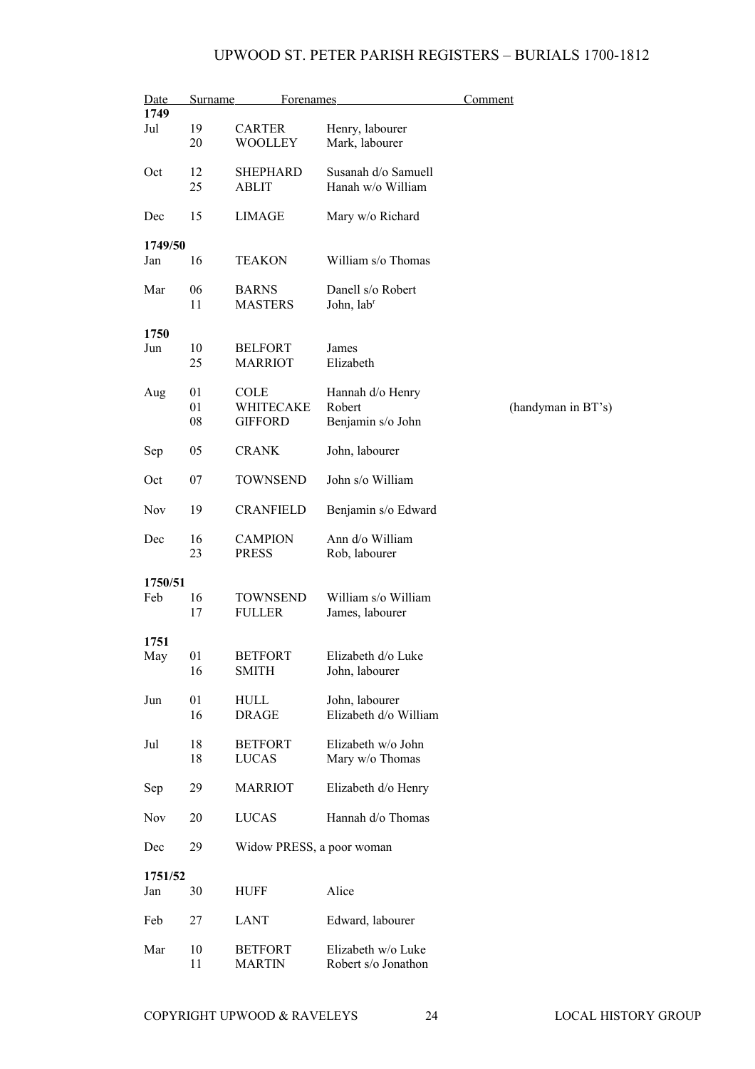# UPWOOD ST. PETER PARISH REGISTERS – BURIALS 1700-1812

| Date | | Surname | Forenames | Comment |
|---|---|---|---|---|
| **1749** | | | | |
| Jul | 19 | CARTER | Henry, labourer | |
| | 20 | WOOLLEY | Mark, labourer | |
| Oct | 12 | SHEPHARD | Susanah d/o Samuell | |
| | 25 | ABLIT | Hanah w/o William | |
| Dec | 15 | LIMAGE | Mary w/o Richard | |
| **1749/50** | | | | |
| Jan | 16 | TEAKON | William s/o Thomas | |
| Mar | 06 | BARNS | Danell s/o Robert | |
| | 11 | MASTERS | John, lab$^{r}$ | |
| **1750** | | | | |
| Jun | 10 | BELFORT | James | |
| | 25 | MARRIOT | Elizabeth | |
| Aug | 01 | COLE | Hannah d/o Henry | |
| | 01 | WHITECAKE | Robert | (handyman in BT's) |
| | 08 | GIFFORD | Benjamin s/o John | |
| Sep | 05 | CRANK | John, labourer | |
| Oct | 07 | TOWNSEND | John s/o William | |
| Nov | 19 | CRANFIELD | Benjamin s/o Edward | |
| Dec | 16 | CAMPION | Ann d/o William | |
| | 23 | PRESS | Rob, labourer | |
| **1750/51** | | | | |
| Feb | 16 | TOWNSEND | William s/o William | |
| | 17 | FULLER | James, labourer | |
| **1751** | | | | |
| May | 01 | BETFORT | Elizabeth d/o Luke | |
| | 16 | SMITH | John, labourer | |
| Jun | 01 | HULL | John, labourer | |
| | 16 | DRAGE | Elizabeth d/o William | |
| Jul | 18 | BETFORT | Elizabeth w/o John | |
| | 18 | LUCAS | Mary w/o Thomas | |
| Sep | 29 | MARRIOT | Elizabeth d/o Henry | |
| Nov | 20 | LUCAS | Hannah d/o Thomas | |
| Dec | 29 | Widow PRESS, a poor woman | | |
| **1751/52** | | | | |
| Jan | 30 | HUFF | Alice | |
| Feb | 27 | LANT | Edward, labourer | |
| Mar | 10 | BETFORT | Elizabeth w/o Luke | |
| | 11 | MARTIN | Robert s/o Jonathon | |

COPYRIGHT UPWOOD & RAVELEYS LOCAL HISTORY GROUP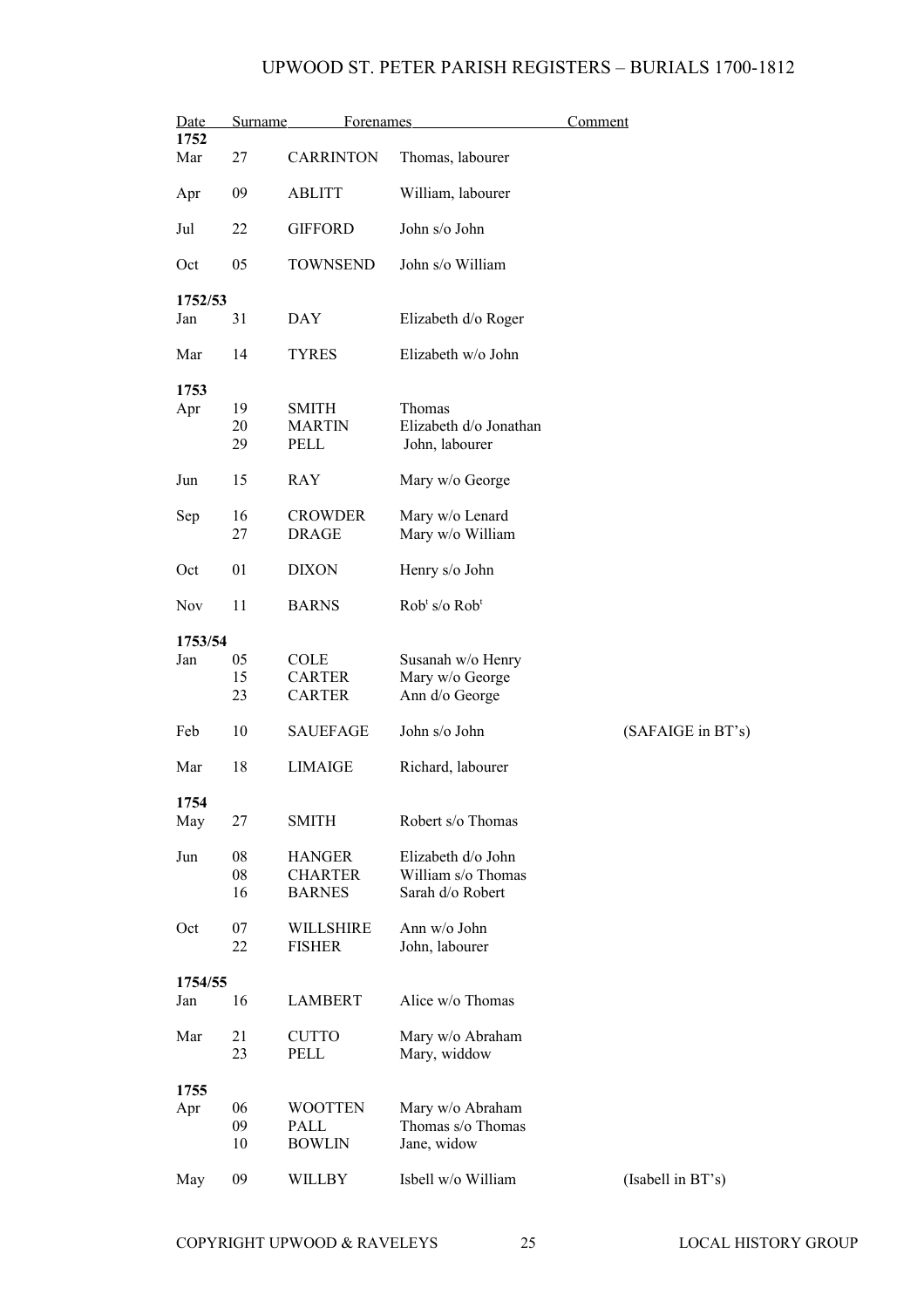# UPWOOD ST. PETER PARISH REGISTERS – BURIALS 1700-1812

| Date | | Surname | Forenames | Comment |
|---|---|---|---|---|
| **1752** | | | | |
| Mar | 27 | CARRINTON | Thomas, labourer | |
| Apr | 09 | ABLITT | William, labourer | |
| Jul | 22 | GIFFORD | John s/o John | |
| Oct | 05 | TOWNSEND | John s/o William | |
| **1752/53** | | | | |
| Jan | 31 | DAY | Elizabeth d/o Roger | |
| Mar | 14 | TYRES | Elizabeth w/o John | |
| **1753** | | | | |
| Apr | 19 | SMITH | Thomas | |
| | 20 | MARTIN | Elizabeth d/o Jonathan | |
| | 29 | PELL | John, labourer | |
| Jun | 15 | RAY | Mary w/o George | |
| Sep | 16 | CROWDER | Mary w/o Lenard | |
| | 27 | DRAGE | Mary w/o William | |
| Oct | 01 | DIXON | Henry s/o John | |
| Nov | 11 | BARNS | Rob[t] s/o Rob[t] | |
| **1753/54** | | | | |
| Jan | 05 | COLE | Susanah w/o Henry | |
| | 15 | CARTER | Mary w/o George | |
| | 23 | CARTER | Ann d/o George | |
| Feb | 10 | SAUEFAGE | John s/o John | (SAFAIGE in BT's) |
| Mar | 18 | LIMAIGE | Richard, labourer | |
| **1754** | | | | |
| May | 27 | SMITH | Robert s/o Thomas | |
| Jun | 08 | HANGER | Elizabeth d/o John | |
| | 08 | CHARTER | William s/o Thomas | |
| | 16 | BARNES | Sarah d/o Robert | |
| Oct | 07 | WILLSHIRE | Ann w/o John | |
| | 22 | FISHER | John, labourer | |
| **1754/55** | | | | |
| Jan | 16 | LAMBERT | Alice w/o Thomas | |
| Mar | 21 | CUTTO | Mary w/o Abraham | |
| | 23 | PELL | Mary, widdow | |
| **1755** | | | | |
| Apr | 06 | WOOTTEN | Mary w/o Abraham | |
| | 09 | PALL | Thomas s/o Thomas | |
| | 10 | BOWLIN | Jane, widow | |
| May | 09 | WILLBY | Isbell w/o William | (Isabell in BT's) |

COPYRIGHT UPWOOD & RAVELEYS LOCAL HISTORY GROUP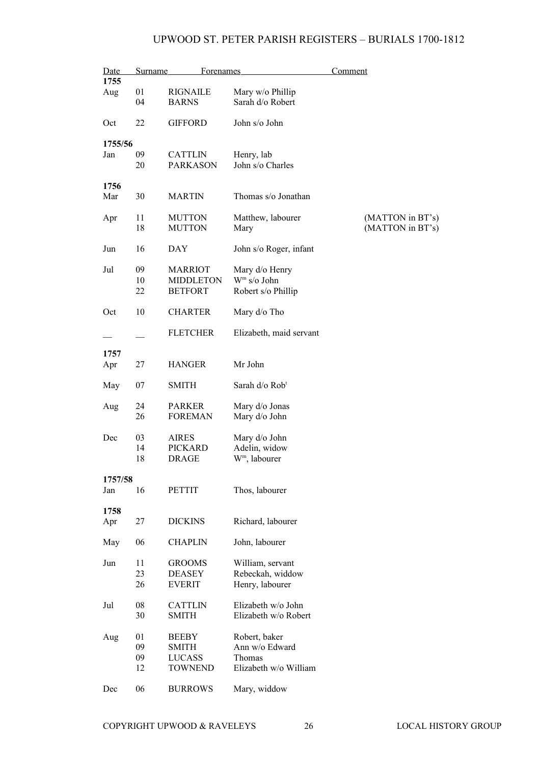| Date | | Surname | Forenames | Comment |
|---|---|---|---|---|
| **1755** | | | | |
| Aug | 01 | RIGNAILE | Mary w/o Phillip | |
| | 04 | BARNS | Sarah d/o Robert | |
| Oct | 22 | GIFFORD | John s/o John | |
| **1755/56** | | | | |
| Jan | 09 | CATTLIN | Henry, lab | |
| | 20 | PARKASON | John s/o Charles | |
| **1756** | | | | |
| Mar | 30 | MARTIN | Thomas s/o Jonathan | |
| Apr | 11 | MUTTON | Matthew, labourer | (MATTON in BT's) |
| | 18 | MUTTON | Mary | (MATTON in BT's) |
| Jun | 16 | DAY | John s/o Roger, infant | |
| Jul | 09 | MARRIOT | Mary d/o Henry | |
| | 10 | MIDDLETON | W^m s/o John | |
| | 22 | BETFORT | Robert s/o Phillip | |
| Oct | 10 | CHARTER | Mary d/o Tho | |
| __ | __ | FLETCHER | Elizabeth, maid servant | |
| **1757** | | | | |
| Apr | 27 | HANGER | Mr John | |
| May | 07 | SMITH | Sarah d/o Rob^t | |
| Aug | 24 | PARKER | Mary d/o Jonas | |
| | 26 | FOREMAN | Mary d/o John | |
| Dec | 03 | AIRES | Mary d/o John | |
| | 14 | PICKARD | Adelin, widow | |
| | 18 | DRAGE | W^m, labourer | |
| **1757/58** | | | | |
| Jan | 16 | PETTIT | Thos, labourer | |
| **1758** | | | | |
| Apr | 27 | DICKINS | Richard, labourer | |
| May | 06 | CHAPLIN | John, labourer | |
| Jun | 11 | GROOMS | William, servant | |
| | 23 | DEASEY | Rebeckah, widdow | |
| | 26 | EVERIT | Henry, labourer | |
| Jul | 08 | CATTLIN | Elizabeth w/o John | |
| | 30 | SMITH | Elizabeth w/o Robert | |
| Aug | 01 | BEEBY | Robert, baker | |
| | 09 | SMITH | Ann w/o Edward | |
| | 09 | LUCASS | Thomas | |
| | 12 | TOWNEND | Elizabeth w/o William | |
| Dec | 06 | BURROWS | Mary, widdow | |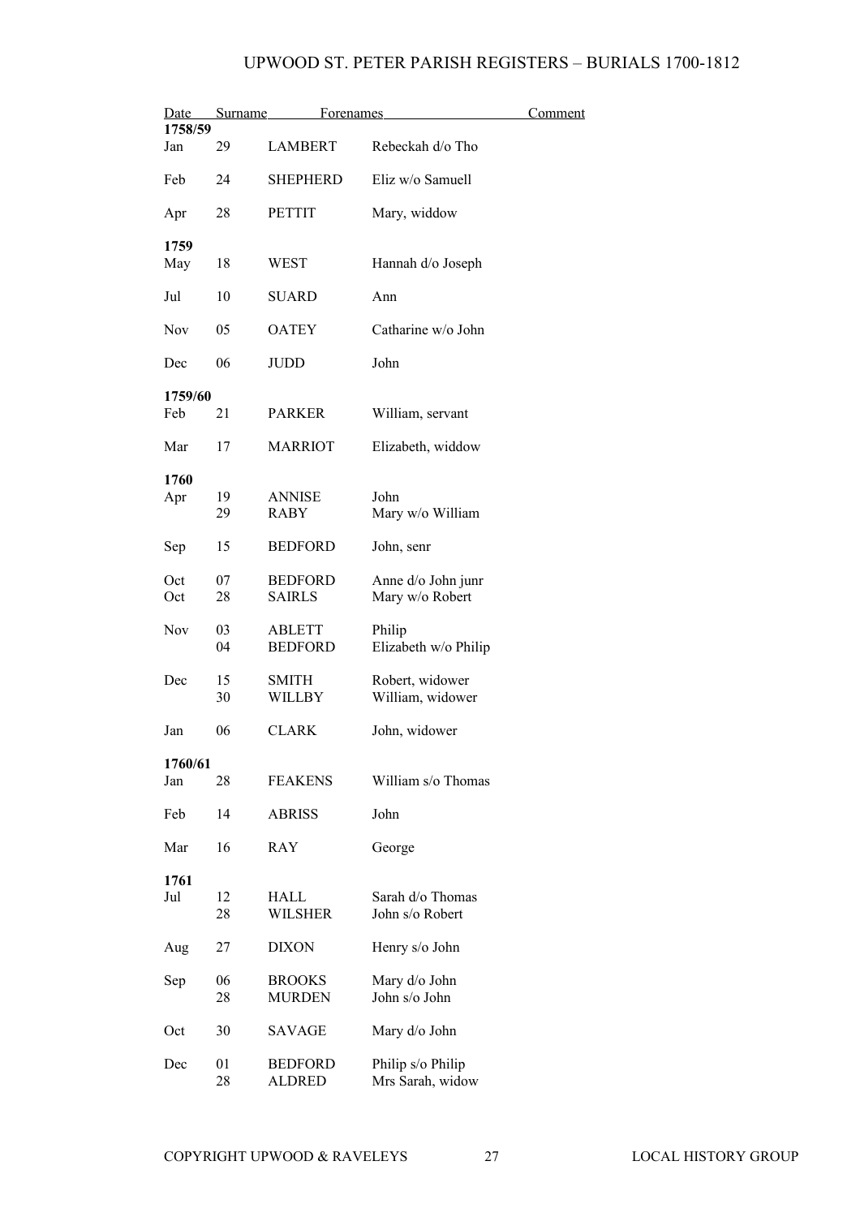# UPWOOD ST. PETER PARISH REGISTERS – BURIALS 1700-1812

| Date | | Surname | Forenames | Comment |
|---|---|---|---|---|
| **1758/59** | | | | |
| Jan | 29 | LAMBERT | Rebeckah d/o Tho | |
| Feb | 24 | SHEPHERD | Eliz w/o Samuell | |
| Apr | 28 | PETTIT | Mary, widdow | |
| **1759** | | | | |
| May | 18 | WEST | Hannah d/o Joseph | |
| Jul | 10 | SUARD | Ann | |
| Nov | 05 | OATEY | Catharine w/o John | |
| Dec | 06 | JUDD | John | |
| **1759/60** | | | | |
| Feb | 21 | PARKER | William, servant | |
| Mar | 17 | MARRIOT | Elizabeth, widdow | |
| **1760** | | | | |
| Apr | 19 | ANNISE | John | |
| | 29 | RABY | Mary w/o William | |
| Sep | 15 | BEDFORD | John, senr | |
| Oct | 07 | BEDFORD | Anne d/o John junr | |
| Oct | 28 | SAIRLS | Mary w/o Robert | |
| Nov | 03 | ABLETT | Philip | |
| | 04 | BEDFORD | Elizabeth w/o Philip | |
| Dec | 15 | SMITH | Robert, widower | |
| | 30 | WILLBY | William, widower | |
| Jan | 06 | CLARK | John, widower | |
| **1760/61** | | | | |
| Jan | 28 | FEAKENS | William s/o Thomas | |
| Feb | 14 | ABRISS | John | |
| Mar | 16 | RAY | George | |
| **1761** | | | | |
| Jul | 12 | HALL | Sarah d/o Thomas | |
| | 28 | WILSHER | John s/o Robert | |
| Aug | 27 | DIXON | Henry s/o John | |
| Sep | 06 | BROOKS | Mary d/o John | |
| | 28 | MURDEN | John s/o John | |
| Oct | 30 | SAVAGE | Mary d/o John | |
| Dec | 01 | BEDFORD | Philip s/o Philip | |
| | 28 | ALDRED | Mrs Sarah, widow | |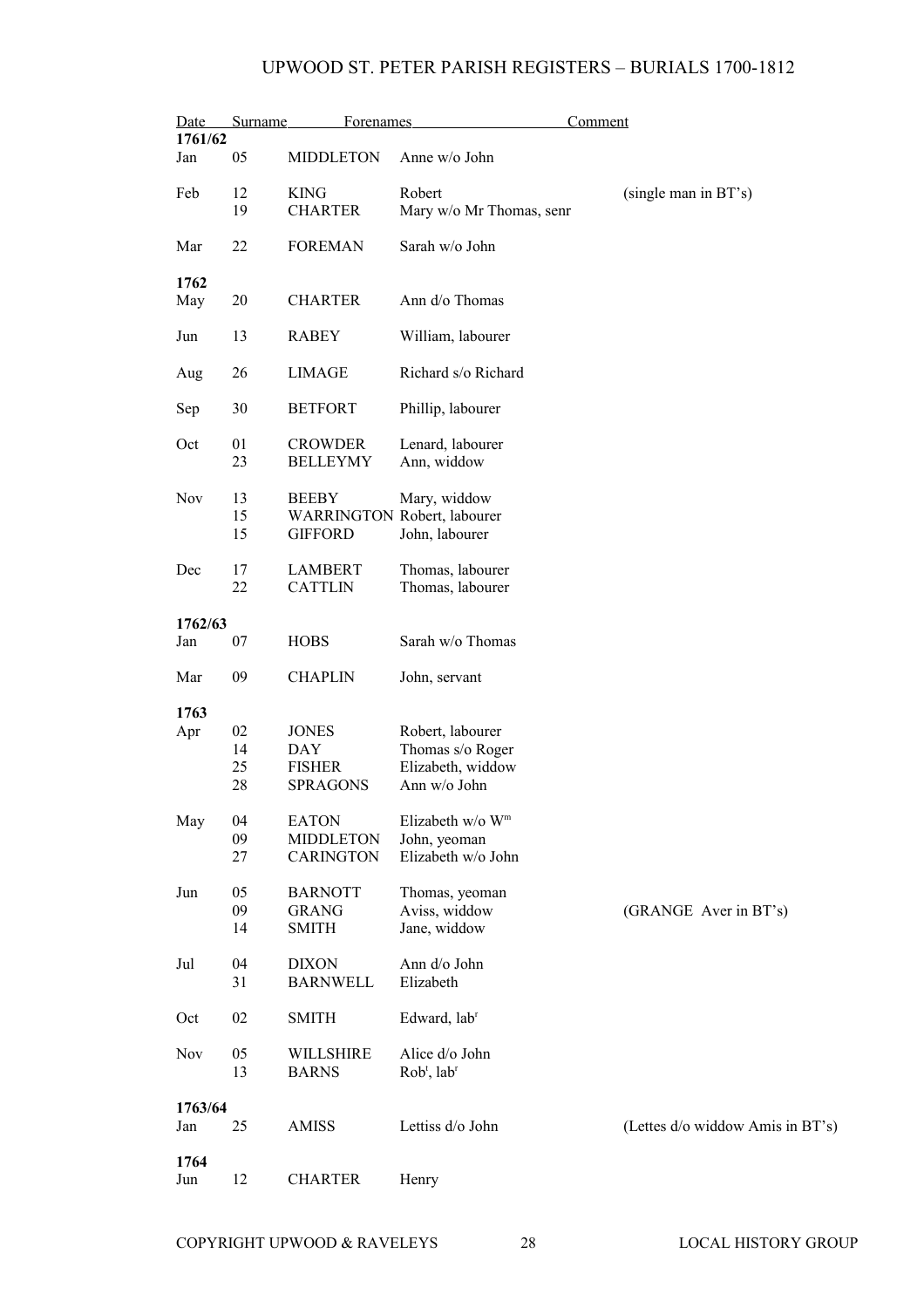| Date | | Surname | Forenames | Comment |
|---|---|---|---|---|
| **1761/62** | | | | |
| Jan | 05 | MIDDLETON | Anne w/o John | |
| Feb | 12 | KING | Robert | (single man in BT's) |
| | 19 | CHARTER | Mary w/o Mr Thomas, senr | |
| Mar | 22 | FOREMAN | Sarah w/o John | |
| **1762** | | | | |
| May | 20 | CHARTER | Ann d/o Thomas | |
| Jun | 13 | RABEY | William, labourer | |
| Aug | 26 | LIMAGE | Richard s/o Richard | |
| Sep | 30 | BETFORT | Phillip, labourer | |
| Oct | 01 | CROWDER | Lenard, labourer | |
| | 23 | BELLEYMY | Ann, widdow | |
| Nov | 13 | BEEBY | Mary, widdow | |
| | 15 | WARRINGTON | Robert, labourer | |
| | 15 | GIFFORD | John, labourer | |
| Dec | 17 | LAMBERT | Thomas, labourer | |
| | 22 | CATTLIN | Thomas, labourer | |
| **1762/63** | | | | |
| Jan | 07 | HOBS | Sarah w/o Thomas | |
| Mar | 09 | CHAPLIN | John, servant | |
| **1763** | | | | |
| Apr | 02 | JONES | Robert, labourer | |
| | 14 | DAY | Thomas s/o Roger | |
| | 25 | FISHER | Elizabeth, widdow | |
| | 28 | SPRAGONS | Ann w/o John | |
| May | 04 | EATON | Elizabeth w/o Wm | |
| | 09 | MIDDLETON | John, yeoman | |
| | 27 | CARINGTON | Elizabeth w/o John | |
| Jun | 05 | BARNOTT | Thomas, yeoman | |
| | 09 | GRANG | Aviss, widdow | (GRANGE Aver in BT's) |
| | 14 | SMITH | Jane, widdow | |
| Jul | 04 | DIXON | Ann d/o John | |
| | 31 | BARNWELL | Elizabeth | |
| Oct | 02 | SMITH | Edward, labr | |
| Nov | 05 | WILLSHIRE | Alice d/o John | |
| | 13 | BARNS | Robt, labr | |
| **1763/64** | | | | |
| Jan | 25 | AMISS | Lettiss d/o John | (Lettes d/o widow Amis in BT's) |
| **1764** | | | | |
| Jun | 12 | CHARTER | Henry | |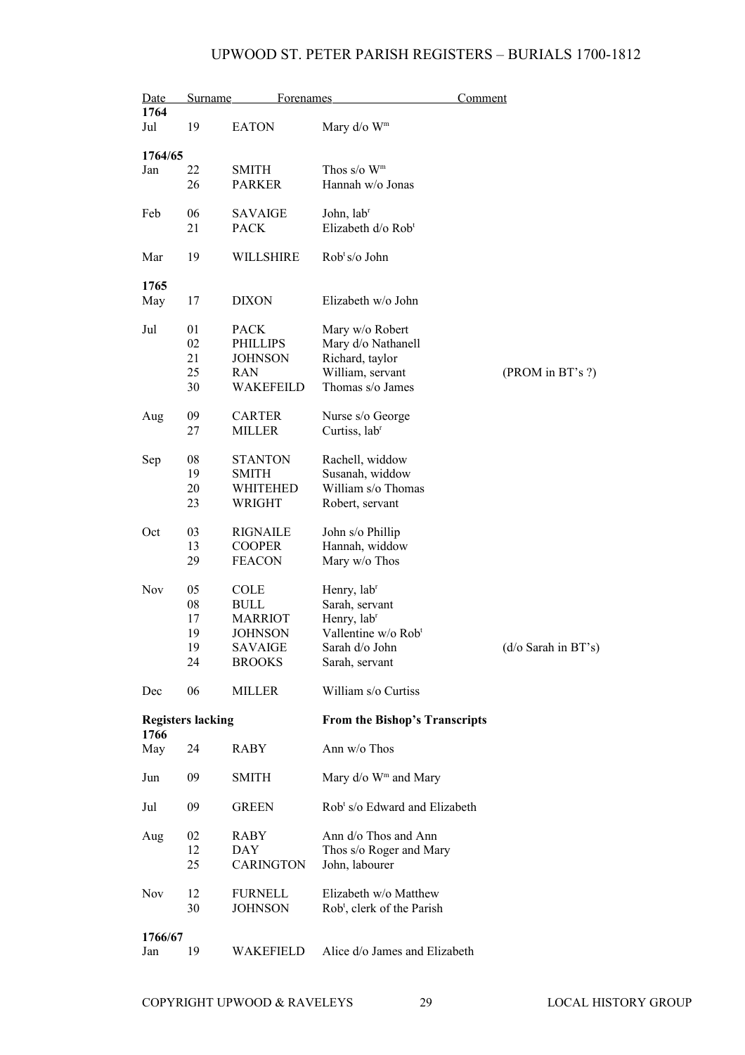| Date | Surname | Forenames | | Comment |
|---|---|---|---|---|
| **1764** | | | | |
| Jul | 19 | EATON | Mary d/o Wm | |
| | | | | |
| **1764/65** | | | | |
| Jan | 22 | SMITH | Thos s/o Wm | |
| | 26 | PARKER | Hannah w/o Jonas | |
| Feb | 06 | SAVAIGE | John, labr | |
| | 21 | PACK | Elizabeth d/o Robt | |
| Mar | 19 | WILLSHIRE | Robt s/o John | |
| | | | | |
| **1765** | | | | |
| May | 17 | DIXON | Elizabeth w/o John | |
| Jul | 01 | PACK | Mary w/o Robert | |
| | 02 | PHILLIPS | Mary d/o Nathanell | |
| | 21 | JOHNSON | Richard, taylor | |
| | 25 | RAN | William, servant | (PROM in BT's ?) |
| | 30 | WAKEFEILD | Thomas s/o James | |
| Aug | 09 | CARTER | Nurse s/o George | |
| | 27 | MILLER | Curtiss, labr | |
| Sep | 08 | STANTON | Rachell, widdow | |
| | 19 | SMITH | Susanah, widdow | |
| | 20 | WHITEHED | William s/o Thomas | |
| | 23 | WRIGHT | Robert, servant | |
| Oct | 03 | RIGNAILE | John s/o Phillip | |
| | 13 | COOPER | Hannah, widdow | |
| | 29 | FEACON | Mary w/o Thos | |
| Nov | 05 | COLE | Henry, labr | |
| | 08 | BULL | Sarah, servant | |
| | 17 | MARRIOT | Henry, labr | |
| | 19 | JOHNSON | Vallentine w/o Robt | |
| | 19 | SAVAIGE | Sarah d/o John | (d/o Sarah in BT's) |
| | 24 | BROOKS | Sarah, servant | |
| Dec | 06 | MILLER | William s/o Curtiss | |
| | | | | |
| **Registers lacking** | | | **From the Bishop's Transcripts** | |
| **1766** | | | | |
| May | 24 | RABY | Ann w/o Thos | |
| Jun | 09 | SMITH | Mary d/o Wm and Mary | |
| Jul | 09 | GREEN | Robt s/o Edward and Elizabeth | |
| Aug | 02 | RABY | Ann d/o Thos and Ann | |
| | 12 | DAY | Thos s/o Roger and Mary | |
| | 25 | CARINGTON | John, labourer | |
| Nov | 12 | FURNELL | Elizabeth w/o Matthew | |
| | 30 | JOHNSON | Robt, clerk of the Parish | |
| | | | | |
| **1766/67** | | | | |
| Jan | 19 | WAKEFIELD | Alice d/o James and Elizabeth | |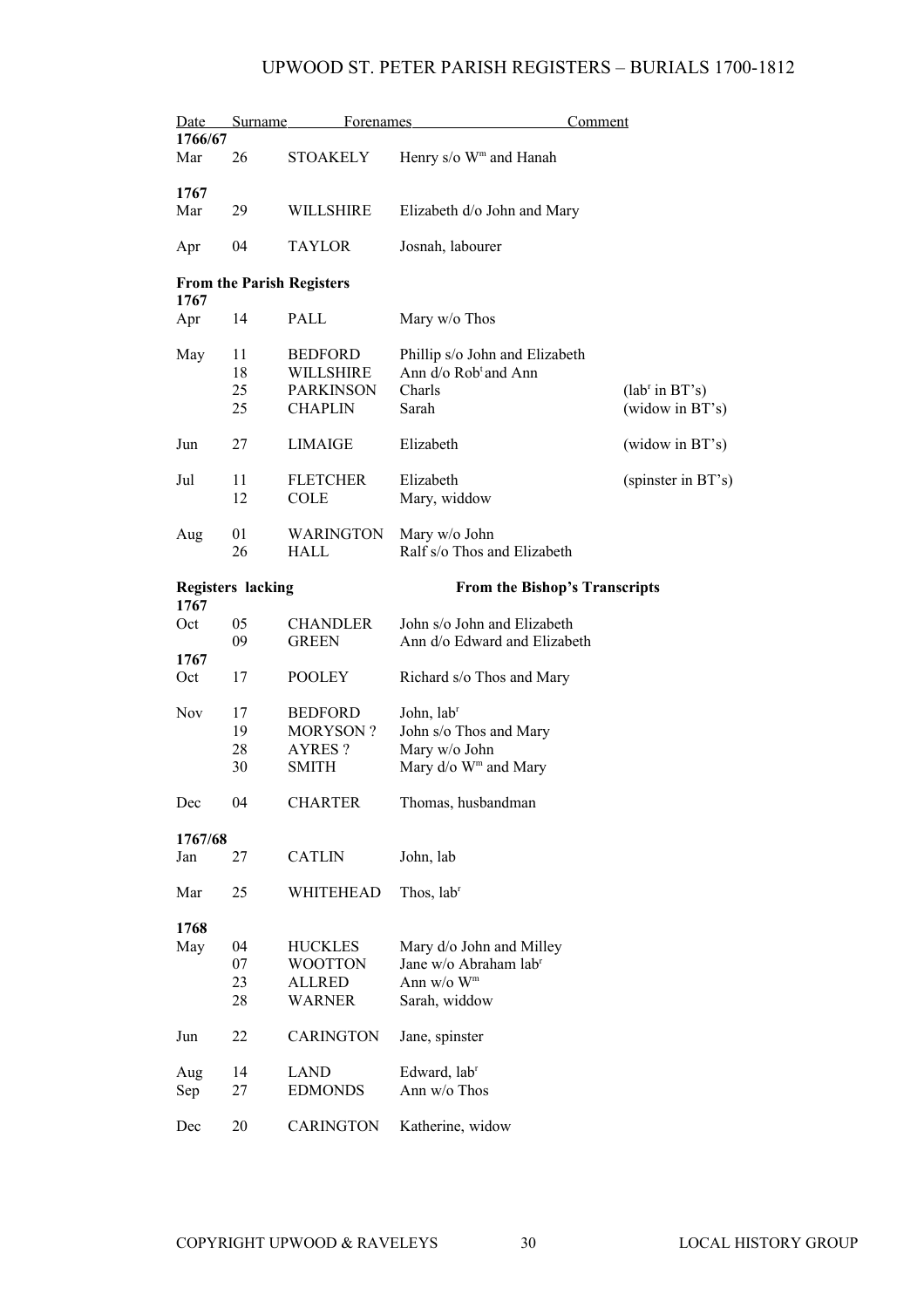# UPWOOD ST. PETER PARISH REGISTERS – BURIALS 1700-1812

| Date | | Surname | Forenames | Comment |
|---|---|---|---|---|
| **1766/67** | | | | |
| Mar | 26 | STOAKELY | Henry s/o W^m and Hanah | |
| **1767** | | | | |
| Mar | 29 | WILLSHIRE | Elizabeth d/o John and Mary | |
| Apr | 04 | TAYLOR | Josnah, labourer | |
| **From the Parish Registers** | | | | |
| **1767** | | | | |
| Apr | 14 | PALL | Mary w/o Thos | |
| May | 11 | BEDFORD | Phillip s/o John and Elizabeth | |
| | 18 | WILLSHIRE | Ann d/o Rob^t and Ann | |
| | 25 | PARKINSON | Charls | (lab^r in BT's) |
| | 25 | CHAPLIN | Sarah | (widow in BT's) |
| Jun | 27 | LIMAIGE | Elizabeth | (widow in BT's) |
| Jul | 11 | FLETCHER | Elizabeth | (spinster in BT's) |
| | 12 | COLE | Mary, widdow | |
| Aug | 01 | WARINGTON | Mary w/o John | |
| | 26 | HALL | Ralf s/o Thos and Elizabeth | |
| **Registers lacking** | | | **From the Bishop's Transcripts** | |
| **1767** | | | | |
| Oct | 05 | CHANDLER | John s/o John and Elizabeth | |
| | 09 | GREEN | Ann d/o Edward and Elizabeth | |
| **1767** | | | | |
| Oct | 17 | POOLEY | Richard s/o Thos and Mary | |
| Nov | 17 | BEDFORD | John, lab^r | |
| | 19 | MORYSON ? | John s/o Thos and Mary | |
| | 28 | AYRES ? | Mary w/o John | |
| | 30 | SMITH | Mary d/o W^m and Mary | |
| Dec | 04 | CHARTER | Thomas, husbandman | |
| **1767/68** | | | | |
| Jan | 27 | CATLIN | John, lab | |
| Mar | 25 | WHITEHEAD | Thos, lab^r | |
| **1768** | | | | |
| May | 04 | HUCKLES | Mary d/o John and Milley | |
| | 07 | WOOTTON | Jane w/o Abraham lab^r | |
| | 23 | ALLRED | Ann w/o W^m | |
| | 28 | WARNER | Sarah, widow | |
| Jun | 22 | CARINGTON | Jane, spinster | |
| Aug | 14 | LAND | Edward, lab^r | |
| Sep | 27 | EDMONDS | Ann w/o Thos | |
| Dec | 20 | CARINGTON | Katherine, widow | |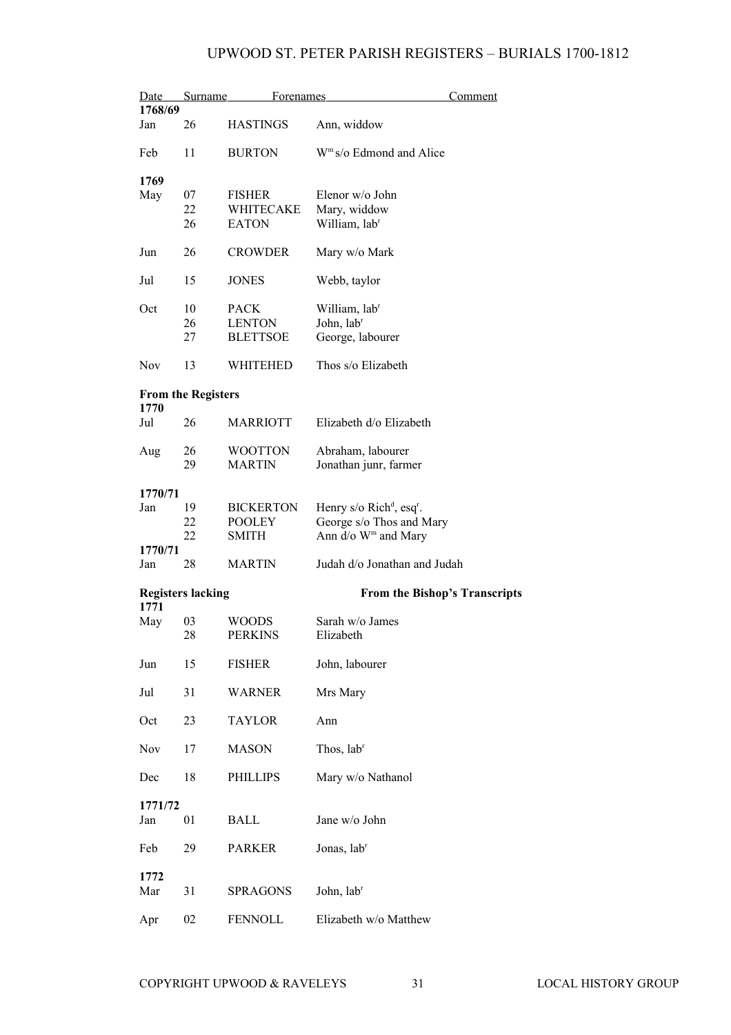| Date | | Surname | Forenames Comment |
|---|---|---|---|
| **1768/69** | | | |
| Jan | 26 | HASTINGS | Ann, widdow |
| Feb | 11 | BURTON | W$^{m}$ s/o Edmond and Alice |
| **1769** | | | |
| May | 07 | FISHER | Elenor w/o John |
| | 22 | WHITECAKE | Mary, widow |
| | 26 | EATON | William, lab$^{r}$ |
| Jun | 26 | CROWDER | Mary w/o Mark |
| Jul | 15 | JONES | Webb, taylor |
| Oct | 10 | PACK | William, lab$^{r}$ |
| | 26 | LENTON | John, lab$^{r}$ |
| | 27 | BLETTSOE | George, labourer |
| Nov | 13 | WHITEHED | Thos s/o Elizabeth |
| **From the Registers** | | | |
| **1770** | | | |
| Jul | 26 | MARRIOTT | Elizabeth d/o Elizabeth |
| Aug | 26 | WOOTTON | Abraham, labourer |
| | 29 | MARTIN | Jonathan junr, farmer |
| **1770/71** | | | |
| Jan | 19 | BICKERTON | Henry s/o Rich$^{d}$, esq$^{r}$. |
| | 22 | POOLEY | George s/o Thos and Mary |
| | 22 | SMITH | Ann d/o W$^{m}$ and Mary |
| **1770/71** | | | |
| Jan | 28 | MARTIN | Judah d/o Jonathan and Judah |
| **Registers lacking** | | | **From the Bishop's Transcripts** |
| **1771** | | | |
| May | 03 | WOODS | Sarah w/o James |
| | 28 | PERKINS | Elizabeth |
| Jun | 15 | FISHER | John, labourer |
| Jul | 31 | WARNER | Mrs Mary |
| Oct | 23 | TAYLOR | Ann |
| Nov | 17 | MASON | Thos, lab$^{r}$ |
| Dec | 18 | PHILLIPS | Mary w/o Nathanol |
| **1771/72** | | | |
| Jan | 01 | BALL | Jane w/o John |
| Feb | 29 | PARKER | Jonas, lab$^{r}$ |
| **1772** | | | |
| Mar | 31 | SPRAGONS | John, lab$^{r}$ |
| Apr | 02 | FENNOLL | Elizabeth w/o Matthew |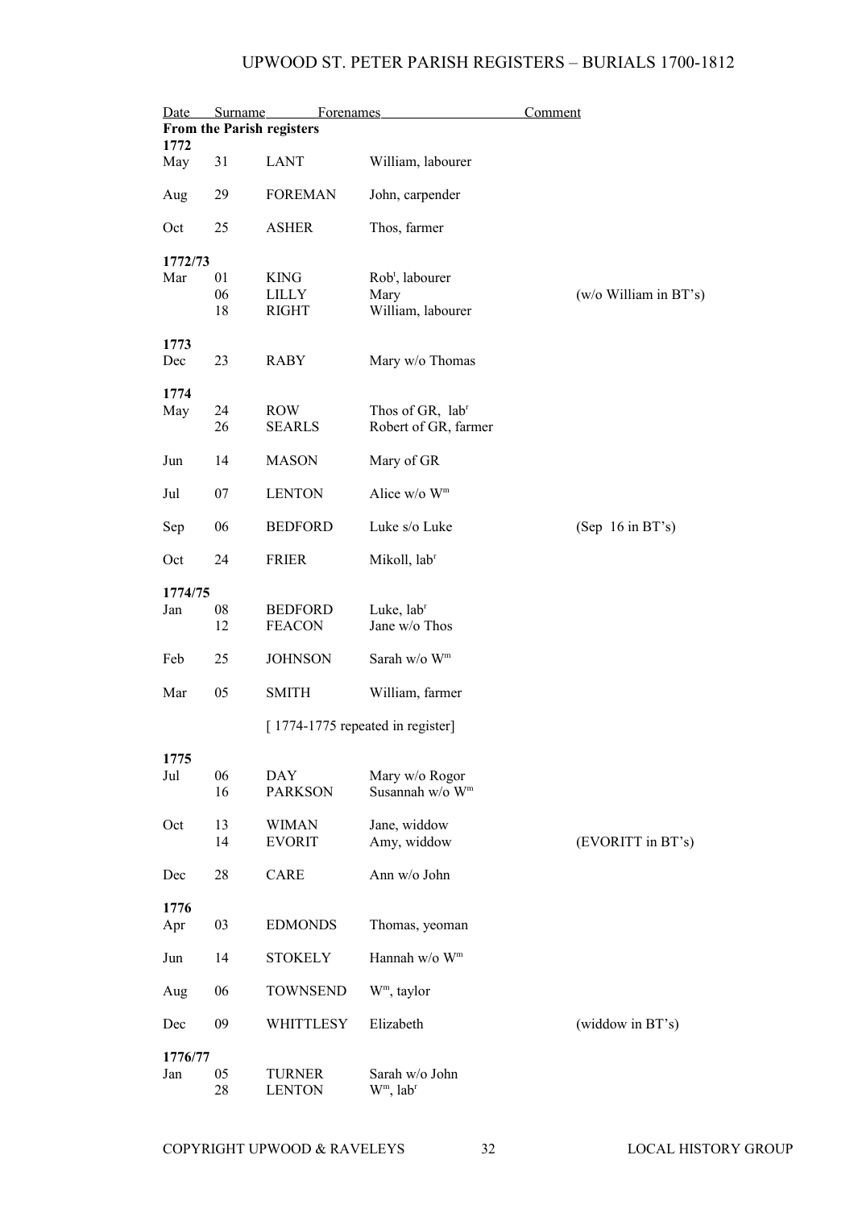# UPWOOD ST. PETER PARISH REGISTERS – BURIALS 1700-1812

| Date | | Surname | Forenames | Comment |
|---|---|---|---|---|
| **From the Parish registers** | | | | |
| **1772** | | | | |
| May | 31 | LANT | William, labourer | |
| Aug | 29 | FOREMAN | John, carpender | |
| Oct | 25 | ASHER | Thos, farmer | |
| **1772/73** | | | | |
| Mar | 01 | KING | Rob^t^, labourer | |
| | 06 | LILLY | Mary | (w/o William in BT’s) |
| | 18 | RIGHT | William, labourer | |
| **1773** | | | | |
| Dec | 23 | RABY | Mary w/o Thomas | |
| **1774** | | | | |
| May | 24 | ROW | Thos of GR, lab^r^ | |
| | 26 | SEARLS | Robert of GR, farmer | |
| Jun | 14 | MASON | Mary of GR | |
| Jul | 07 | LENTON | Alice w/o W^m^ | |
| Sep | 06 | BEDFORD | Luke s/o Luke | (Sep 16 in BT’s) |
| Oct | 24 | FRIER | Mikoll, lab^r^ | |
| **1774/75** | | | | |
| Jan | 08 | BEDFORD | Luke, lab^r^ | |
| | 12 | FEACON | Jane w/o Thos | |
| Feb | 25 | JOHNSON | Sarah w/o W^m^ | |
| Mar | 05 | SMITH | William, farmer | |
| | | [ 1774-1775 repeated in register] | | |
| **1775** | | | | |
| Jul | 06 | DAY | Mary w/o Rogor | |
| | 16 | PARKSON | Susannah w/o W^m^ | |
| Oct | 13 | WIMAN | Jane, widdow | |
| | 14 | EVORIT | Amy, widdow | (EVORITT in BT’s) |
| Dec | 28 | CARE | Ann w/o John | |
| **1776** | | | | |
| Apr | 03 | EDMONDS | Thomas, yeoman | |
| Jun | 14 | STOKELY | Hannah w/o W^m^ | |
| Aug | 06 | TOWNSEND | W^m^, taylor | |
| Dec | 09 | WHITTLESY | Elizabeth | (widdow in BT’s) |
| **1776/77** | | | | |
| Jan | 05 | TURNER | Sarah w/o John | |
| | 28 | LENTON | W^m^, lab^r^ | |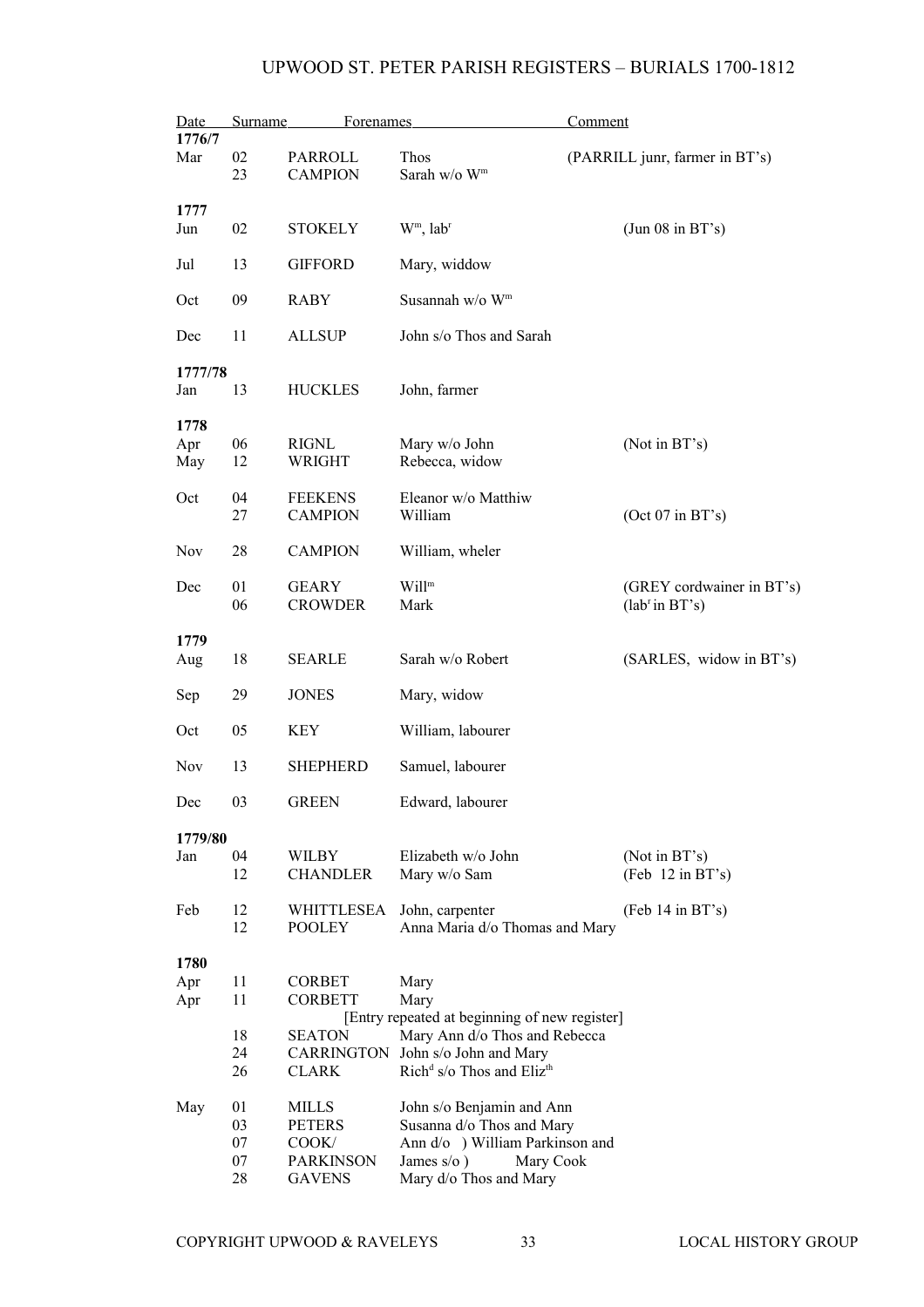# UPWOOD ST. PETER PARISH REGISTERS – BURIALS 1700-1812

| Date | | Surname | Forenames | Comment |
|---|---|---|---|---|
| **1776/7** | | | | |
| Mar | 02 | PARROLL | Thos | (PARRILL junr, farmer in BT's) |
| | 23 | CAMPION | Sarah w/o W^m^ | |
| **1777** | | | | |
| Jun | 02 | STOKELY | W^m^, lab^r^ | (Jun 08 in BT's) |
| Jul | 13 | GIFFORD | Mary, widdow | |
| Oct | 09 | RABY | Susannah w/o W^m^ | |
| Dec | 11 | ALLSUP | John s/o Thos and Sarah | |
| **1777/78** | | | | |
| Jan | 13 | HUCKLES | John, farmer | |
| **1778** | | | | |
| Apr | 06 | RIGNL | Mary w/o John | (Not in BT's) |
| May | 12 | WRIGHT | Rebecca, widow | |
| Oct | 04 | FEEKENS | Eleanor w/o Matthiw | |
| | 27 | CAMPION | William | (Oct 07 in BT's) |
| Nov | 28 | CAMPION | William, wheler | |
| Dec | 01 | GEARY | Will^m^ | (GREY cordwainer in BT's) |
| | 06 | CROWDER | Mark | (lab^r^ in BT's) |
| **1779** | | | | |
| Aug | 18 | SEARLE | Sarah w/o Robert | (SARLES, widow in BT's) |
| Sep | 29 | JONES | Mary, widow | |
| Oct | 05 | KEY | William, labourer | |
| Nov | 13 | SHEPHERD | Samuel, labourer | |
| Dec | 03 | GREEN | Edward, labourer | |
| **1779/80** | | | | |
| Jan | 04 | WILBY | Elizabeth w/o John | (Not in BT's) |
| | 12 | CHANDLER | Mary w/o Sam | (Feb 12 in BT's) |
| Feb | 12 | WHITTLESEA | John, carpenter | (Feb 14 in BT's) |
| | 12 | POOLEY | Anna Maria d/o Thomas and Mary | |
| **1780** | | | | |
| Apr | 11 | CORBET | Mary | |
| Apr | 11 | CORBETT | Mary | |
| | | | [Entry repeated at beginning of new register] | |
| | 18 | SEATON | Mary Ann d/o Thos and Rebecca | |
| | 24 | CARRINGTON | John s/o John and Mary | |
| | 26 | CLARK | Rich^d^ s/o Thos and Eliz^th^ | |
| May | 01 | MILLS | John s/o Benjamin and Ann | |
| | 03 | PETERS | Susanna d/o Thos and Mary | |
| | 07 | COOK/ | Ann d/o ) William Parkinson and | |
| | 07 | PARKINSON | James s/o ) Mary Cook | |
| | 28 | GAVENS | Mary d/o Thos and Mary | |

COPYRIGHT UPWOOD & RAVELEYS LOCAL HISTORY GROUP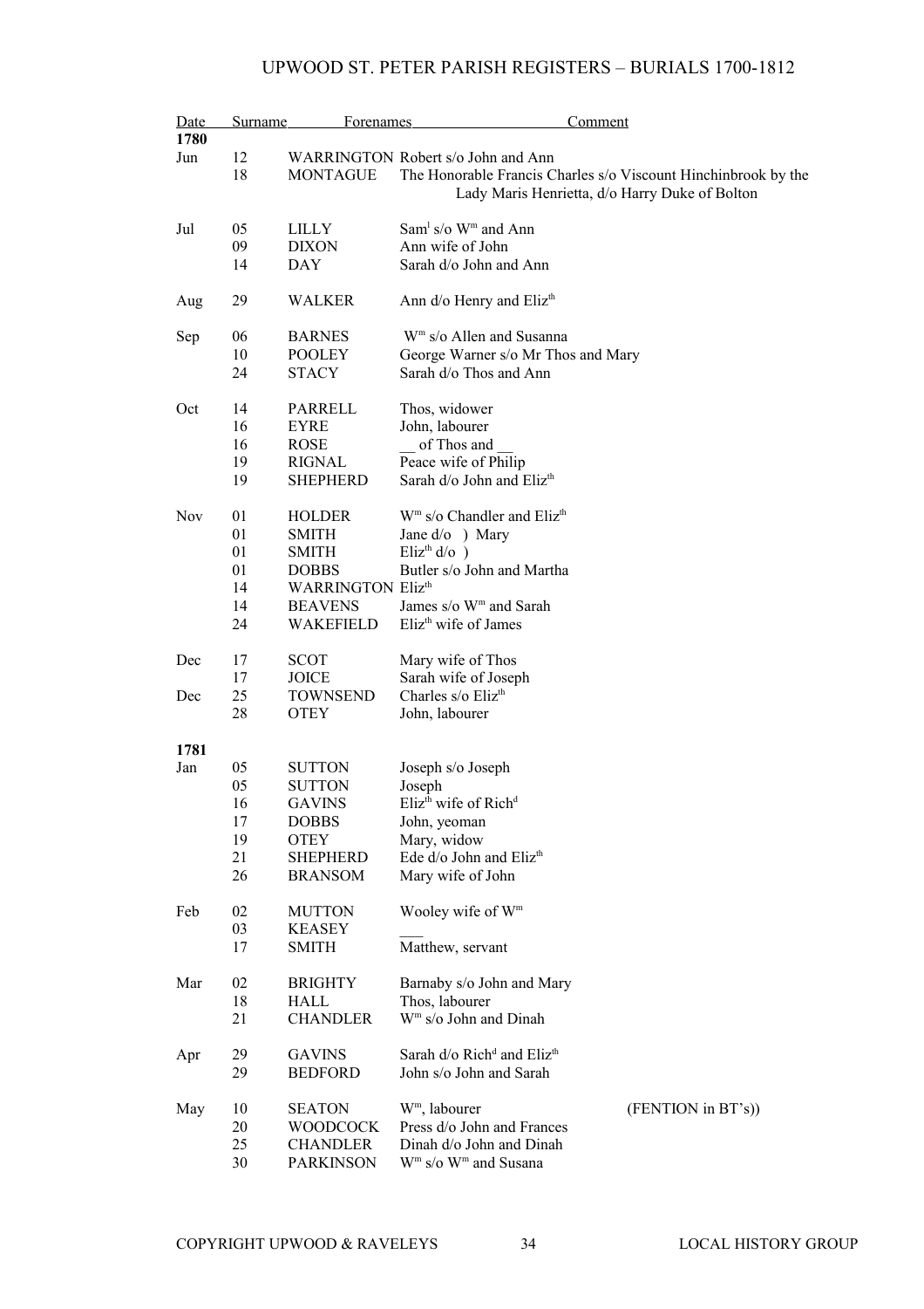# UPWOOD ST. PETER PARISH REGISTERS – BURIALS 1700-1812

| Date | | Surname | Forenames Comment |
|---|---|---|---|
| **1780** | | | |
| Jun | 12 | WARRINGTON | Robert s/o John and Ann |
| | 18 | MONTAGUE | The Honorable Francis Charles s/o Viscount Hinchinbrook by the Lady Maris Henrietta, d/o Harry Duke of Bolton |
| Jul | 05 | LILLY | Saml s/o Wm and Ann |
| | 09 | DIXON | Ann wife of John |
| | 14 | DAY | Sarah d/o John and Ann |
| Aug | 29 | WALKER | Ann d/o Henry and Elizth |
| Sep | 06 | BARNES | Wm s/o Allen and Susanna |
| | 10 | POOLEY | George Warner s/o Mr Thos and Mary |
| | 24 | STACY | Sarah d/o Thos and Ann |
| Oct | 14 | PARRELL | Thos, widower |
| | 16 | EYRE | John, labourer |
| | 16 | ROSE | __ of Thos and __ |
| | 19 | RIGNAL | Peace wife of Philip |
| | 19 | SHEPHERD | Sarah d/o John and Elizth |
| Nov | 01 | HOLDER | Wm s/o Chandler and Elizth |
| | 01 | SMITH | Jane d/o ) Mary |
| | 01 | SMITH | Elizth d/o ) |
| | 01 | DOBBS | Butler s/o John and Martha |
| | 14 | WARRINGTON | Elizth |
| | 14 | BEAVENS | James s/o Wm and Sarah |
| | 24 | WAKEFIELD | Elizth wife of James |
| Dec | 17 | SCOT | Mary wife of Thos |
| | 17 | JOICE | Sarah wife of Joseph |
| Dec | 25 | TOWNSEND | Charles s/o Elizth |
| | 28 | OTEY | John, labourer |
| **1781** | | | |
| Jan | 05 | SUTTON | Joseph s/o Joseph |
| | 05 | SUTTON | Joseph |
| | 16 | GAVINS | Elizth wife of Richd |
| | 17 | DOBBS | John, yeoman |
| | 19 | OTEY | Mary, widow |
| | 21 | SHEPHERD | Ede d/o John and Elizth |
| | 26 | BRANSOM | Mary wife of John |
| Feb | 02 | MUTTON | Wooley wife of Wm |
| | 03 | KEASEY | ___ |
| | 17 | SMITH | Matthew, servant |
| Mar | 02 | BRIGHTY | Barnaby s/o John and Mary |
| | 18 | HALL | Thos, labourer |
| | 21 | CHANDLER | Wm s/o John and Dinah |
| Apr | 29 | GAVINS | Sarah d/o Richd and Elizth |
| | 29 | BEDFORD | John s/o John and Sarah |
| May | 10 | SEATON | Wm, labourer (FENTION in BT's)) |
| | 20 | WOODCOCK | Press d/o John and Frances |
| | 25 | CHANDLER | Dinah d/o John and Dinah |
| | 30 | PARKINSON | Wm s/o Wm and Susana |

COPYRIGHT UPWOOD & RAVELEYS LOCAL HISTORY GROUP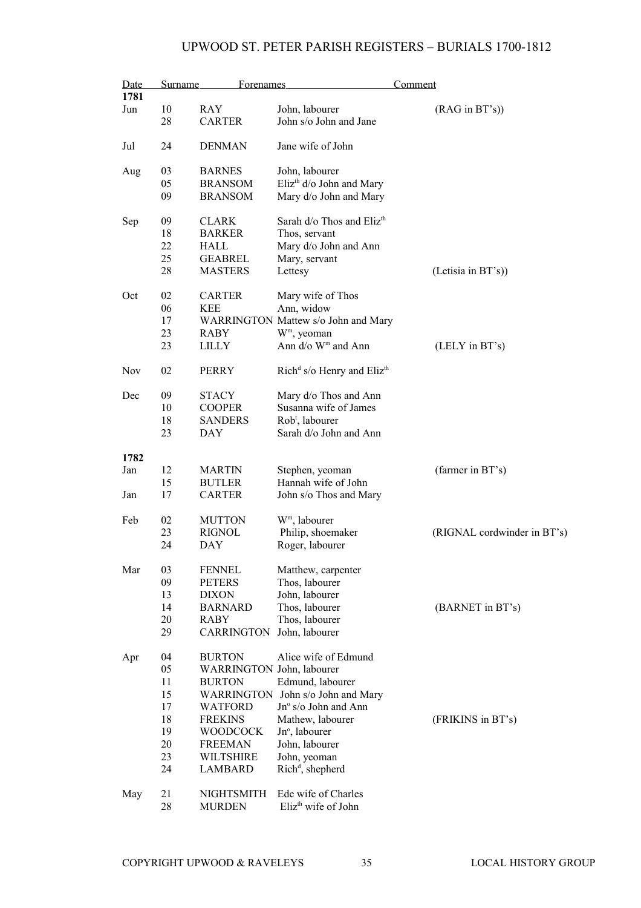| Date | | Surname | Forenames | Comment |
|---|---|---|---|---|
| **1781** | | | | |
| Jun | 10 | RAY | John, labourer | (RAG in BT's)) |
| | 28 | CARTER | John s/o John and Jane | |
| Jul | 24 | DENMAN | Jane wife of John | |
| Aug | 03 | BARNES | John, labourer | |
| | 05 | BRANSOM | Eliz$^{th}$ d/o John and Mary | |
| | 09 | BRANSOM | Mary d/o John and Mary | |
| Sep | 09 | CLARK | Sarah d/o Thos and Eliz$^{th}$ | |
| | 18 | BARKER | Thos, servant | |
| | 22 | HALL | Mary d/o John and Ann | |
| | 25 | GEABREL | Mary, servant | |
| | 28 | MASTERS | Lettesy | (Letisia in BT's)) |
| Oct | 02 | CARTER | Mary wife of Thos | |
| | 06 | KEE | Ann, widow | |
| | 17 | WARRINGTON | Mattew s/o John and Mary | |
| | 23 | RABY | W$^{m}$, yeoman | |
| | 23 | LILLY | Ann d/o W$^{m}$ and Ann | (LELY in BT's) |
| Nov | 02 | PERRY | Rich$^{d}$ s/o Henry and Eliz$^{th}$ | |
| Dec | 09 | STACY | Mary d/o Thos and Ann | |
| | 10 | COOPER | Susanna wife of James | |
| | 18 | SANDERS | Rob$^{t}$, labourer | |
| | 23 | DAY | Sarah d/o John and Ann | |
| **1782** | | | | |
| Jan | 12 | MARTIN | Stephen, yeoman | (farmer in BT's) |
| | 15 | BUTLER | Hannah wife of John | |
| Jan | 17 | CARTER | John s/o Thos and Mary | |
| Feb | 02 | MUTTON | W$^{m}$, labourer | |
| | 23 | RIGNOL | Philip, shoemaker | (RIGNAL cordwinder in BT's) |
| | 24 | DAY | Roger, labourer | |
| Mar | 03 | FENNEL | Matthew, carpenter | |
| | 09 | PETERS | Thos, labourer | |
| | 13 | DIXON | John, labourer | |
| | 14 | BARNARD | Thos, labourer | (BARNET in BT's) |
| | 20 | RABY | Thos, labourer | |
| | 29 | CARRINGTON | John, labourer | |
| Apr | 04 | BURTON | Alice wife of Edmund | |
| | 05 | WARRINGTON | John, labourer | |
| | 11 | BURTON | Edmund, labourer | |
| | 15 | WARRINGTON | John s/o John and Mary | |
| | 17 | WATFORD | Jn$^{o}$ s/o John and Ann | |
| | 18 | FREKINS | Mathew, labourer | (FRIKINS in BT's) |
| | 19 | WOODCOCK | Jn$^{o}$, labourer | |
| | 20 | FREEMAN | John, labourer | |
| | 23 | WILTSHIRE | John, yeoman | |
| | 24 | LAMBARD | Rich$^{d}$, shepherd | |
| May | 21 | NIGHTSMITH | Ede wife of Charles | |
| | 28 | MURDEN | Eliz$^{th}$ wife of John | |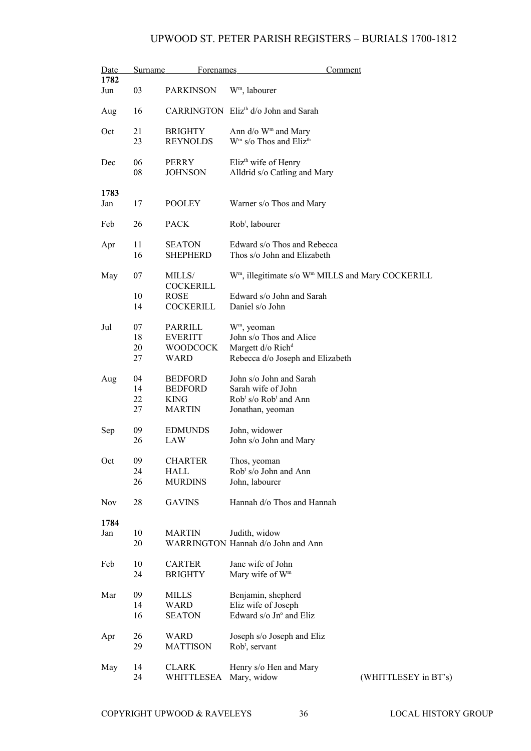# UPWOOD ST. PETER PARISH REGISTERS – BURIALS 1700-1812

| Date | | Surname | Forenames Comment |
|---|---|---|---|
| **1782** | | | |
| Jun | 03 | PARKINSON | W$^{m}$, labourer |
| Aug | 16 | CARRINGTON | Eliz$^{th}$ d/o John and Sarah |
| Oct | 21 | BRIGHTY | Ann d/o W$^{m}$ and Mary |
| | 23 | REYNOLDS | W$^{m}$ s/o Thos and Eliz$^{th}$ |
| Dec | 06 | PERRY | Eliz$^{th}$ wife of Henry |
| | 08 | JOHNSON | Alldrid s/o Catling and Mary |
| **1783** | | | |
| Jan | 17 | POOLEY | Warner s/o Thos and Mary |
| Feb | 26 | PACK | Rob$^{t}$, labourer |
| Apr | 11 | SEATON | Edward s/o Thos and Rebecca |
| | 16 | SHEPHERD | Thos s/o John and Elizabeth |
| May | 07 | MILLS/ COCKERILL | W$^{m}$, illegitimate s/o W$^{m}$ MILLS and Mary COCKERILL |
| | 10 | ROSE | Edward s/o John and Sarah |
| | 14 | COCKERILL | Daniel s/o John |
| Jul | 07 | PARRILL | W$^{m}$, yeoman |
| | 18 | EVERITT | John s/o Thos and Alice |
| | 20 | WOODCOCK | Margett d/o Rich$^{d}$ |
| | 27 | WARD | Rebecca d/o Joseph and Elizabeth |
| Aug | 04 | BEDFORD | John s/o John and Sarah |
| | 14 | BEDFORD | Sarah wife of John |
| | 22 | KING | Rob$^{t}$ s/o Rob$^{t}$ and Ann |
| | 27 | MARTIN | Jonathan, yeoman |
| Sep | 09 | EDMUNDS | John, widower |
| | 26 | LAW | John s/o John and Mary |
| Oct | 09 | CHARTER | Thos, yeoman |
| | 24 | HALL | Rob$^{t}$ s/o John and Ann |
| | 26 | MURDINS | John, labourer |
| Nov | 28 | GAVINS | Hannah d/o Thos and Hannah |
| **1784** | | | |
| Jan | 10 | MARTIN | Judith, widow |
| | 20 | WARRINGTON | Hannah d/o John and Ann |
| Feb | 10 | CARTER | Jane wife of John |
| | 24 | BRIGHTY | Mary wife of W$^{m}$ |
| Mar | 09 | MILLS | Benjamin, shepherd |
| | 14 | WARD | Eliz wife of Joseph |
| | 16 | SEATON | Edward s/o Jn$^{o}$ and Eliz |
| Apr | 26 | WARD | Joseph s/o Joseph and Eliz |
| | 29 | MATTISON | Rob$^{t}$, servant |
| May | 14 | CLARK | Henry s/o Hen and Mary |
| | 24 | WHITTLESEA | Mary, widow (WHITTLESEY in BT's) |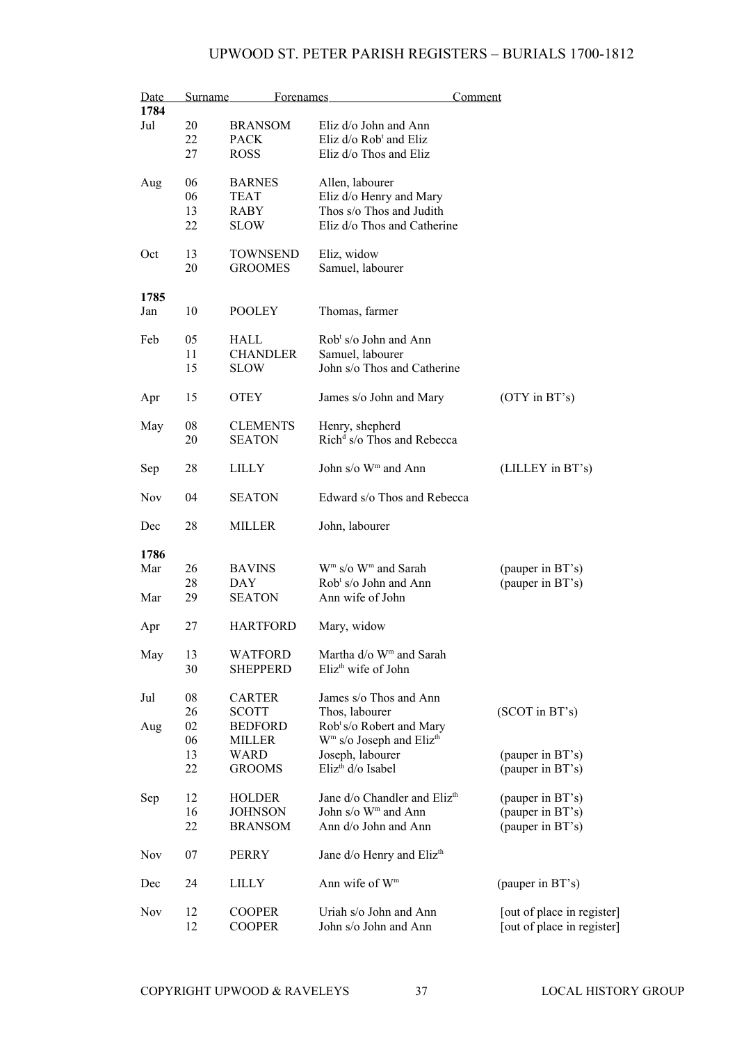# UPWOOD ST. PETER PARISH REGISTERS – BURIALS 1700-1812

| Date | | Surname | Forenames | Comment |
|---|---|---|---|---|
| **1784** | | | | |
| Jul | 20 | BRANSOM | Eliz d/o John and Ann | |
| | 22 | PACK | Eliz d/o Rob$^{t}$ and Eliz | |
| | 27 | ROSS | Eliz d/o Thos and Eliz | |
| Aug | 06 | BARNES | Allen, labourer | |
| | 06 | TEAT | Eliz d/o Henry and Mary | |
| | 13 | RABY | Thos s/o Thos and Judith | |
| | 22 | SLOW | Eliz d/o Thos and Catherine | |
| Oct | 13 | TOWNSEND | Eliz, widow | |
| | 20 | GROOMES | Samuel, labourer | |
| **1785** | | | | |
| Jan | 10 | POOLEY | Thomas, farmer | |
| Feb | 05 | HALL | Rob$^{t}$ s/o John and Ann | |
| | 11 | CHANDLER | Samuel, labourer | |
| | 15 | SLOW | John s/o Thos and Catherine | |
| Apr | 15 | OTEY | James s/o John and Mary | (OTY in BT's) |
| May | 08 | CLEMENTS | Henry, shepherd | |
| | 20 | SEATON | Rich$^{d}$ s/o Thos and Rebecca | |
| Sep | 28 | LILLY | John s/o W$^{m}$ and Ann | (LILLEY in BT's) |
| Nov | 04 | SEATON | Edward s/o Thos and Rebecca | |
| Dec | 28 | MILLER | John, labourer | |
| **1786** | | | | |
| Mar | 26 | BAVINS | W$^{m}$ s/o W$^{m}$ and Sarah | (pauper in BT's) |
| | 28 | DAY | Rob$^{t}$ s/o John and Ann | (pauper in BT's) |
| Mar | 29 | SEATON | Ann wife of John | |
| Apr | 27 | HARTFORD | Mary, widow | |
| May | 13 | WATFORD | Martha d/o W$^{m}$ and Sarah | |
| | 30 | SHEPPERD | Eliz$^{th}$ wife of John | |
| Jul | 08 | CARTER | James s/o Thos and Ann | |
| | 26 | SCOTT | Thos, labourer | (SCOT in BT's) |
| Aug | 02 | BEDFORD | Rob$^{t}$ s/o Robert and Mary | |
| | 06 | MILLER | W$^{m}$ s/o Joseph and Eliz$^{th}$ | |
| | 13 | WARD | Joseph, labourer | (pauper in BT's) |
| | 22 | GROOMS | Eliz$^{th}$ d/o Isabel | (pauper in BT's) |
| Sep | 12 | HOLDER | Jane d/o Chandler and Eliz$^{th}$ | (pauper in BT's) |
| | 16 | JOHNSON | John s/o W$^{m}$ and Ann | (pauper in BT's) |
| | 22 | BRANSOM | Ann d/o John and Ann | (pauper in BT's) |
| Nov | 07 | PERRY | Jane d/o Henry and Eliz$^{th}$ | |
| Dec | 24 | LILLY | Ann wife of W$^{m}$ | (pauper in BT's) |
| Nov | 12 | COOPER | Uriah s/o John and Ann | [out of place in register] |
| | 12 | COOPER | John s/o John and Ann | [out of place in register] |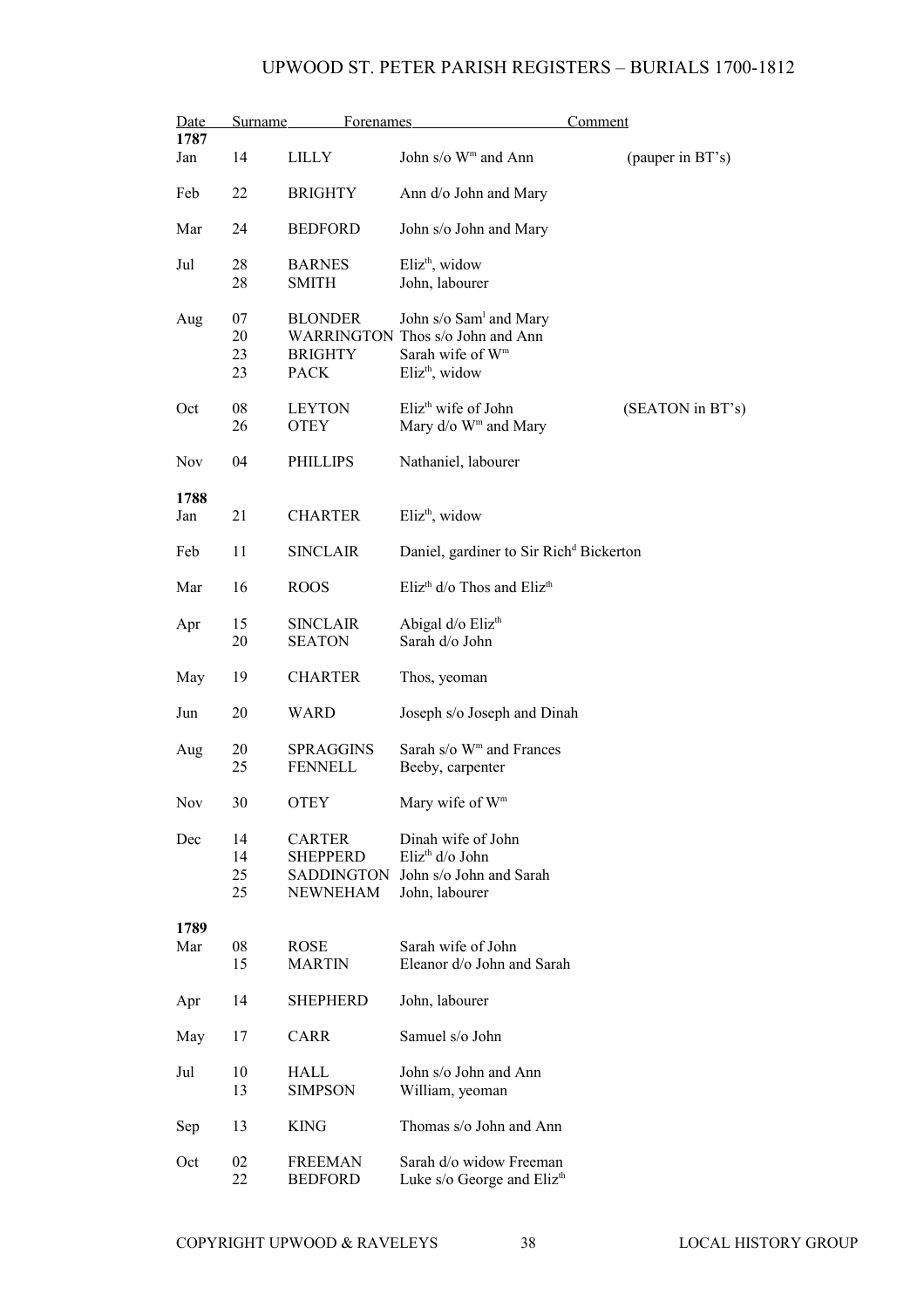# UPWOOD ST. PETER PARISH REGISTERS – BURIALS 1700-1812

| Date | | Surname | Forenames | Comment |
|---|---|---|---|---|
| **1787** | | | | |
| Jan | 14 | LILLY | John s/o W[m] and Ann | (pauper in BT's) |
| Feb | 22 | BRIGHTY | Ann d/o John and Mary | |
| Mar | 24 | BEDFORD | John s/o John and Mary | |
| Jul | 28 | BARNES | Eliz[th], widow | |
| | 28 | SMITH | John, labourer | |
| Aug | 07 | BLONDER | John s/o Sam[l] and Mary | |
| | 20 | WARRINGTON | Thos s/o John and Ann | |
| | 23 | BRIGHTY | Sarah wife of W[m] | |
| | 23 | PACK | Eliz[th], widow | |
| Oct | 08 | LEYTON | Eliz[th] wife of John | (SEATON in BT's) |
| | 26 | OTEY | Mary d/o W[m] and Mary | |
| Nov | 04 | PHILLIPS | Nathaniel, labourer | |
| **1788** | | | | |
| Jan | 21 | CHARTER | Eliz[th], widow | |
| Feb | 11 | SINCLAIR | Daniel, gardiner to Sir Rich[d] Bickerton | |
| Mar | 16 | ROOS | Eliz[th] d/o Thos and Eliz[th] | |
| Apr | 15 | SINCLAIR | Abigal d/o Eliz[th] | |
| | 20 | SEATON | Sarah d/o John | |
| May | 19 | CHARTER | Thos, yeoman | |
| Jun | 20 | WARD | Joseph s/o Joseph and Dinah | |
| Aug | 20 | SPRAGGINS | Sarah s/o W[m] and Frances | |
| | 25 | FENNELL | Beeby, carpenter | |
| Nov | 30 | OTEY | Mary wife of W[m] | |
| Dec | 14 | CARTER | Dinah wife of John | |
| | 14 | SHEPPERD | Eliz[th] d/o John | |
| | 25 | SADDINGTON | John s/o John and Sarah | |
| | 25 | NEWNEHAM | John, labourer | |
| **1789** | | | | |
| Mar | 08 | ROSE | Sarah wife of John | |
| | 15 | MARTIN | Eleanor d/o John and Sarah | |
| Apr | 14 | SHEPHERD | John, labourer | |
| May | 17 | CARR | Samuel s/o John | |
| Jul | 10 | HALL | John s/o John and Ann | |
| | 13 | SIMPSON | William, yeoman | |
| Sep | 13 | KING | Thomas s/o John and Ann | |
| Oct | 02 | FREEMAN | Sarah d/o widow Freeman | |
| | 22 | BEDFORD | Luke s/o George and Eliz[th] | |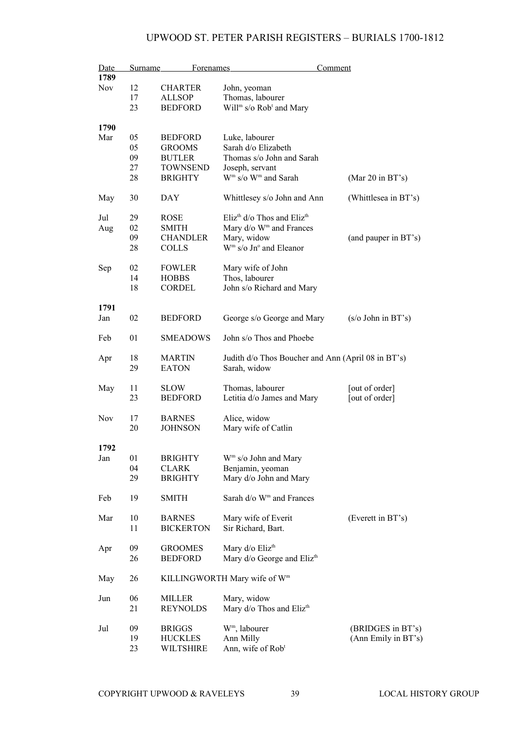# UPWOOD ST. PETER PARISH REGISTERS – BURIALS 1700-1812

| Date | | Surname | Forenames | Comment |
|---|---|---|---|---|
| **1789** | | | | |
| Nov | 12 | CHARTER | John, yeoman | |
| | 17 | ALLSOP | Thomas, labourer | |
| | 23 | BEDFORD | Will$^{m}$ s/o Rob$^{t}$ and Mary | |
| **1790** | | | | |
| Mar | 05 | BEDFORD | Luke, labourer | |
| | 05 | GROOMS | Sarah d/o Elizabeth | |
| | 09 | BUTLER | Thomas s/o John and Sarah | |
| | 27 | TOWNSEND | Joseph, servant | |
| | 28 | BRIGHTY | W$^{m}$ s/o W$^{m}$ and Sarah | (Mar 20 in BT's) |
| May | 30 | DAY | Whittlesey s/o John and Ann | (Whittlesea in BT's) |
| Jul | 29 | ROSE | Eliz$^{th}$ d/o Thos and Eliz$^{th}$ | |
| Aug | 02 | SMITH | Mary d/o W$^{m}$ and Frances | |
| | 09 | CHANDLER | Mary, widow | (and pauper in BT's) |
| | 28 | COLLS | W$^{m}$ s/o Jn$^{o}$ and Eleanor | |
| Sep | 02 | FOWLER | Mary wife of John | |
| | 14 | HOBBS | Thos, labourer | |
| | 18 | CORDEL | John s/o Richard and Mary | |
| **1791** | | | | |
| Jan | 02 | BEDFORD | George s/o George and Mary | (s/o John in BT's) |
| Feb | 01 | SMEADOWS | John s/o Thos and Phoebe | |
| Apr | 18 | MARTIN | Judith d/o Thos Boucher and Ann (April 08 in BT's) | |
| | 29 | EATON | Sarah, widow | |
| May | 11 | SLOW | Thomas, labourer | [out of order] |
| | 23 | BEDFORD | Letitia d/o James and Mary | [out of order] |
| Nov | 17 | BARNES | Alice, widow | |
| | 20 | JOHNSON | Mary wife of Catlin | |
| **1792** | | | | |
| Jan | 01 | BRIGHTY | W$^{m}$ s/o John and Mary | |
| | 04 | CLARK | Benjamin, yeoman | |
| | 29 | BRIGHTY | Mary d/o John and Mary | |
| Feb | 19 | SMITH | Sarah d/o W$^{m}$ and Frances | |
| Mar | 10 | BARNES | Mary wife of Everit | (Everett in BT's) |
| | 11 | BICKERTON | Sir Richard, Bart. | |
| Apr | 09 | GROOMES | Mary d/o Eliz$^{th}$ | |
| | 26 | BEDFORD | Mary d/o George and Eliz$^{th}$ | |
| May | 26 | KILLINGWORTH | Mary wife of W$^{m}$ | |
| Jun | 06 | MILLER | Mary, widow | |
| | 21 | REYNOLDS | Mary d/o Thos and Eliz$^{th}$ | |
| Jul | 09 | BRIGGS | W$^{m}$, labourer | (BRIDGES in BT's) |
| | 19 | HUCKLES | Ann Milly | (Ann Emily in BT's) |
| | 23 | WILTSHIRE | Ann, wife of Rob$^{t}$ | |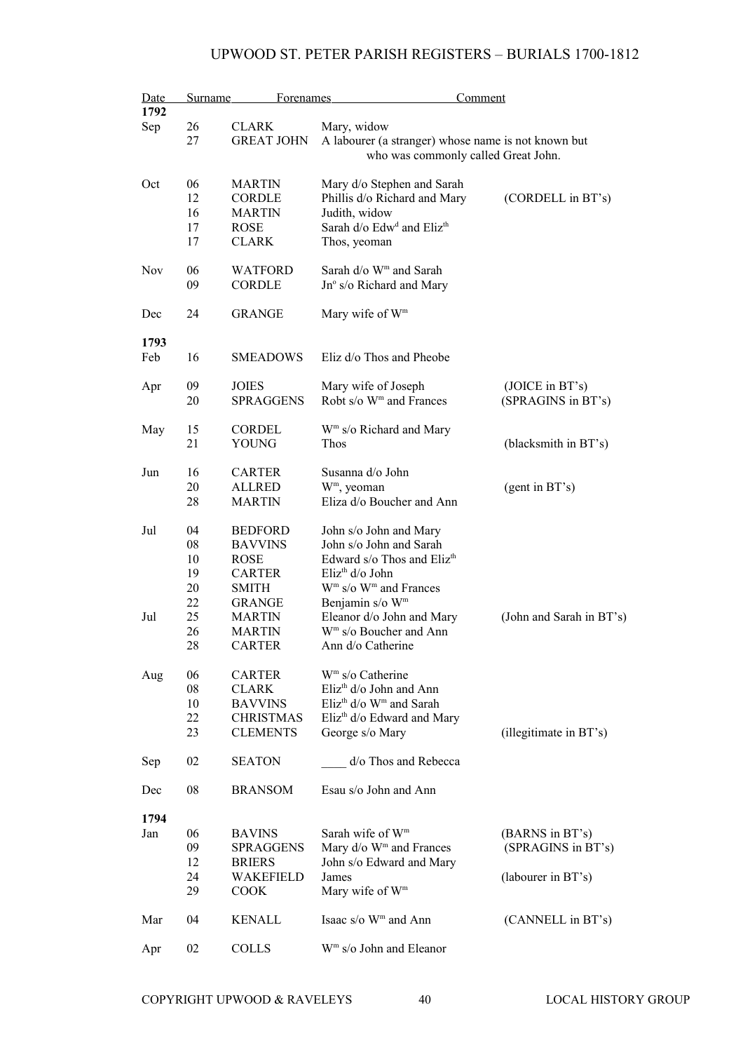| Date | | Surname | Forenames | Comment |
|---|---|---|---|---|
| **1792** | | | | |
| Sep | 26 | CLARK | Mary, widow | |
| | 27 | GREAT JOHN | A labourer (a stranger) whose name is not known but who was commonly called Great John. | |
| Oct | 06 | MARTIN | Mary d/o Stephen and Sarah | |
| | 12 | CORDLE | Phillis d/o Richard and Mary | (CORDELL in BT's) |
| | 16 | MARTIN | Judith, widow | |
| | 17 | ROSE | Sarah d/o Edw$^{d}$ and Eliz$^{th}$ | |
| | 17 | CLARK | Thos, yeoman | |
| Nov | 06 | WATFORD | Sarah d/o W$^{m}$ and Sarah | |
| | 09 | CORDLE | Jn$^{o}$ s/o Richard and Mary | |
| Dec | 24 | GRANGE | Mary wife of W$^{m}$ | |
| **1793** | | | | |
| Feb | 16 | SMEADOWS | Eliz d/o Thos and Pheobe | |
| Apr | 09 | JOIES | Mary wife of Joseph | (JOICE in BT's) |
| | 20 | SPRAGGENS | Robt s/o W$^{m}$ and Frances | (SPRAGINS in BT's) |
| May | 15 | CORDEL | W$^{m}$ s/o Richard and Mary | |
| | 21 | YOUNG | Thos | (blacksmith in BT's) |
| Jun | 16 | CARTER | Susanna d/o John | |
| | 20 | ALLRED | W$^{m}$, yeoman | (gent in BT's) |
| | 28 | MARTIN | Eliza d/o Boucher and Ann | |
| Jul | 04 | BEDFORD | John s/o John and Mary | |
| | 08 | BAVVINS | John s/o John and Sarah | |
| | 10 | ROSE | Edward s/o Thos and Eliz$^{th}$ | |
| | 19 | CARTER | Eliz$^{th}$ d/o John | |
| | 20 | SMITH | W$^{m}$ s/o W$^{m}$ and Frances | |
| | 22 | GRANGE | Benjamin s/o W$^{m}$ | |
| Jul | 25 | MARTIN | Eleanor d/o John and Mary | (John and Sarah in BT's) |
| | 26 | MARTIN | W$^{m}$ s/o Boucher and Ann | |
| | 28 | CARTER | Ann d/o Catherine | |
| Aug | 06 | CARTER | W$^{m}$ s/o Catherine | |
| | 08 | CLARK | Eliz$^{th}$ d/o John and Ann | |
| | 10 | BAVVINS | Eliz$^{th}$ d/o W$^{m}$ and Sarah | |
| | 22 | CHRISTMAS | Eliz$^{th}$ d/o Edward and Mary | |
| | 23 | CLEMENTS | George s/o Mary | (illegitimate in BT's) |
| Sep | 02 | SEATON | ____ d/o Thos and Rebecca | |
| Dec | 08 | BRANSOM | Esau s/o John and Ann | |
| **1794** | | | | |
| Jan | 06 | BAVINS | Sarah wife of W$^{m}$ | (BARNS in BT's) |
| | 09 | SPRAGGENS | Mary d/o W$^{m}$ and Frances | (SPRAGINS in BT's) |
| | 12 | BRIERS | John s/o Edward and Mary | |
| | 24 | WAKEFIELD | James | (labourer in BT's) |
| | 29 | COOK | Mary wife of W$^{m}$ | |
| Mar | 04 | KENALL | Isaac s/o W$^{m}$ and Ann | (CANNELL in BT's) |
| Apr | 02 | COLLS | W$^{m}$ s/o John and Eleanor | |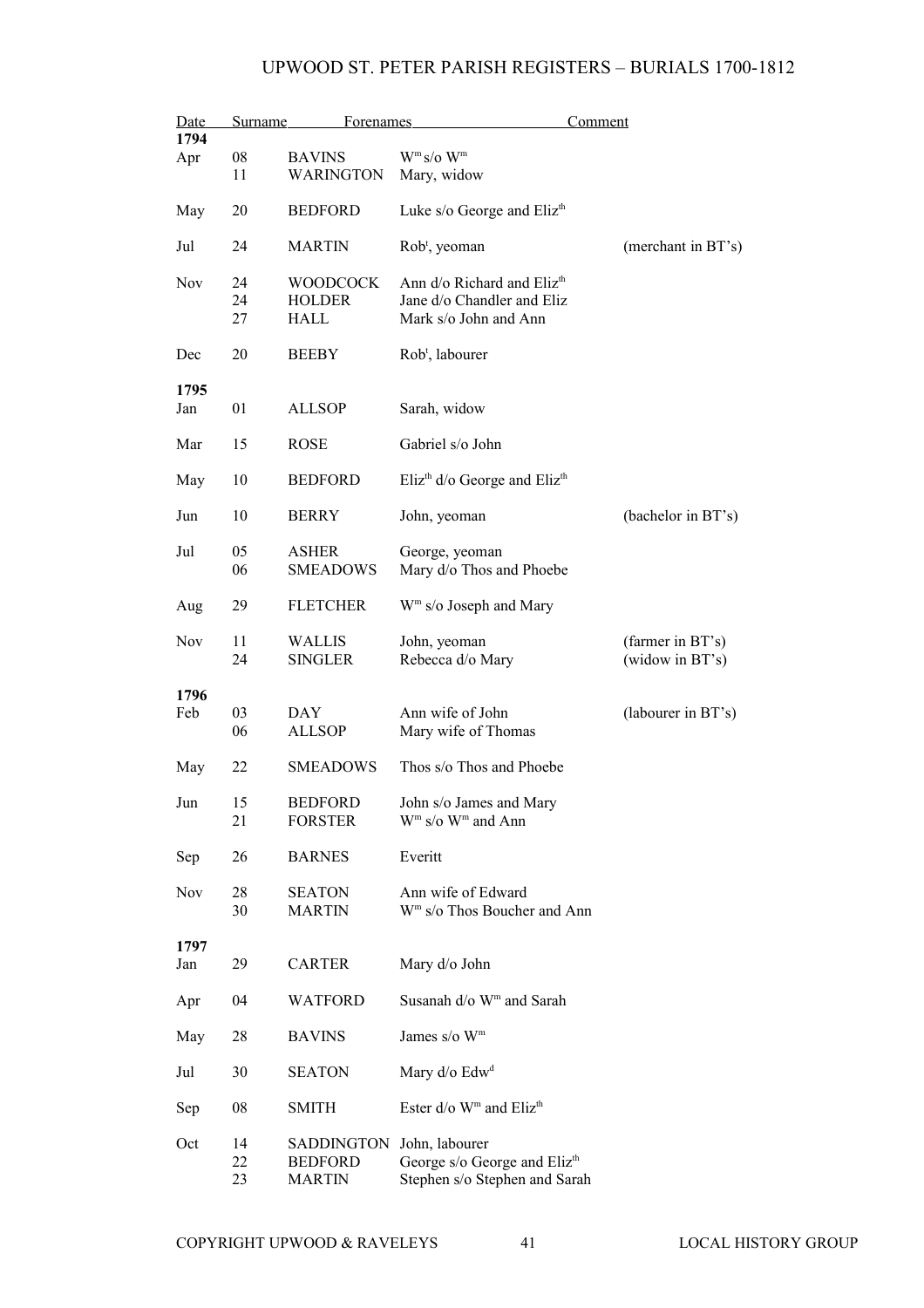# UPWOOD ST. PETER PARISH REGISTERS – BURIALS 1700-1812

| Date | | Surname | Forenames | Comment |
|---|---|---|---|---|
| **1794** | | | | |
| Apr | 08 | BAVINS | W^m^ s/o W^m^ | |
| | 11 | WARINGTON | Mary, widow | |
| May | 20 | BEDFORD | Luke s/o George and Eliz^th^ | |
| Jul | 24 | MARTIN | Rob^t^, yeoman | (merchant in BT's) |
| Nov | 24 | WOODCOCK | Ann d/o Richard and Eliz^th^ | |
| | 24 | HOLDER | Jane d/o Chandler and Eliz | |
| | 27 | HALL | Mark s/o John and Ann | |
| Dec | 20 | BEEBY | Rob^t^, labourer | |
| **1795** | | | | |
| Jan | 01 | ALLSOP | Sarah, widow | |
| Mar | 15 | ROSE | Gabriel s/o John | |
| May | 10 | BEDFORD | Eliz^th^ d/o George and Eliz^th^ | |
| Jun | 10 | BERRY | John, yeoman | (bachelor in BT's) |
| Jul | 05 | ASHER | George, yeoman | |
| | 06 | SMEADOWS | Mary d/o Thos and Phoebe | |
| Aug | 29 | FLETCHER | W^m^ s/o Joseph and Mary | |
| Nov | 11 | WALLIS | John, yeoman | (farmer in BT's) |
| | 24 | SINGLER | Rebecca d/o Mary | (widow in BT's) |
| **1796** | | | | |
| Feb | 03 | DAY | Ann wife of John | (labourer in BT's) |
| | 06 | ALLSOP | Mary wife of Thomas | |
| May | 22 | SMEADOWS | Thos s/o Thos and Phoebe | |
| Jun | 15 | BEDFORD | John s/o James and Mary | |
| | 21 | FORSTER | W^m^ s/o W^m^ and Ann | |
| Sep | 26 | BARNES | Everitt | |
| Nov | 28 | SEATON | Ann wife of Edward | |
| | 30 | MARTIN | W^m^ s/o Thos Boucher and Ann | |
| **1797** | | | | |
| Jan | 29 | CARTER | Mary d/o John | |
| Apr | 04 | WATFORD | Susanah d/o W^m^ and Sarah | |
| May | 28 | BAVINS | James s/o W^m^ | |
| Jul | 30 | SEATON | Mary d/o Edw^d^ | |
| Sep | 08 | SMITH | Ester d/o W^m^ and Eliz^th^ | |
| Oct | 14 | SADDINGTON | John, labourer | |
| | 22 | BEDFORD | George s/o George and Eliz^th^ | |
| | 23 | MARTIN | Stephen s/o Stephen and Sarah | |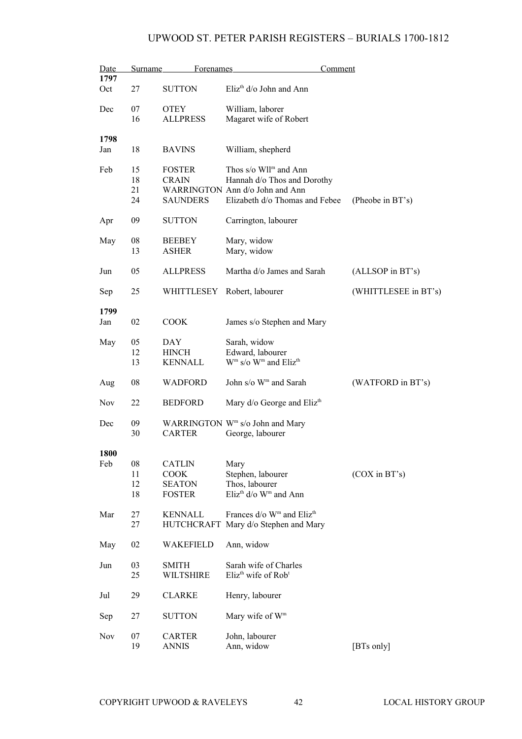# UPWOOD ST. PETER PARISH REGISTERS – BURIALS 1700-1812

| Date | | Surname | Forenames | Comment |
|---|---|---|---|---|
| **1797** | | | | |
| Oct | 27 | SUTTON | Eliz$^{th}$ d/o John and Ann | |
| Dec | 07 | OTEY | William, laborer | |
| | 16 | ALLPRESS | Magaret wife of Robert | |
| **1798** | | | | |
| Jan | 18 | BAVINS | William, shepherd | |
| Feb | 15 | FOSTER | Thos s/o Wll$^{m}$ and Ann | |
| | 18 | CRAIN | Hannah d/o Thos and Dorothy | |
| | 21 | WARRINGTON | Ann d/o John and Ann | |
| | 24 | SAUNDERS | Elizabeth d/o Thomas and Febee | (Pheobe in BT's) |
| Apr | 09 | SUTTON | Carrington, labourer | |
| May | 08 | BEEBEY | Mary, widow | |
| | 13 | ASHER | Mary, widow | |
| Jun | 05 | ALLPRESS | Martha d/o James and Sarah | (ALLSOP in BT's) |
| Sep | 25 | WHITTLESEY | Robert, labourer | (WHITTLESEE in BT's) |
| **1799** | | | | |
| Jan | 02 | COOK | James s/o Stephen and Mary | |
| May | 05 | DAY | Sarah, widow | |
| | 12 | HINCH | Edward, labourer | |
| | 13 | KENNALL | W$^{m}$ s/o W$^{m}$ and Eliz$^{th}$ | |
| Aug | 08 | WADFORD | John s/o W$^{m}$ and Sarah | (WATFORD in BT's) |
| Nov | 22 | BEDFORD | Mary d/o George and Eliz$^{th}$ | |
| Dec | 09 | WARRINGTON | W$^{m}$ s/o John and Mary | |
| | 30 | CARTER | George, labourer | |
| **1800** | | | | |
| Feb | 08 | CATLIN | Mary | |
| | 11 | COOK | Stephen, labourer | (COX in BT's) |
| | 12 | SEATON | Thos, labourer | |
| | 18 | FOSTER | Eliz$^{th}$ d/o W$^{m}$ and Ann | |
| Mar | 27 | KENNALL | Frances d/o W$^{m}$ and Eliz$^{th}$ | |
| | 27 | HUTCHCRAFT | Mary d/o Stephen and Mary | |
| May | 02 | WAKEFIELD | Ann, widow | |
| Jun | 03 | SMITH | Sarah wife of Charles | |
| | 25 | WILTSHIRE | Eliz$^{th}$ wife of Rob$^{t}$ | |
| Jul | 29 | CLARKE | Henry, labourer | |
| Sep | 27 | SUTTON | Mary wife of W$^{m}$ | |
| Nov | 07 | CARTER | John, labourer | |
| | 19 | ANNIS | Ann, widow | [BTs only] |

COPYRIGHT UPWOOD & RAVELEYS LOCAL HISTORY GROUP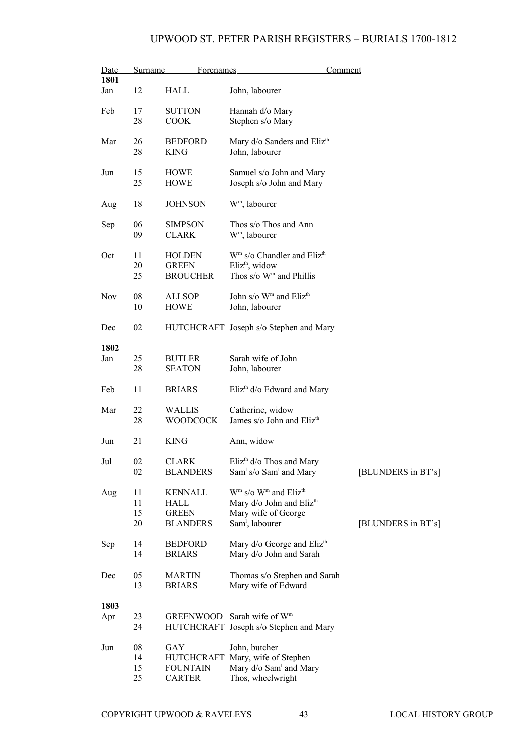| Date | | Surname | Forenames | Comment |
|---|---|---|---|---|
| **1801** | | | | |
| Jan | 12 | HALL | John, labourer | |
| Feb | 17 | SUTTON | Hannah d/o Mary | |
| | 28 | COOK | Stephen s/o Mary | |
| Mar | 26 | BEDFORD | Mary d/o Sanders and Eliz$^{th}$ | |
| | 28 | KING | John, labourer | |
| Jun | 15 | HOWE | Samuel s/o John and Mary | |
| | 25 | HOWE | Joseph s/o John and Mary | |
| Aug | 18 | JOHNSON | W$^{m}$, labourer | |
| Sep | 06 | SIMPSON | Thos s/o Thos and Ann | |
| | 09 | CLARK | W$^{m}$, labourer | |
| Oct | 11 | HOLDEN | W$^{m}$ s/o Chandler and Eliz$^{th}$ | |
| | 20 | GREEN | Eliz$^{th}$, widow | |
| | 25 | BROUCHER | Thos s/o W$^{m}$ and Phillis | |
| Nov | 08 | ALLSOP | John s/o W$^{m}$ and Eliz$^{th}$ | |
| | 10 | HOWE | John, labourer | |
| Dec | 02 | HUTCHCRAFT | Joseph s/o Stephen and Mary | |
| **1802** | | | | |
| Jan | 25 | BUTLER | Sarah wife of John | |
| | 28 | SEATON | John, labourer | |
| Feb | 11 | BRIARS | Eliz$^{th}$ d/o Edward and Mary | |
| Mar | 22 | WALLIS | Catherine, widow | |
| | 28 | WOODCOCK | James s/o John and Eliz$^{th}$ | |
| Jun | 21 | KING | Ann, widow | |
| Jul | 02 | CLARK | Eliz$^{th}$ d/o Thos and Mary | |
| | 02 | BLANDERS | Sam$^{l}$ s/o Sam$^{l}$ and Mary | [BLUNDERS in BT's] |
| Aug | 11 | KENNALL | W$^{m}$ s/o W$^{m}$ and Eliz$^{th}$ | |
| | 11 | HALL | Mary d/o John and Eliz$^{th}$ | |
| | 15 | GREEN | Mary wife of George | |
| | 20 | BLANDERS | Sam$^{l}$, labourer | [BLUNDERS in BT's] |
| Sep | 14 | BEDFORD | Mary d/o George and Eliz$^{th}$ | |
| | 14 | BRIARS | Mary d/o John and Sarah | |
| Dec | 05 | MARTIN | Thomas s/o Stephen and Sarah | |
| | 13 | BRIARS | Mary wife of Edward | |
| **1803** | | | | |
| Apr | 23 | GREENWOOD | Sarah wife of W$^{m}$ | |
| | 24 | HUTCHCRAFT | Joseph s/o Stephen and Mary | |
| Jun | 08 | GAY | John, butcher | |
| | 14 | HUTCHCRAFT | Mary, wife of Stephen | |
| | 15 | FOUNTAIN | Mary d/o Sam$^{l}$ and Mary | |
| | 25 | CARTER | Thos, wheelwright | |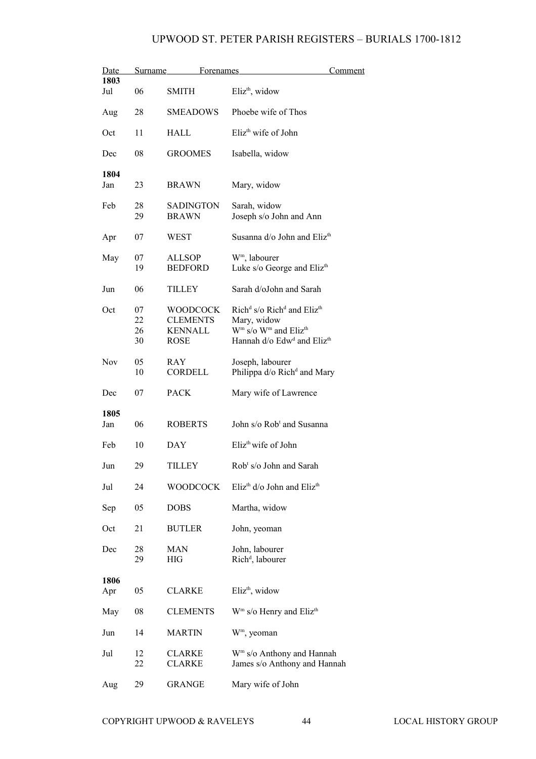# UPWOOD ST. PETER PARISH REGISTERS – BURIALS 1700-1812

| Date | | Surname | Forenames | Comment |
|---|---|---|---|---|
| **1803** | | | | |
| Jul | 06 | SMITH | Eliz[th], widow | |
| Aug | 28 | SMEADOWS | Phoebe wife of Thos | |
| Oct | 11 | HALL | Eliz[th] wife of John | |
| Dec | 08 | GROOMES | Isabella, widow | |
| **1804** | | | | |
| Jan | 23 | BRAWN | Mary, widow | |
| Feb | 28 | SADINGTON | Sarah, widow | |
| | 29 | BRAWN | Joseph s/o John and Ann | |
| Apr | 07 | WEST | Susanna d/o John and Eliz[th] | |
| May | 07 | ALLSOP | W[m], labourer | |
| | 19 | BEDFORD | Luke s/o George and Eliz[th] | |
| Jun | 06 | TILLEY | Sarah d/oJohn and Sarah | |
| Oct | 07 | WOODCOCK | Rich[d] s/o Rich[d] and Eliz[th] | |
| | 22 | CLEMENTS | Mary, widow | |
| | 26 | KENNALL | W[m] s/o W[m] and Eliz[th] | |
| | 30 | ROSE | Hannah d/o Edw[d] and Eliz[th] | |
| Nov | 05 | RAY | Joseph, labourer | |
| | 10 | CORDELL | Philippa d/o Rich[d] and Mary | |
| Dec | 07 | PACK | Mary wife of Lawrence | |
| **1805** | | | | |
| Jan | 06 | ROBERTS | John s/o Rob[t] and Susanna | |
| Feb | 10 | DAY | Eliz[th] wife of John | |
| Jun | 29 | TILLEY | Rob[t] s/o John and Sarah | |
| Jul | 24 | WOODCOCK | Eliz[th] d/o John and Eliz[th] | |
| Sep | 05 | DOBS | Martha, widow | |
| Oct | 21 | BUTLER | John, yeoman | |
| Dec | 28 | MAN | John, labourer | |
| | 29 | HIG | Rich[d], labourer | |
| **1806** | | | | |
| Apr | 05 | CLARKE | Eliz[th], widow | |
| May | 08 | CLEMENTS | W[m] s/o Henry and Eliz[th] | |
| Jun | 14 | MARTIN | W[m], yeoman | |
| Jul | 12 | CLARKE | W[m] s/o Anthony and Hannah | |
| | 22 | CLARKE | James s/o Anthony and Hannah | |
| Aug | 29 | GRANGE | Mary wife of John | |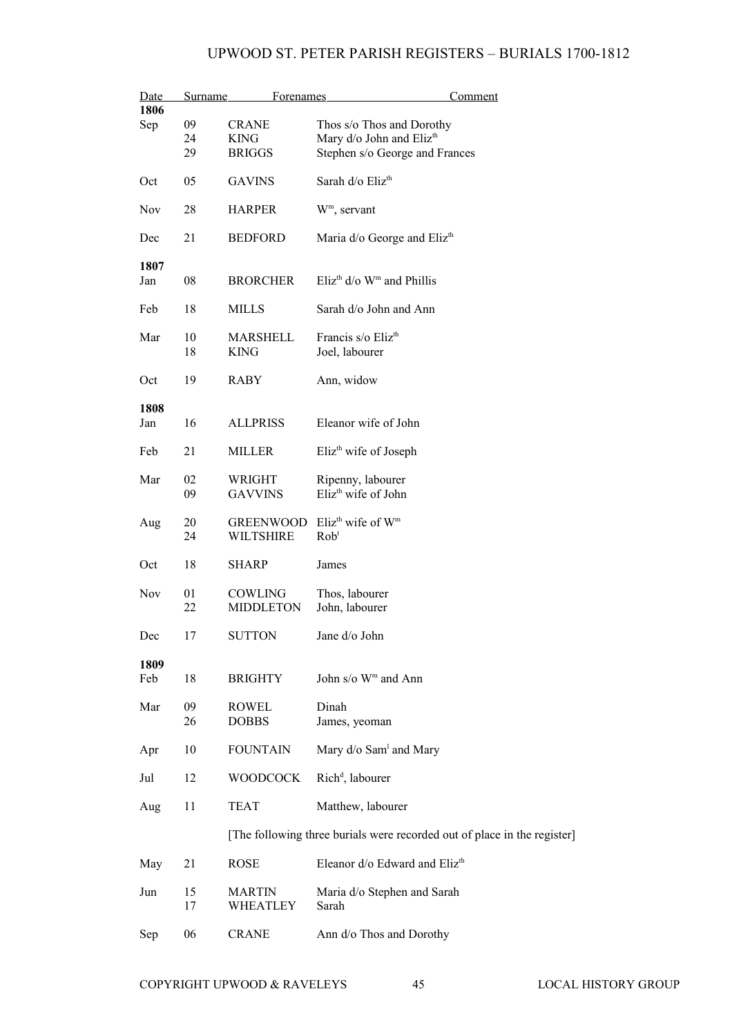| Date | | Surname | Forenames / Comment |
|---|---|---|---|
| **1806** | | | |
| Sep | 09 | CRANE | Thos s/o Thos and Dorothy |
| | 24 | KING | Mary d/o John and Eliz$^{th}$ |
| | 29 | BRIGGS | Stephen s/o George and Frances |
| Oct | 05 | GAVINS | Sarah d/o Eliz$^{th}$ |
| Nov | 28 | HARPER | W$^{m}$, servant |
| Dec | 21 | BEDFORD | Maria d/o George and Eliz$^{th}$ |
| **1807** | | | |
| Jan | 08 | BRORCHER | Eliz$^{th}$ d/o W$^{m}$ and Phillis |
| Feb | 18 | MILLS | Sarah d/o John and Ann |
| Mar | 10 | MARSHELL | Francis s/o Eliz$^{th}$ |
| | 18 | KING | Joel, labourer |
| Oct | 19 | RABY | Ann, widow |
| **1808** | | | |
| Jan | 16 | ALLPRISS | Eleanor wife of John |
| Feb | 21 | MILLER | Eliz$^{th}$ wife of Joseph |
| Mar | 02 | WRIGHT | Ripenny, labourer |
| | 09 | GAVVINS | Eliz$^{th}$ wife of John |
| Aug | 20 | GREENWOOD | Eliz$^{th}$ wife of W$^{m}$ |
| | 24 | WILTSHIRE | Rob$^{t}$ |
| Oct | 18 | SHARP | James |
| Nov | 01 | COWLING | Thos, labourer |
| | 22 | MIDDLETON | John, labourer |
| Dec | 17 | SUTTON | Jane d/o John |
| **1809** | | | |
| Feb | 18 | BRIGHTY | John s/o W$^{m}$ and Ann |
| Mar | 09 | ROWEL | Dinah |
| | 26 | DOBBS | James, yeoman |
| Apr | 10 | FOUNTAIN | Mary d/o Sam$^{l}$ and Mary |
| Jul | 12 | WOODCOCK | Rich$^{d}$, labourer |
| Aug | 11 | TEAT | Matthew, labourer |
| | | [The following three burials were recorded out of place in the register] | |
| May | 21 | ROSE | Eleanor d/o Edward and Eliz$^{th}$ |
| Jun | 15 | MARTIN | Maria d/o Stephen and Sarah |
| | 17 | WHEATLEY | Sarah |
| Sep | 06 | CRANE | Ann d/o Thos and Dorothy |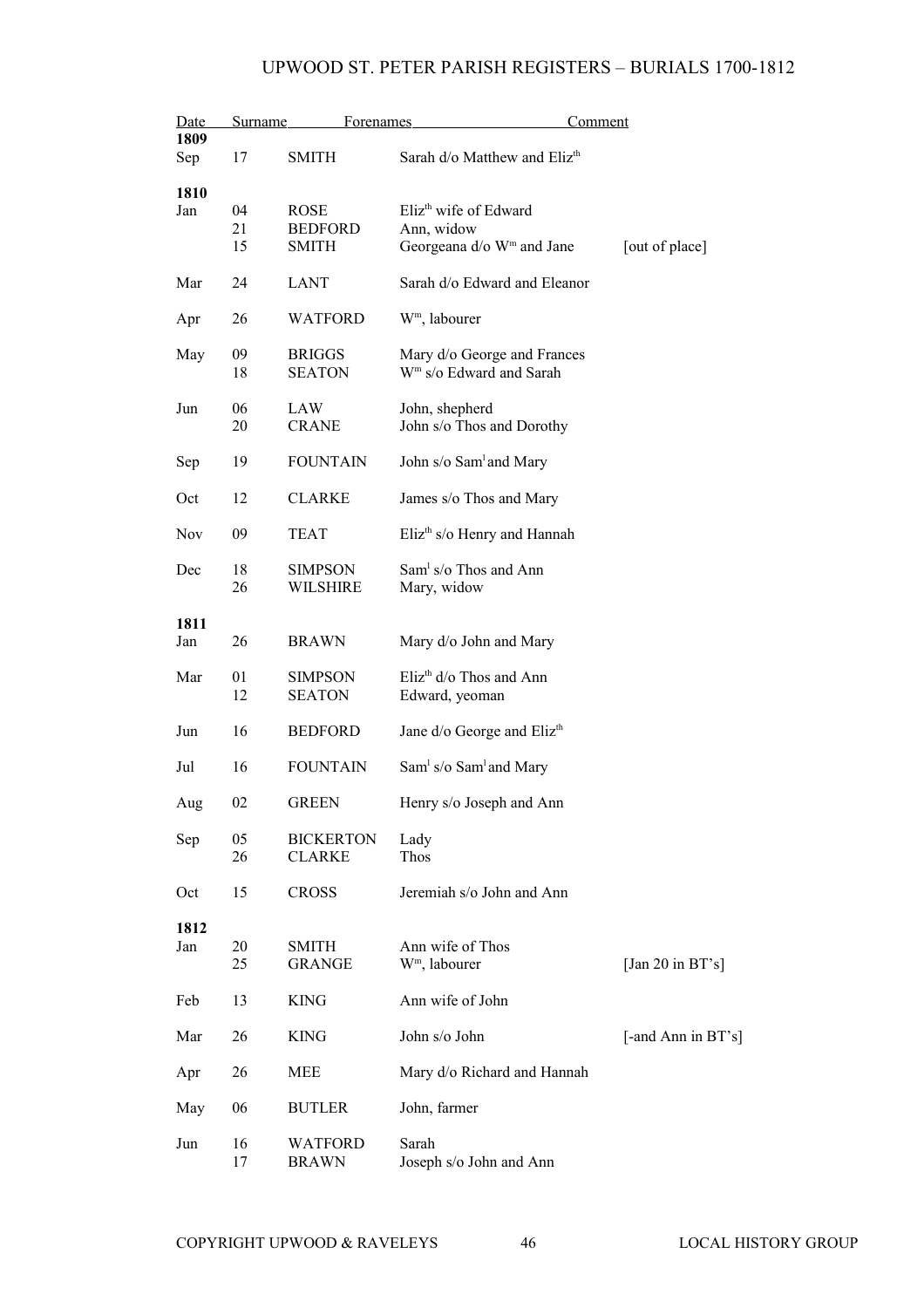| Date | | Surname | Forenames | Comment |
|---|---|---|---|---|
| **1809** | | | | |
| Sep | 17 | SMITH | Sarah d/o Matthew and Elizth | |
| **1810** | | | | |
| Jan | 04 | ROSE | Elizth wife of Edward | |
| | 21 | BEDFORD | Ann, widow | |
| | 15 | SMITH | Georgeana d/o Wm and Jane | [out of place] |
| Mar | 24 | LANT | Sarah d/o Edward and Eleanor | |
| Apr | 26 | WATFORD | Wm, labourer | |
| May | 09 | BRIGGS | Mary d/o George and Frances | |
| | 18 | SEATON | Wm s/o Edward and Sarah | |
| Jun | 06 | LAW | John, shepherd | |
| | 20 | CRANE | John s/o Thos and Dorothy | |
| Sep | 19 | FOUNTAIN | John s/o Saml and Mary | |
| Oct | 12 | CLARKE | James s/o Thos and Mary | |
| Nov | 09 | TEAT | Elizth s/o Henry and Hannah | |
| Dec | 18 | SIMPSON | Saml s/o Thos and Ann | |
| | 26 | WILSHIRE | Mary, widow | |
| **1811** | | | | |
| Jan | 26 | BRAWN | Mary d/o John and Mary | |
| Mar | 01 | SIMPSON | Elizth d/o Thos and Ann | |
| | 12 | SEATON | Edward, yeoman | |
| Jun | 16 | BEDFORD | Jane d/o George and Elizth | |
| Jul | 16 | FOUNTAIN | Saml s/o Saml and Mary | |
| Aug | 02 | GREEN | Henry s/o Joseph and Ann | |
| Sep | 05 | BICKERTON | Lady | |
| | 26 | CLARKE | Thos | |
| Oct | 15 | CROSS | Jeremiah s/o John and Ann | |
| **1812** | | | | |
| Jan | 20 | SMITH | Ann wife of Thos | |
| | 25 | GRANGE | Wm, labourer | [Jan 20 in BT's] |
| Feb | 13 | KING | Ann wife of John | |
| Mar | 26 | KING | John s/o John | [-and Ann in BT's] |
| Apr | 26 | MEE | Mary d/o Richard and Hannah | |
| May | 06 | BUTLER | John, farmer | |
| Jun | 16 | WATFORD | Sarah | |
| | 17 | BRAWN | Joseph s/o John and Ann | |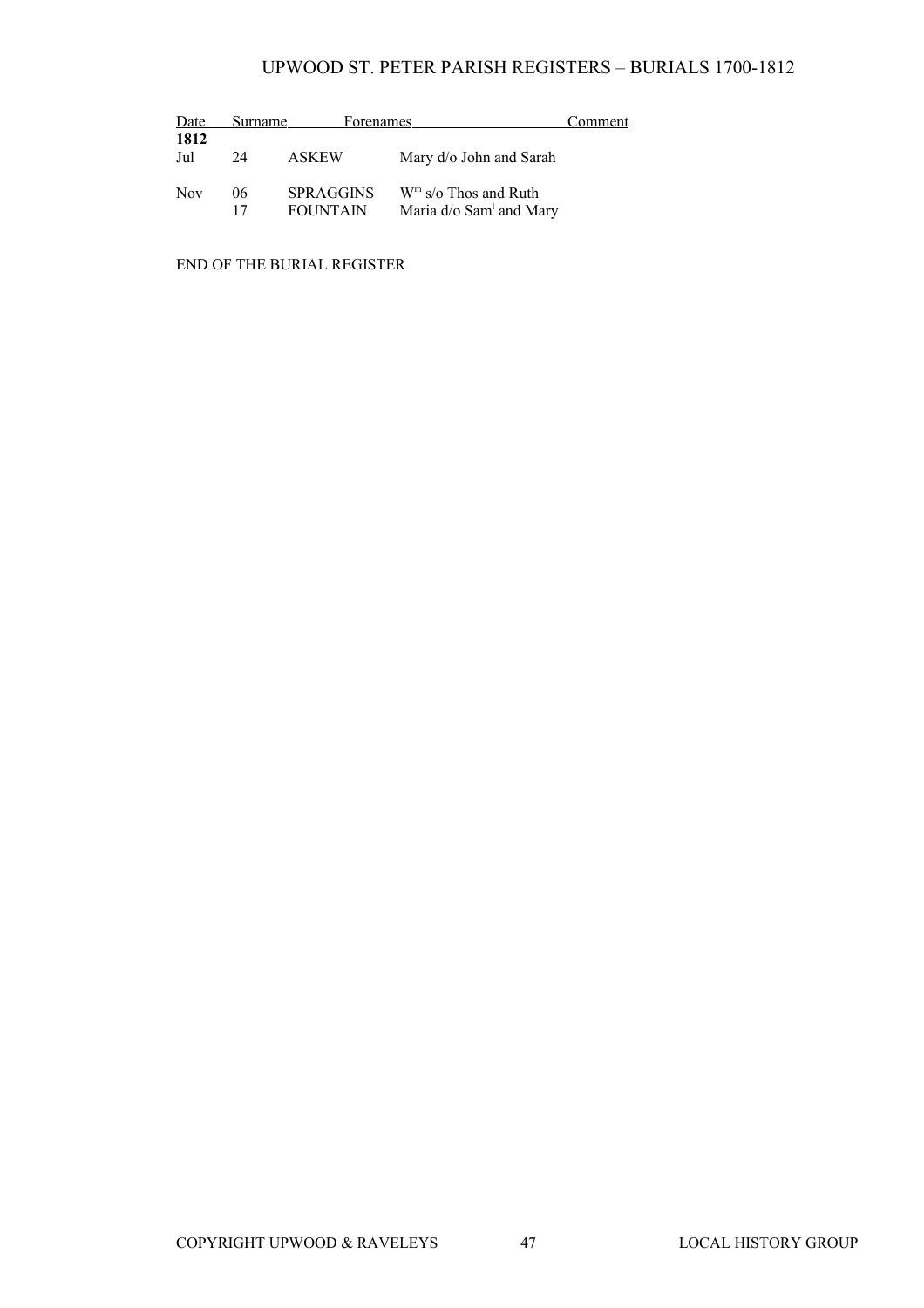| Date | | Surname | Forenames | Comment |
|---|---|---|---|---|
| **1812** | | | | |
| Jul | 24 | ASKEW | Mary d/o John and Sarah | |
| Nov | 06 | SPRAGGINS | W$^{m}$ s/o Thos and Ruth | |
| | 17 | FOUNTAIN | Maria d/o Sam$^{l}$ and Mary | |

END OF THE BURIAL REGISTER